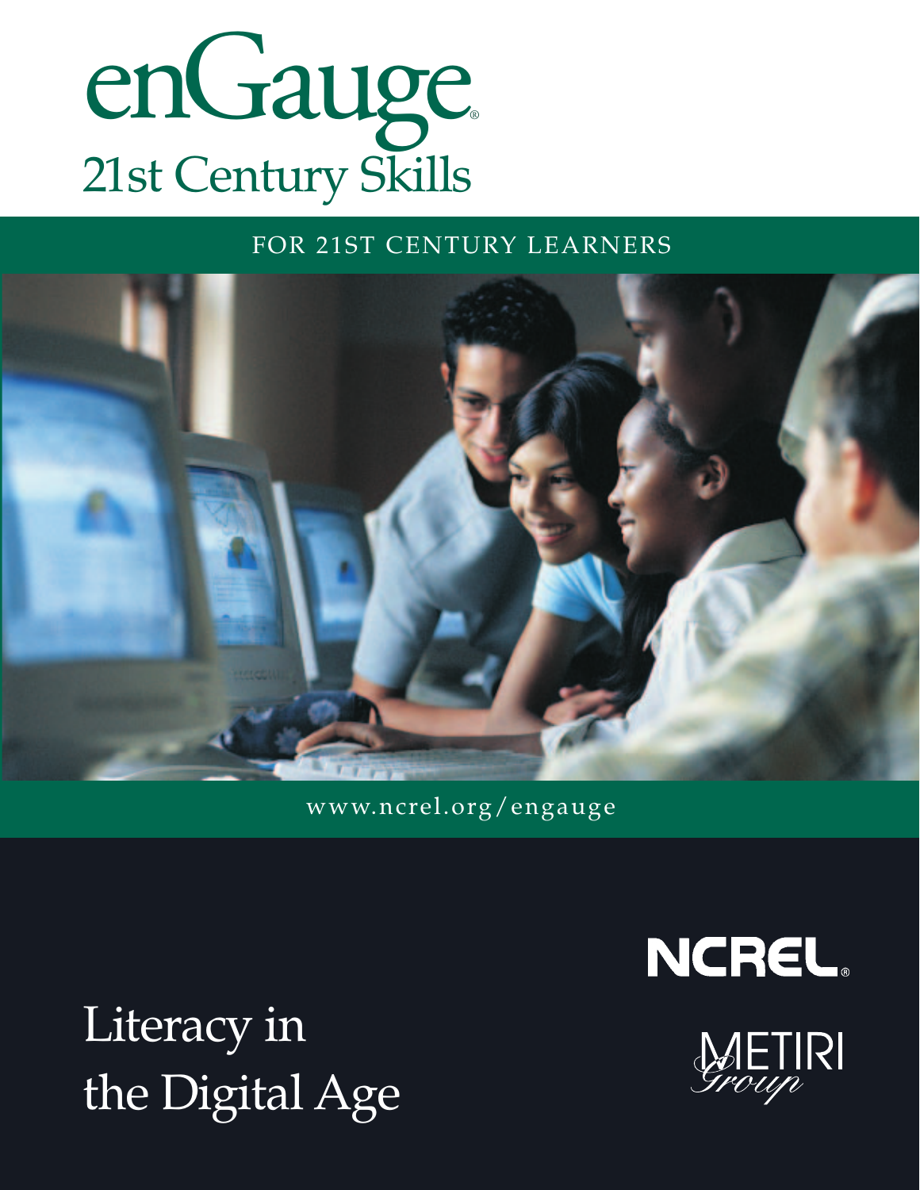# enGauge®

## 21st Century Skills

FOR 21ST CENTURY LEARNERS

www.ncrel.org/engauge

# Literacy in the Digital Age

NCREL®

METIRI Group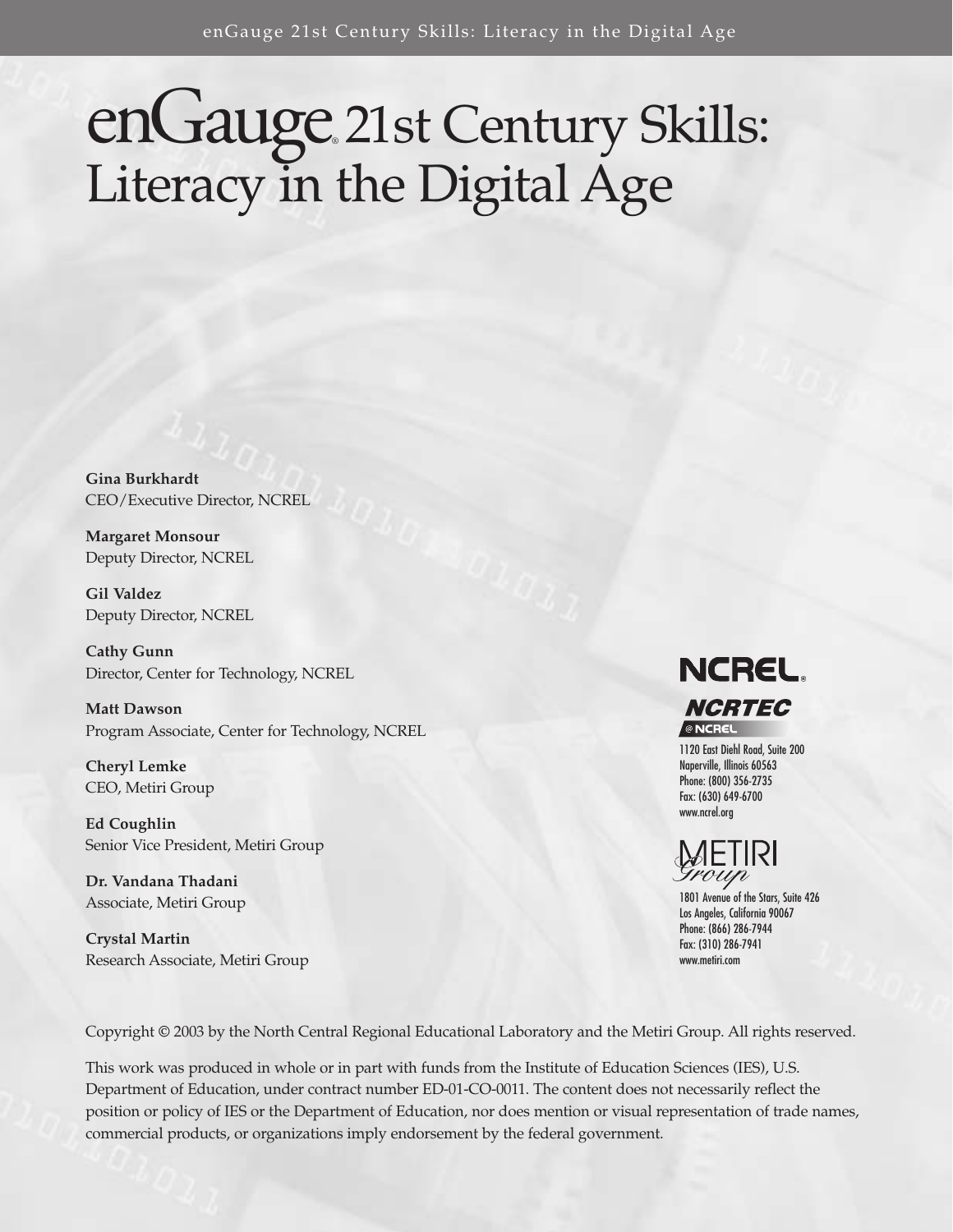# enGauge® 21st Century Skills: Literacy in the Digital Age

**Gina Burkhardt**
CEO/Executive Director, NCREL

**Margaret Monsour**
Deputy Director, NCREL

**Gil Valdez**
Deputy Director, NCREL

**Cathy Gunn**
Director, Center for Technology, NCREL

**Matt Dawson**
Program Associate, Center for Technology, NCREL

**Cheryl Lemke**
CEO, Metiri Group

**Ed Coughlin**
Senior Vice President, Metiri Group

**Dr. Vandana Thadani**
Associate, Metiri Group

**Crystal Martin**
Research Associate, Metiri Group

NCREL®
NCRTEC @NCREL
1120 East Diehl Road, Suite 200
Naperville, Illinois 60563
Phone: (800) 356-2735
Fax: (630) 649-6700
www.ncrel.org

METIRI Group
1801 Avenue of the Stars, Suite 426
Los Angeles, California 90067
Phone: (866) 286-7944
Fax: (310) 286-7941
www.metiri.com

Copyright © 2003 by the North Central Regional Educational Laboratory and the Metiri Group. All rights reserved.

This work was produced in whole or in part with funds from the Institute of Education Sciences (IES), U.S. Department of Education, under contract number ED-01-CO-0011. The content does not necessarily reflect the position or policy of IES or the Department of Education, nor does mention or visual representation of trade names, commercial products, or organizations imply endorsement by the federal government.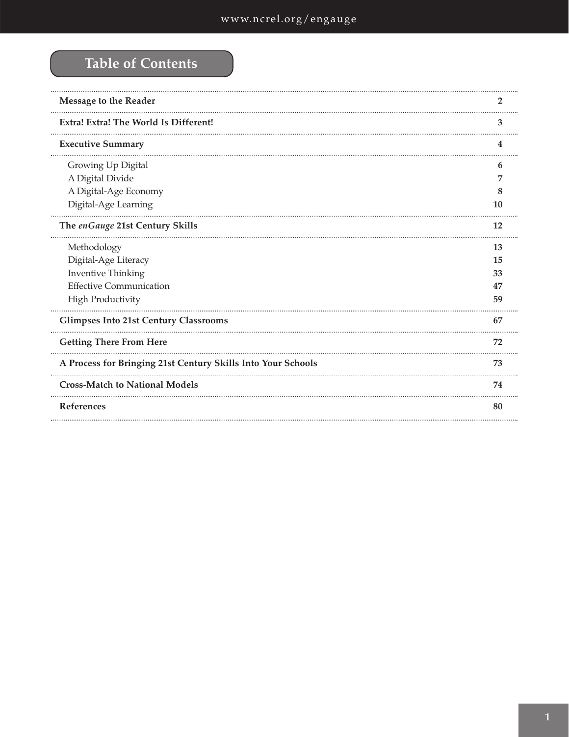# Table of Contents

| | |
|---|---|
| **Message to the Reader** | **2** |
| **Extra! Extra! The World Is Different!** | **3** |
| **Executive Summary** | **4** |
| Growing Up Digital | **6** |
| A Digital Divide | **7** |
| A Digital-Age Economy | **8** |
| Digital-Age Learning | **10** |
| **The *enGauge* 21st Century Skills** | **12** |
| Methodology | **13** |
| Digital-Age Literacy | **15** |
| Inventive Thinking | **33** |
| Effective Communication | **47** |
| High Productivity | **59** |
| **Glimpses Into 21st Century Classrooms** | **67** |
| **Getting There From Here** | **72** |
| **A Process for Bringing 21st Century Skills Into Your Schools** | **73** |
| **Cross-Match to National Models** | **74** |
| **References** | **80** |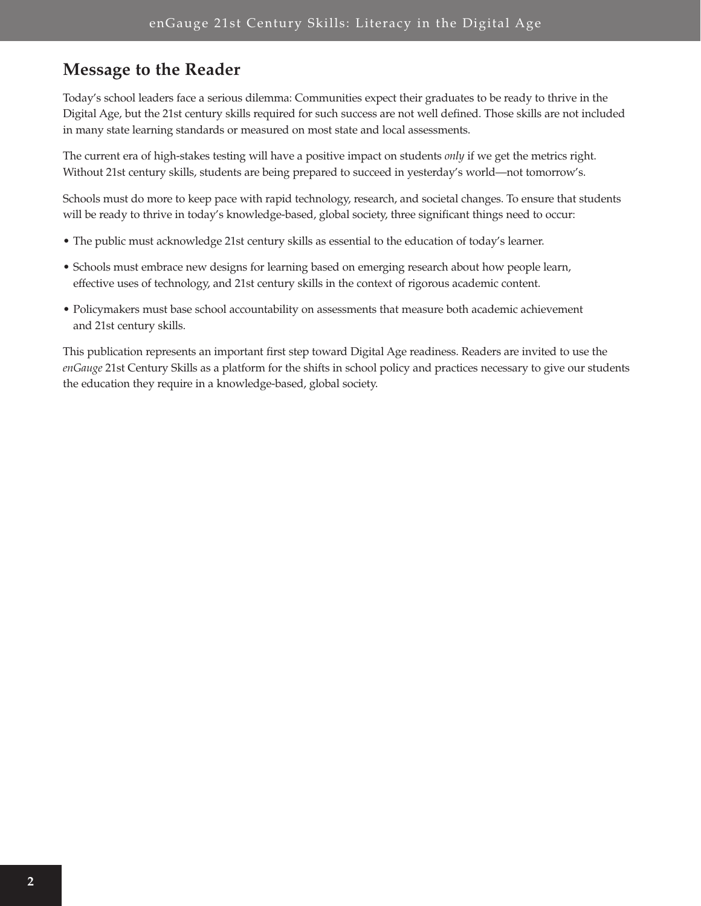## Message to the Reader

Today's school leaders face a serious dilemma: Communities expect their graduates to be ready to thrive in the Digital Age, but the 21st century skills required for such success are not well defined. Those skills are not included in many state learning standards or measured on most state and local assessments.

The current era of high-stakes testing will have a positive impact on students *only* if we get the metrics right. Without 21st century skills, students are being prepared to succeed in yesterday's world—not tomorrow's.

Schools must do more to keep pace with rapid technology, research, and societal changes. To ensure that students will be ready to thrive in today's knowledge-based, global society, three significant things need to occur:

- The public must acknowledge 21st century skills as essential to the education of today's learner.
- Schools must embrace new designs for learning based on emerging research about how people learn, effective uses of technology, and 21st century skills in the context of rigorous academic content.
- Policymakers must base school accountability on assessments that measure both academic achievement and 21st century skills.

This publication represents an important first step toward Digital Age readiness. Readers are invited to use the *enGauge* 21st Century Skills as a platform for the shifts in school policy and practices necessary to give our students the education they require in a knowledge-based, global society.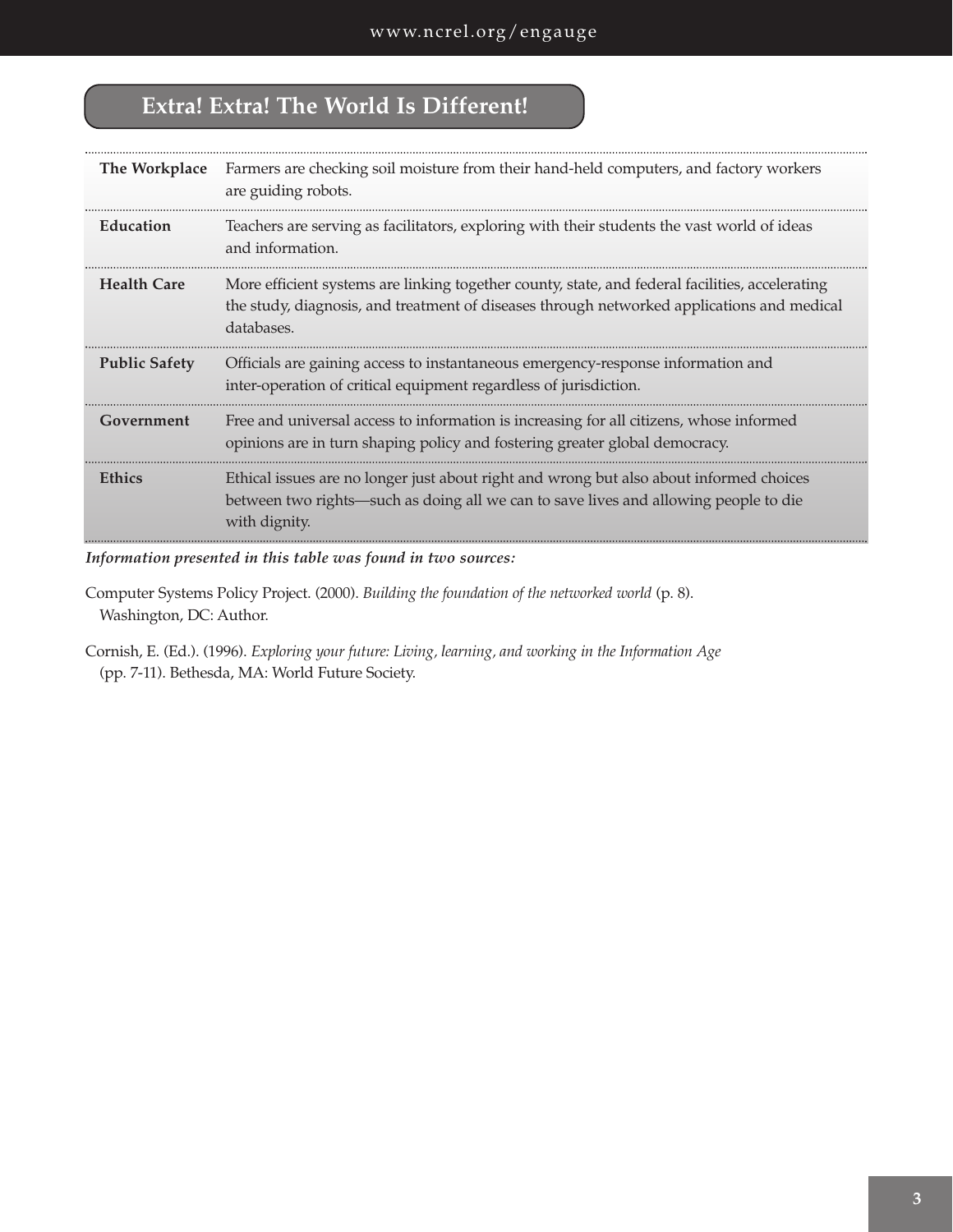## Extra! Extra! The World Is Different!

| | |
|---|---|
| **The Workplace** | Farmers are checking soil moisture from their hand-held computers, and factory workers are guiding robots. |
| **Education** | Teachers are serving as facilitators, exploring with their students the vast world of ideas and information. |
| **Health Care** | More efficient systems are linking together county, state, and federal facilities, accelerating the study, diagnosis, and treatment of diseases through networked applications and medical databases. |
| **Public Safety** | Officials are gaining access to instantaneous emergency-response information and inter-operation of critical equipment regardless of jurisdiction. |
| **Government** | Free and universal access to information is increasing for all citizens, whose informed opinions are in turn shaping policy and fostering greater global democracy. |
| **Ethics** | Ethical issues are no longer just about right and wrong but also about informed choices between two rights—such as doing all we can to save lives and allowing people to die with dignity. |

***Information presented in this table was found in two sources:***

Computer Systems Policy Project. (2000). *Building the foundation of the networked world* (p. 8). Washington, DC: Author.

Cornish, E. (Ed.). (1996). *Exploring your future: Living, learning, and working in the Information Age* (pp. 7-11). Bethesda, MA: World Future Society.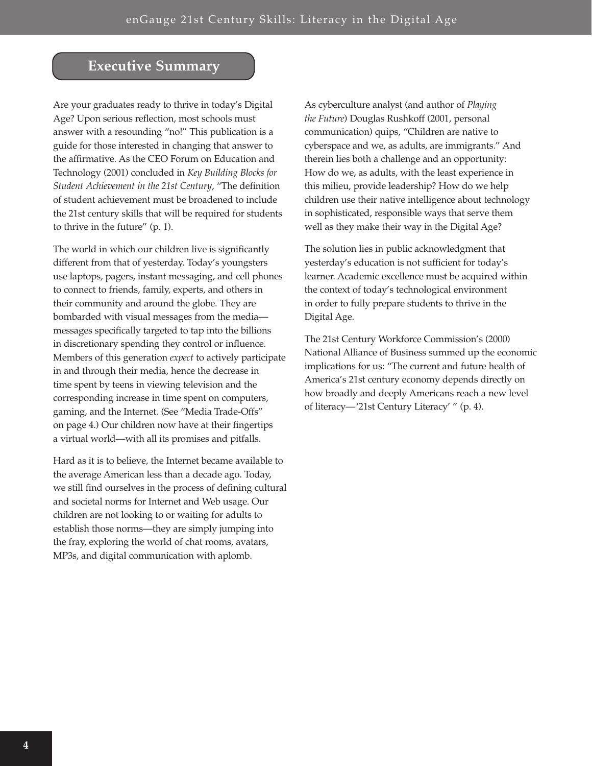## Executive Summary

Are your graduates ready to thrive in today's Digital Age? Upon serious reflection, most schools must answer with a resounding "no!" This publication is a guide for those interested in changing that answer to the affirmative. As the CEO Forum on Education and Technology (2001) concluded in *Key Building Blocks for Student Achievement in the 21st Century*, "The definition of student achievement must be broadened to include the 21st century skills that will be required for students to thrive in the future" (p. 1).

The world in which our children live is significantly different from that of yesterday. Today's youngsters use laptops, pagers, instant messaging, and cell phones to connect to friends, family, experts, and others in their community and around the globe. They are bombarded with visual messages from the media—messages specifically targeted to tap into the billions in discretionary spending they control or influence. Members of this generation *expect* to actively participate in and through their media, hence the decrease in time spent by teens in viewing television and the corresponding increase in time spent on computers, gaming, and the Internet. (See "Media Trade-Offs" on page 4.) Our children now have at their fingertips a virtual world—with all its promises and pitfalls.

Hard as it is to believe, the Internet became available to the average American less than a decade ago. Today, we still find ourselves in the process of defining cultural and societal norms for Internet and Web usage. Our children are not looking to or waiting for adults to establish those norms—they are simply jumping into the fray, exploring the world of chat rooms, avatars, MP3s, and digital communication with aplomb.

As cyberculture analyst (and author of *Playing the Future*) Douglas Rushkoff (2001, personal communication) quips, "Children are native to cyberspace and we, as adults, are immigrants." And therein lies both a challenge and an opportunity: How do we, as adults, with the least experience in this milieu, provide leadership? How do we help children use their native intelligence about technology in sophisticated, responsible ways that serve them well as they make their way in the Digital Age?

The solution lies in public acknowledgment that yesterday's education is not sufficient for today's learner. Academic excellence must be acquired within the context of today's technological environment in order to fully prepare students to thrive in the Digital Age.

The 21st Century Workforce Commission's (2000) National Alliance of Business summed up the economic implications for us: "The current and future health of America's 21st century economy depends directly on how broadly and deeply Americans reach a new level of literacy—'21st Century Literacy' " (p. 4).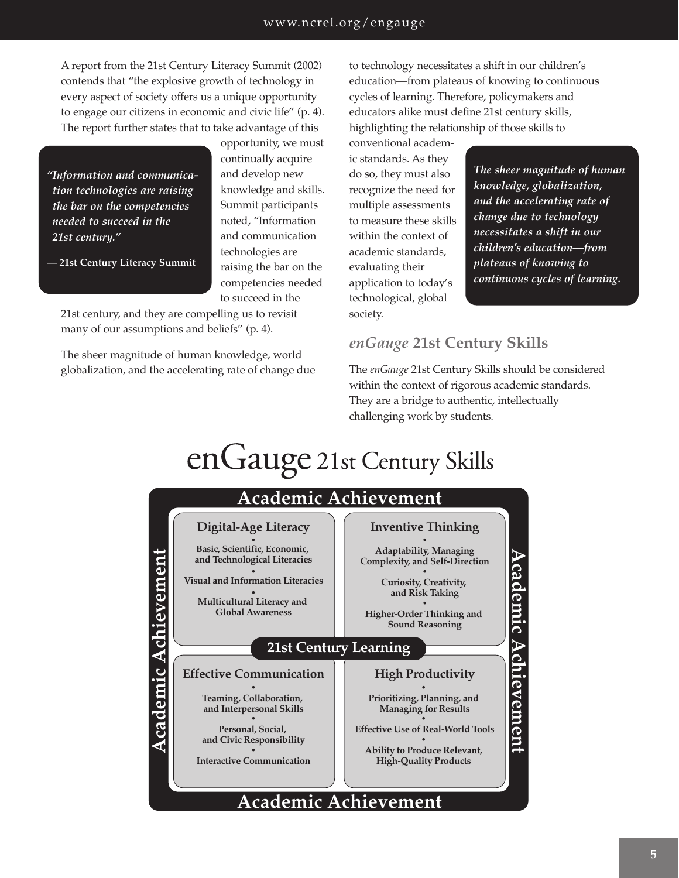A report from the 21st Century Literacy Summit (2002) contends that "the explosive growth of technology in every aspect of society offers us a unique opportunity to engage our citizens in economic and civic life" (p. 4). The report further states that to take advantage of this opportunity, we must continually acquire and develop new knowledge and skills. Summit participants noted, "Information and communication technologies are raising the bar on the competencies needed to succeed in the 21st century, and they are compelling us to revisit many of our assumptions and beliefs" (p. 4).

> ***"Information and communication technologies are raising the bar on the competencies needed to succeed in the 21st century."***
>
> **— 21st Century Literacy Summit**

The sheer magnitude of human knowledge, world globalization, and the accelerating rate of change due to technology necessitates a shift in our children's education—from plateaus of knowing to continuous cycles of learning. Therefore, policymakers and educators alike must define 21st century skills, highlighting the relationship of those skills to conventional academic standards. As they do so, they must also recognize the need for multiple assessments to measure these skills within the context of academic standards, evaluating their application to today's technological, global society.

> ***The sheer magnitude of human knowledge, globalization, and the accelerating rate of change due to technology necessitates a shift in our children's education—from plateaus of knowing to continuous cycles of learning.***

## *enGauge* 21st Century Skills

The *enGauge* 21st Century Skills should be considered within the context of rigorous academic standards. They are a bridge to authentic, intellectually challenging work by students.

### enGauge 21st Century Skills

**Academic Achievement**

**21st Century Learning**

| **Digital-Age Literacy** | **Inventive Thinking** |
| --- | --- |
| Basic, Scientific, Economic, and Technological Literacies | Adaptability, Managing Complexity, and Self-Direction |
| Visual and Information Literacies | Curiosity, Creativity, and Risk Taking |
| Multicultural Literacy and Global Awareness | Higher-Order Thinking and Sound Reasoning |
| **Effective Communication** | **High Productivity** |
| Teaming, Collaboration, and Interpersonal Skills | Prioritizing, Planning, and Managing for Results |
| Personal, Social, and Civic Responsibility | Effective Use of Real-World Tools |
| Interactive Communication | Ability to Produce Relevant, High-Quality Products |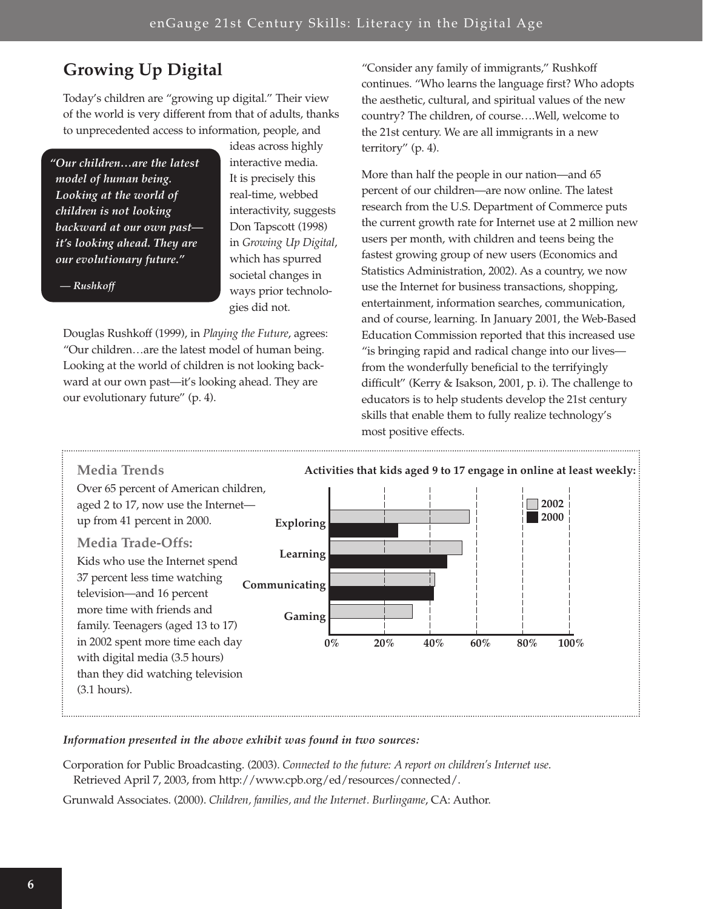## Growing Up Digital

Today's children are "growing up digital." Their view of the world is very different from that of adults, thanks to unprecedented access to information, people, and ideas across highly interactive media. It is precisely this real-time, webbed interactivity, suggests Don Tapscott (1998) in *Growing Up Digital*, which has spurred societal changes in ways prior technologies did not.

> ***"Our children…are the latest model of human being. Looking at the world of children is not looking backward at our own past—it's looking ahead. They are our evolutionary future."***
>
> ***— Rushkoff***

Douglas Rushkoff (1999), in *Playing the Future*, agrees: "Our children…are the latest model of human being. Looking at the world of children is not looking backward at our own past—it's looking ahead. They are our evolutionary future" (p. 4).

"Consider any family of immigrants," Rushkoff continues. "Who learns the language first? Who adopts the aesthetic, cultural, and spiritual values of the new country? The children, of course….Well, welcome to the 21st century. We are all immigrants in a new territory" (p. 4).

More than half the people in our nation—and 65 percent of our children—are now online. The latest research from the U.S. Department of Commerce puts the current growth rate for Internet use at 2 million new users per month, with children and teens being the fastest growing group of new users (Economics and Statistics Administration, 2002). As a country, we now use the Internet for business transactions, shopping, entertainment, information searches, communication, and of course, learning. In January 2001, the Web-Based Education Commission reported that this increased use "is bringing rapid and radical change into our lives—from the wonderfully beneficial to the terrifyingly difficult" (Kerry & Isakson, 2001, p. i). The challenge to educators is to help students develop the 21st century skills that enable them to fully realize technology's most positive effects.

### Media Trends

Over 65 percent of American children, aged 2 to 17, now use the Internet—up from 41 percent in 2000.

### Media Trade-Offs:

Kids who use the Internet spend 37 percent less time watching television—and 16 percent more time with friends and family. Teenagers (aged 13 to 17) in 2002 spent more time each day with digital media (3.5 hours) than they did watching television (3.1 hours).

**Activities that kids aged 9 to 17 engage in online at least weekly:**

| Activity | 2002 | 2000 |
|---|---|---|
| Exploring | ~58% | ~28% |
| Learning | ~55% | ~49% |
| Communicating | ~44% | ~43% |
| Gaming | ~34% | |

***Information presented in the above exhibit was found in two sources:***

Corporation for Public Broadcasting. (2003). *Connected to the future: A report on children's Internet use.* Retrieved April 7, 2003, from http://www.cpb.org/ed/resources/connected/.

Grunwald Associates. (2000). *Children, families, and the Internet. Burlingame*, CA: Author.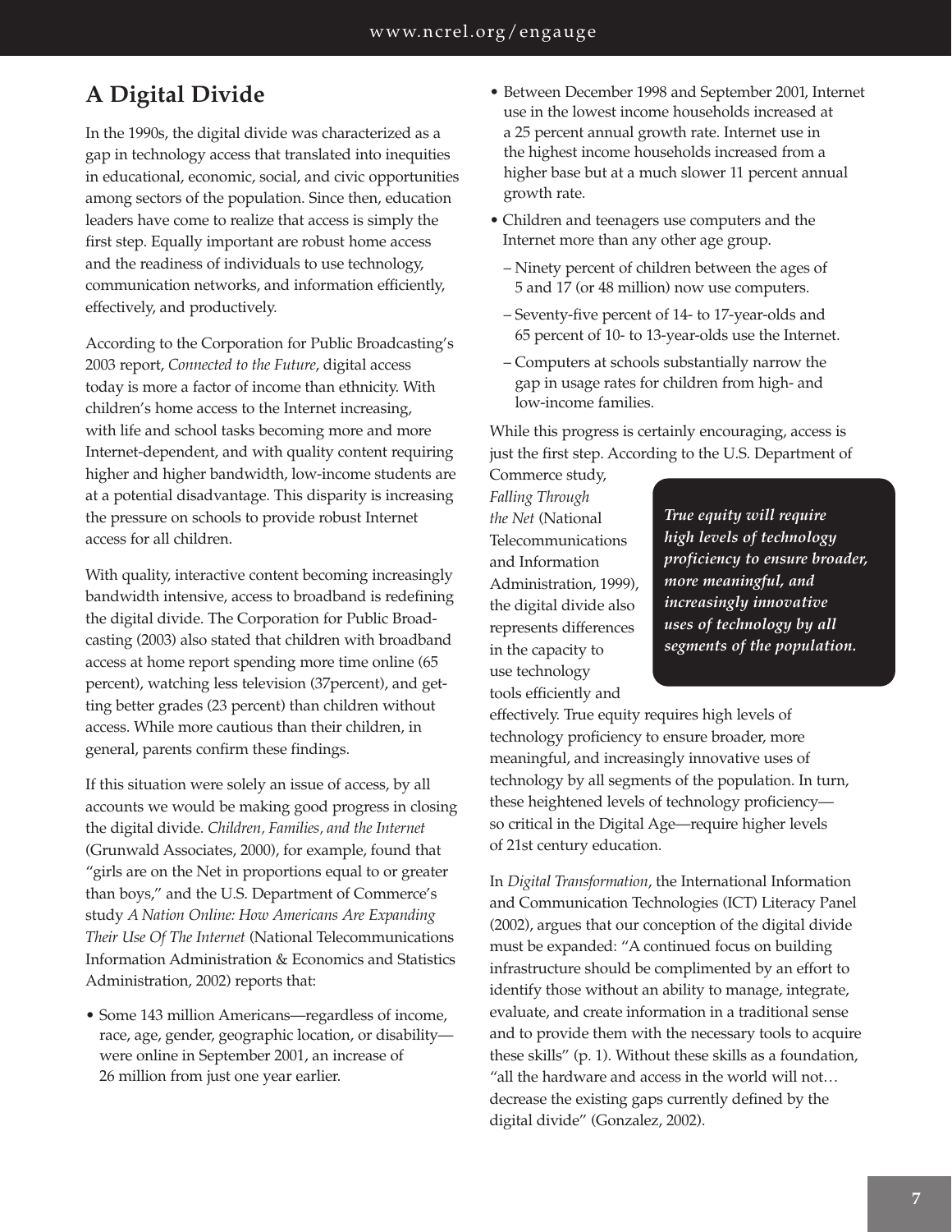## A Digital Divide

In the 1990s, the digital divide was characterized as a gap in technology access that translated into inequities in educational, economic, social, and civic opportunities among sectors of the population. Since then, education leaders have come to realize that access is simply the first step. Equally important are robust home access and the readiness of individuals to use technology, communication networks, and information efficiently, effectively, and productively.

According to the Corporation for Public Broadcasting's 2003 report, *Connected to the Future*, digital access today is more a factor of income than ethnicity. With children's home access to the Internet increasing, with life and school tasks becoming more and more Internet-dependent, and with quality content requiring higher and higher bandwidth, low-income students are at a potential disadvantage. This disparity is increasing the pressure on schools to provide robust Internet access for all children.

With quality, interactive content becoming increasingly bandwidth intensive, access to broadband is redefining the digital divide. The Corporation for Public Broadcasting (2003) also stated that children with broadband access at home report spending more time online (65 percent), watching less television (37percent), and getting better grades (23 percent) than children without access. While more cautious than their children, in general, parents confirm these findings.

If this situation were solely an issue of access, by all accounts we would be making good progress in closing the digital divide. *Children, Families, and the Internet* (Grunwald Associates, 2000), for example, found that "girls are on the Net in proportions equal to or greater than boys," and the U.S. Department of Commerce's study *A Nation Online: How Americans Are Expanding Their Use Of The Internet* (National Telecommunications Information Administration & Economics and Statistics Administration, 2002) reports that:

- Some 143 million Americans—regardless of income, race, age, gender, geographic location, or disability—were online in September 2001, an increase of 26 million from just one year earlier.
- Between December 1998 and September 2001, Internet use in the lowest income households increased at a 25 percent annual growth rate. Internet use in the highest income households increased from a higher base but at a much slower 11 percent annual growth rate.
- Children and teenagers use computers and the Internet more than any other age group.
  - Ninety percent of children between the ages of 5 and 17 (or 48 million) now use computers.
  - Seventy-five percent of 14- to 17-year-olds and 65 percent of 10- to 13-year-olds use the Internet.
  - Computers at schools substantially narrow the gap in usage rates for children from high- and low-income families.

While this progress is certainly encouraging, access is just the first step. According to the U.S. Department of Commerce study, *Falling Through the Net* (National Telecommunications and Information Administration, 1999), the digital divide also represents differences in the capacity to use technology tools efficiently and effectively. True equity requires high levels of technology proficiency to ensure broader, more meaningful, and increasingly innovative uses of technology by all segments of the population. In turn, these heightened levels of technology proficiency—so critical in the Digital Age—require higher levels of 21st century education.

***True equity will require high levels of technology proficiency to ensure broader, more meaningful, and increasingly innovative uses of technology by all segments of the population.***

In *Digital Transformation*, the International Information and Communication Technologies (ICT) Literacy Panel (2002), argues that our conception of the digital divide must be expanded: "A continued focus on building infrastructure should be complimented by an effort to identify those without an ability to manage, integrate, evaluate, and create information in a traditional sense and to provide them with the necessary tools to acquire these skills" (p. 1). Without these skills as a foundation, "all the hardware and access in the world will not… decrease the existing gaps currently defined by the digital divide" (Gonzalez, 2002).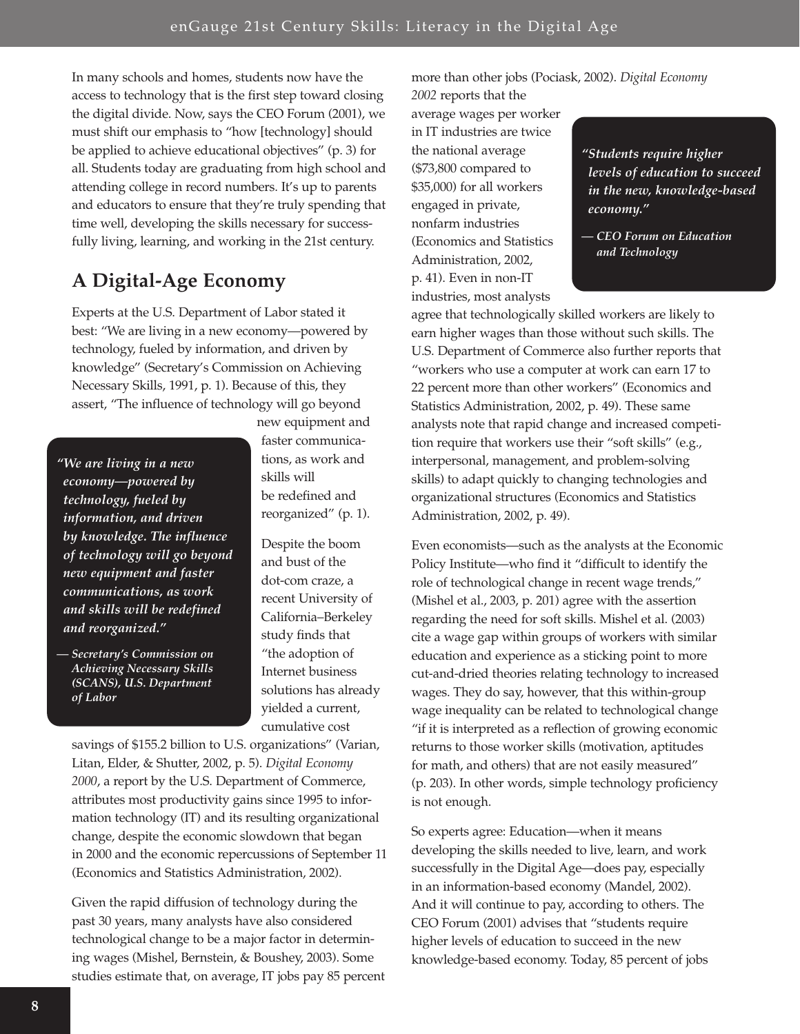In many schools and homes, students now have the access to technology that is the first step toward closing the digital divide. Now, says the CEO Forum (2001), we must shift our emphasis to "how [technology] should be applied to achieve educational objectives" (p. 3) for all. Students today are graduating from high school and attending college in record numbers. It's up to parents and educators to ensure that they're truly spending that time well, developing the skills necessary for successfully living, learning, and working in the 21st century.

## A Digital-Age Economy

Experts at the U.S. Department of Labor stated it best: "We are living in a new economy—powered by technology, fueled by information, and driven by knowledge" (Secretary's Commission on Achieving Necessary Skills, 1991, p. 1). Because of this, they assert, "The influence of technology will go beyond new equipment and faster communications, as work and skills will be redefined and reorganized" (p. 1).

> ***"We are living in a new economy—powered by technology, fueled by information, and driven by knowledge. The influence of technology will go beyond new equipment and faster communications, as work and skills will be redefined and reorganized."***
>
> ***— Secretary's Commission on Achieving Necessary Skills (SCANS), U.S. Department of Labor***

Despite the boom and bust of the dot-com craze, a recent University of California–Berkeley study finds that "the adoption of Internet business solutions has already yielded a current, cumulative cost savings of $155.2 billion to U.S. organizations" (Varian, Litan, Elder, & Shutter, 2002, p. 5). *Digital Economy 2000*, a report by the U.S. Department of Commerce, attributes most productivity gains since 1995 to information technology (IT) and its resulting organizational change, despite the economic slowdown that began in 2000 and the economic repercussions of September 11 (Economics and Statistics Administration, 2002).

Given the rapid diffusion of technology during the past 30 years, many analysts have also considered technological change to be a major factor in determining wages (Mishel, Bernstein, & Boushey, 2003). Some studies estimate that, on average, IT jobs pay 85 percent more than other jobs (Pociask, 2002). *Digital Economy 2002* reports that the average wages per worker in IT industries are twice the national average ($73,800 compared to $35,000) for all workers engaged in private, nonfarm industries (Economics and Statistics Administration, 2002, p. 41). Even in non-IT industries, most analysts agree that technologically skilled workers are likely to earn higher wages than those without such skills. The U.S. Department of Commerce also further reports that "workers who use a computer at work can earn 17 to 22 percent more than other workers" (Economics and Statistics Administration, 2002, p. 49). These same analysts note that rapid change and increased competition require that workers use their "soft skills" (e.g., interpersonal, management, and problem-solving skills) to adapt quickly to changing technologies and organizational structures (Economics and Statistics Administration, 2002, p. 49).

> ***"Students require higher levels of education to succeed in the new, knowledge-based economy."***
>
> ***— CEO Forum on Education and Technology***

Even economists—such as the analysts at the Economic Policy Institute—who find it "difficult to identify the role of technological change in recent wage trends," (Mishel et al., 2003, p. 201) agree with the assertion regarding the need for soft skills. Mishel et al. (2003) cite a wage gap within groups of workers with similar education and experience as a sticking point to more cut-and-dried theories relating technology to increased wages. They do say, however, that this within-group wage inequality can be related to technological change "if it is interpreted as a reflection of growing economic returns to those worker skills (motivation, aptitudes for math, and others) that are not easily measured" (p. 203). In other words, simple technology proficiency is not enough.

So experts agree: Education—when it means developing the skills needed to live, learn, and work successfully in the Digital Age—does pay, especially in an information-based economy (Mandel, 2002). And it will continue to pay, according to others. The CEO Forum (2001) advises that "students require higher levels of education to succeed in the new knowledge-based economy. Today, 85 percent of jobs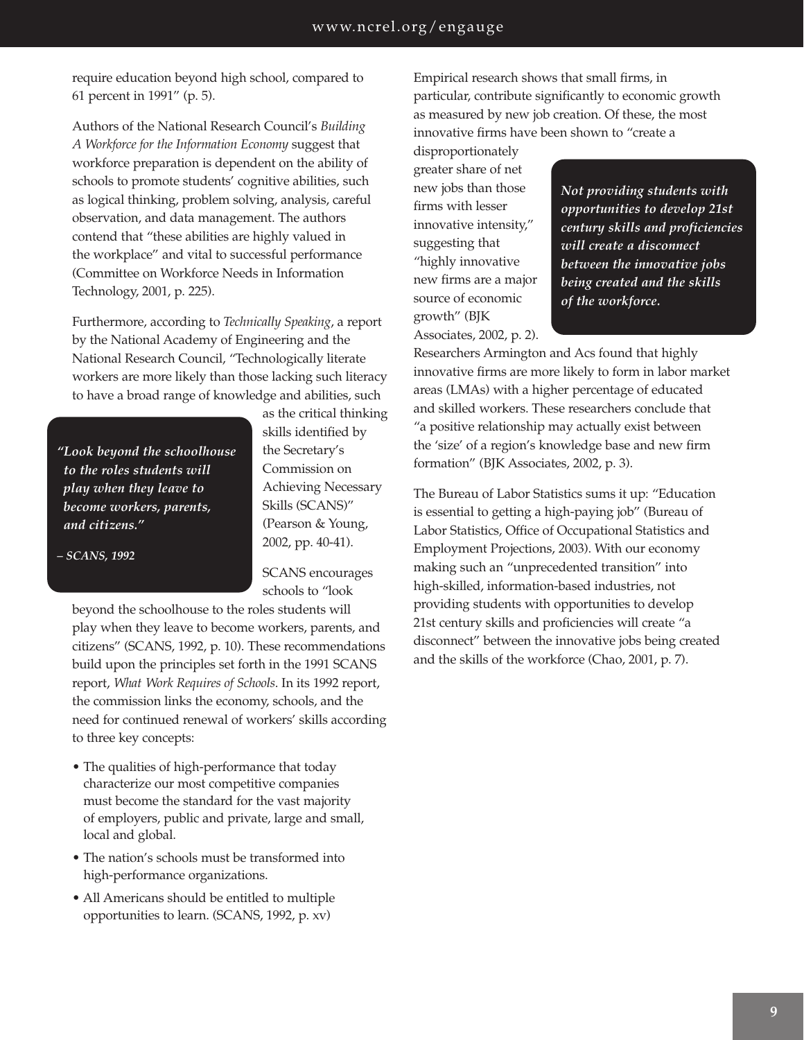require education beyond high school, compared to 61 percent in 1991" (p. 5).

Authors of the National Research Council's *Building A Workforce for the Information Economy* suggest that workforce preparation is dependent on the ability of schools to promote students' cognitive abilities, such as logical thinking, problem solving, analysis, careful observation, and data management. The authors contend that "these abilities are highly valued in the workplace" and vital to successful performance (Committee on Workforce Needs in Information Technology, 2001, p. 225).

Furthermore, according to *Technically Speaking*, a report by the National Academy of Engineering and the National Research Council, "Technologically literate workers are more likely than those lacking such literacy to have a broad range of knowledge and abilities, such as the critical thinking skills identified by the Secretary's Commission on Achieving Necessary Skills (SCANS)" (Pearson & Young, 2002, pp. 40-41).

> ***"Look beyond the schoolhouse to the roles students will play when they leave to become workers, parents, and citizens."***
>
> ***– SCANS, 1992***

SCANS encourages schools to "look beyond the schoolhouse to the roles students will play when they leave to become workers, parents, and citizens" (SCANS, 1992, p. 10). These recommendations build upon the principles set forth in the 1991 SCANS report, *What Work Requires of Schools*. In its 1992 report, the commission links the economy, schools, and the need for continued renewal of workers' skills according to three key concepts:

- The qualities of high-performance that today characterize our most competitive companies must become the standard for the vast majority of employers, public and private, large and small, local and global.
- The nation's schools must be transformed into high-performance organizations.
- All Americans should be entitled to multiple opportunities to learn. (SCANS, 1992, p. xv)

Empirical research shows that small firms, in particular, contribute significantly to economic growth as measured by new job creation. Of these, the most innovative firms have been shown to "create a disproportionately greater share of net new jobs than those firms with lesser innovative intensity," suggesting that "highly innovative new firms are a major source of economic growth" (BJK Associates, 2002, p. 2).

> ***Not providing students with opportunities to develop 21st century skills and proficiencies will create a disconnect between the innovative jobs being created and the skills of the workforce.***

Researchers Armington and Acs found that highly innovative firms are more likely to form in labor market areas (LMAs) with a higher percentage of educated and skilled workers. These researchers conclude that "a positive relationship may actually exist between the 'size' of a region's knowledge base and new firm formation" (BJK Associates, 2002, p. 3).

The Bureau of Labor Statistics sums it up: "Education is essential to getting a high-paying job" (Bureau of Labor Statistics, Office of Occupational Statistics and Employment Projections, 2003). With our economy making such an "unprecedented transition" into high-skilled, information-based industries, not providing students with opportunities to develop 21st century skills and proficiencies will create "a disconnect" between the innovative jobs being created and the skills of the workforce (Chao, 2001, p. 7).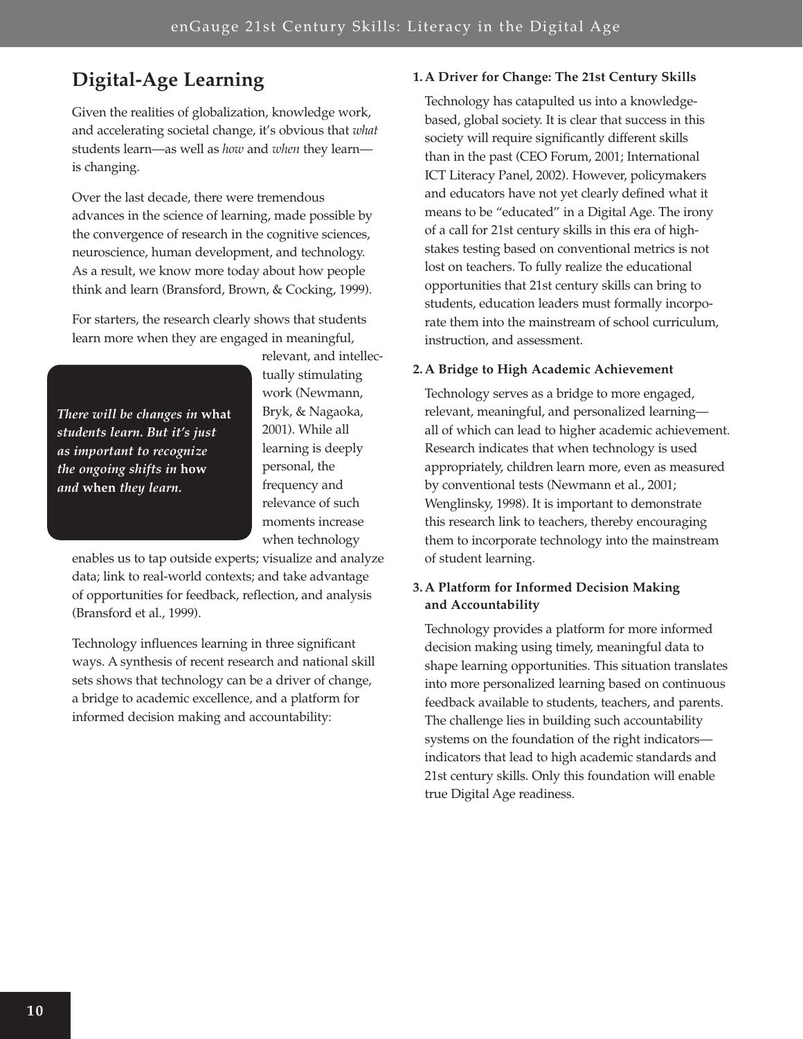## Digital-Age Learning

Given the realities of globalization, knowledge work, and accelerating societal change, it's obvious that *what* students learn—as well as *how* and *when* they learn—is changing.

Over the last decade, there were tremendous advances in the science of learning, made possible by the convergence of research in the cognitive sciences, neuroscience, human development, and technology. As a result, we know more today about how people think and learn (Bransford, Brown, & Cocking, 1999).

For starters, the research clearly shows that students learn more when they are engaged in meaningful, relevant, and intellectually stimulating work (Newmann, Bryk, & Nagaoka, 2001). While all learning is deeply personal, the frequency and relevance of such moments increase when technology enables us to tap outside experts; visualize and analyze data; link to real-world contexts; and take advantage of opportunities for feedback, reflection, and analysis (Bransford et al., 1999).

> ***There will be changes in* what *students learn. But it's just as important to recognize the ongoing shifts in* how *and* when *they learn.***

Technology influences learning in three significant ways. A synthesis of recent research and national skill sets shows that technology can be a driver of change, a bridge to academic excellence, and a platform for informed decision making and accountability:

**1. A Driver for Change: The 21st Century Skills**

Technology has catapulted us into a knowledge-based, global society. It is clear that success in this society will require significantly different skills than in the past (CEO Forum, 2001; International ICT Literacy Panel, 2002). However, policymakers and educators have not yet clearly defined what it means to be "educated" in a Digital Age. The irony of a call for 21st century skills in this era of high-stakes testing based on conventional metrics is not lost on teachers. To fully realize the educational opportunities that 21st century skills can bring to students, education leaders must formally incorporate them into the mainstream of school curriculum, instruction, and assessment.

**2. A Bridge to High Academic Achievement**

Technology serves as a bridge to more engaged, relevant, meaningful, and personalized learning—all of which can lead to higher academic achievement. Research indicates that when technology is used appropriately, children learn more, even as measured by conventional tests (Newmann et al., 2001; Wenglinsky, 1998). It is important to demonstrate this research link to teachers, thereby encouraging them to incorporate technology into the mainstream of student learning.

**3. A Platform for Informed Decision Making and Accountability**

Technology provides a platform for more informed decision making using timely, meaningful data to shape learning opportunities. This situation translates into more personalized learning based on continuous feedback available to students, teachers, and parents. The challenge lies in building such accountability systems on the foundation of the right indicators—indicators that lead to high academic standards and 21st century skills. Only this foundation will enable true Digital Age readiness.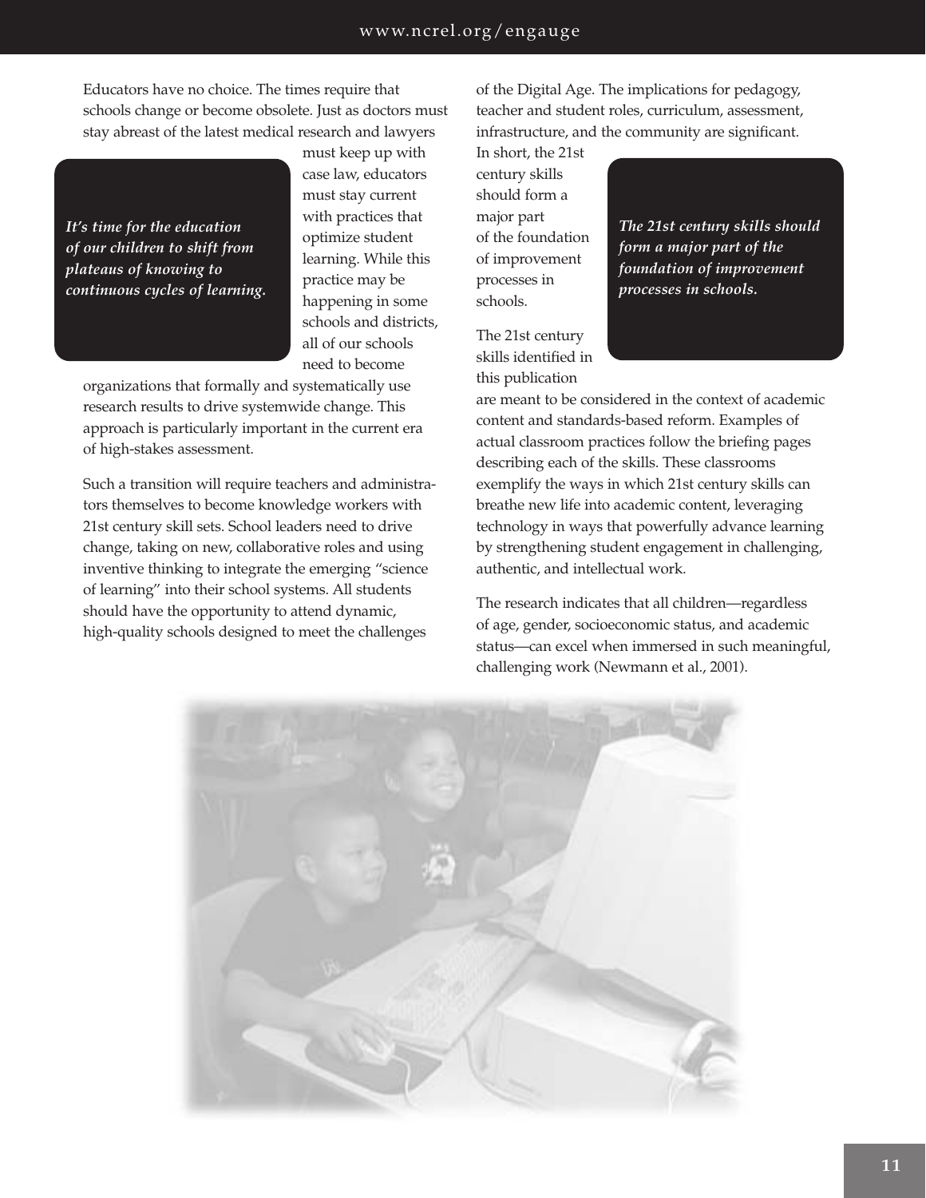Educators have no choice. The times require that schools change or become obsolete. Just as doctors must stay abreast of the latest medical research and lawyers must keep up with case law, educators must stay current with practices that optimize student learning. While this practice may be happening in some schools and districts, all of our schools need to become organizations that formally and systematically use research results to drive systemwide change. This approach is particularly important in the current era of high-stakes assessment.

***It's time for the education of our children to shift from plateaus of knowing to continuous cycles of learning.***

Such a transition will require teachers and administrators themselves to become knowledge workers with 21st century skill sets. School leaders need to drive change, taking on new, collaborative roles and using inventive thinking to integrate the emerging "science of learning" into their school systems. All students should have the opportunity to attend dynamic, high-quality schools designed to meet the challenges of the Digital Age. The implications for pedagogy, teacher and student roles, curriculum, assessment, infrastructure, and the community are significant. In short, the 21st century skills should form a major part of the foundation of improvement processes in schools.

***The 21st century skills should form a major part of the foundation of improvement processes in schools.***

The 21st century skills identified in this publication are meant to be considered in the context of academic content and standards-based reform. Examples of actual classroom practices follow the briefing pages describing each of the skills. These classrooms exemplify the ways in which 21st century skills can breathe new life into academic content, leveraging technology in ways that powerfully advance learning by strengthening student engagement in challenging, authentic, and intellectual work.

The research indicates that all children—regardless of age, gender, socioeconomic status, and academic status—can excel when immersed in such meaningful, challenging work (Newmann et al., 2001).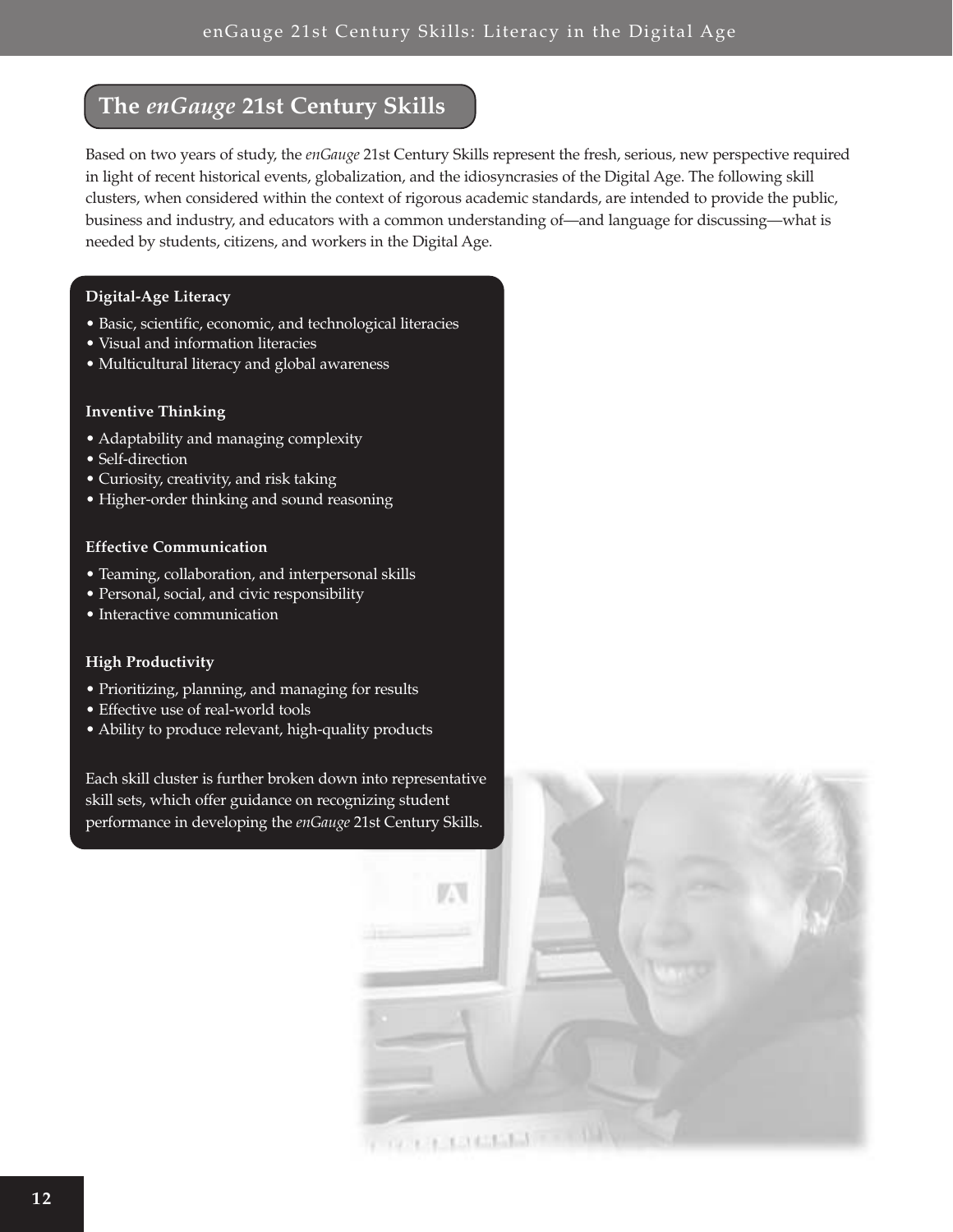## The *enGauge* 21st Century Skills

Based on two years of study, the *enGauge* 21st Century Skills represent the fresh, serious, new perspective required in light of recent historical events, globalization, and the idiosyncrasies of the Digital Age. The following skill clusters, when considered within the context of rigorous academic standards, are intended to provide the public, business and industry, and educators with a common understanding of—and language for discussing—what is needed by students, citizens, and workers in the Digital Age.

**Digital-Age Literacy**

- Basic, scientific, economic, and technological literacies
- Visual and information literacies
- Multicultural literacy and global awareness

**Inventive Thinking**

- Adaptability and managing complexity
- Self-direction
- Curiosity, creativity, and risk taking
- Higher-order thinking and sound reasoning

**Effective Communication**

- Teaming, collaboration, and interpersonal skills
- Personal, social, and civic responsibility
- Interactive communication

**High Productivity**

- Prioritizing, planning, and managing for results
- Effective use of real-world tools
- Ability to produce relevant, high-quality products

Each skill cluster is further broken down into representative skill sets, which offer guidance on recognizing student performance in developing the *enGauge* 21st Century Skills.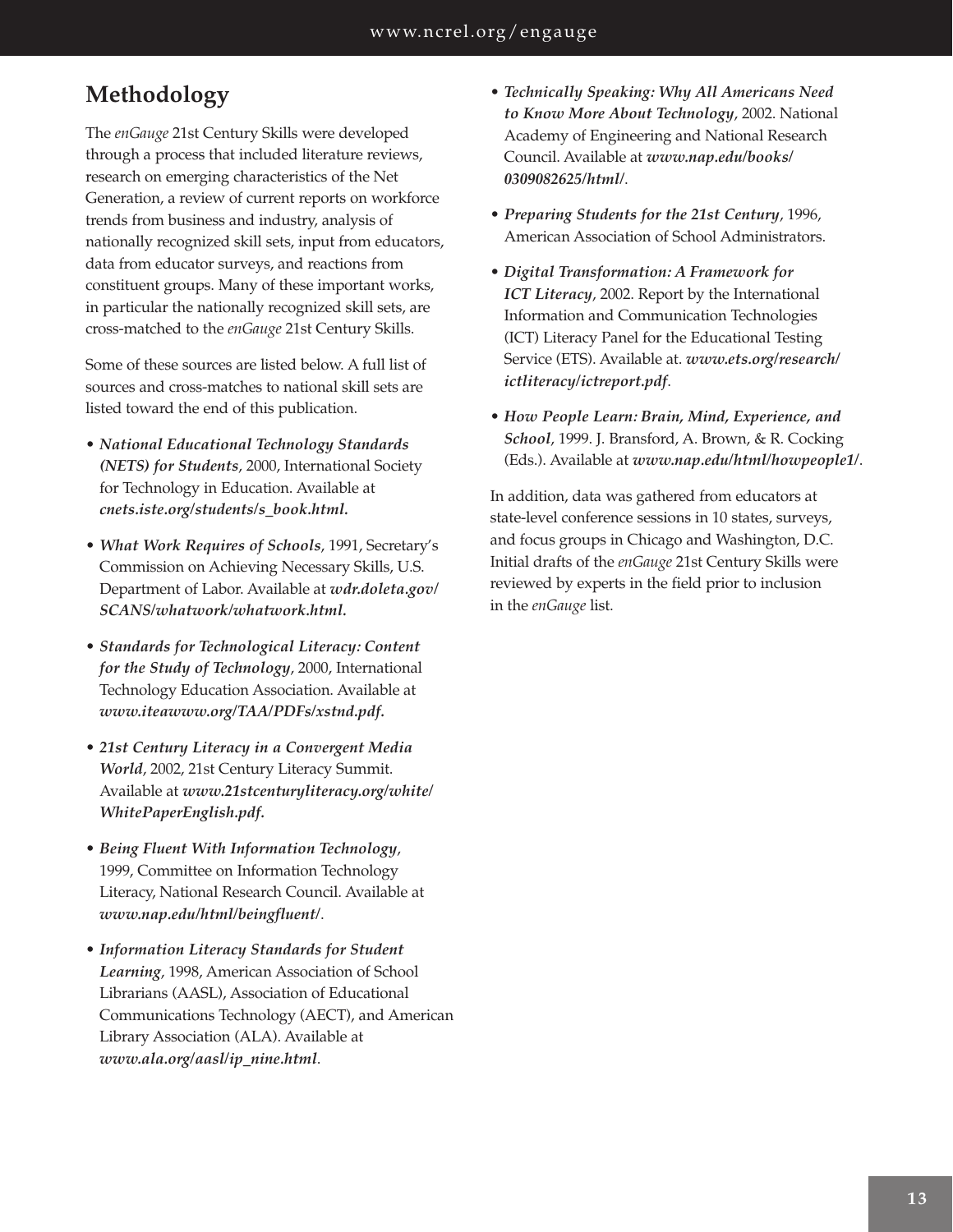## Methodology

The *enGauge* 21st Century Skills were developed through a process that included literature reviews, research on emerging characteristics of the Net Generation, a review of current reports on workforce trends from business and industry, analysis of nationally recognized skill sets, input from educators, data from educator surveys, and reactions from constituent groups. Many of these important works, in particular the nationally recognized skill sets, are cross-matched to the *enGauge* 21st Century Skills.

Some of these sources are listed below. A full list of sources and cross-matches to national skill sets are listed toward the end of this publication.

- ***National Educational Technology Standards (NETS) for Students***, 2000, International Society for Technology in Education. Available at ***cnets.iste.org/students/s_book.html.***
- ***What Work Requires of Schools***, 1991, Secretary's Commission on Achieving Necessary Skills, U.S. Department of Labor. Available at ***wdr.doleta.gov/SCANS/whatwork/whatwork.html.***
- ***Standards for Technological Literacy: Content for the Study of Technology***, 2000, International Technology Education Association. Available at ***www.iteawww.org/TAA/PDFs/xstnd.pdf.***
- ***21st Century Literacy in a Convergent Media World***, 2002, 21st Century Literacy Summit. Available at ***www.21stcenturyliteracy.org/white/WhitePaperEnglish.pdf.***
- ***Being Fluent With Information Technology***, 1999, Committee on Information Technology Literacy, National Research Council. Available at ***www.nap.edu/html/beingfluent/***.
- ***Information Literacy Standards for Student Learning***, 1998, American Association of School Librarians (AASL), Association of Educational Communications Technology (AECT), and American Library Association (ALA). Available at ***www.ala.org/aasl/ip_nine.html***.
- ***Technically Speaking: Why All Americans Need to Know More About Technology***, 2002. National Academy of Engineering and National Research Council. Available at ***www.nap.edu/books/0309082625/html/***.
- ***Preparing Students for the 21st Century***, 1996, American Association of School Administrators.
- ***Digital Transformation: A Framework for ICT Literacy***, 2002. Report by the International Information and Communication Technologies (ICT) Literacy Panel for the Educational Testing Service (ETS). Available at. ***www.ets.org/research/ictliteracy/ictreport.pdf***.
- ***How People Learn: Brain, Mind, Experience, and School***, 1999. J. Bransford, A. Brown, & R. Cocking (Eds.). Available at ***www.nap.edu/html/howpeople1/***.

In addition, data was gathered from educators at state-level conference sessions in 10 states, surveys, and focus groups in Chicago and Washington, D.C. Initial drafts of the *enGauge* 21st Century Skills were reviewed by experts in the field prior to inclusion in the *enGauge* list.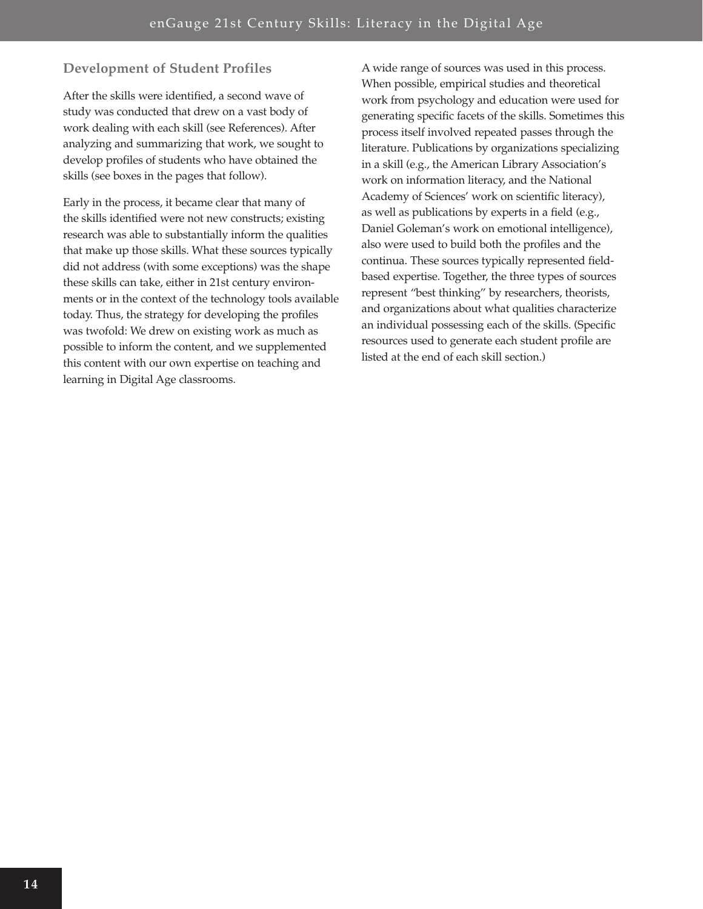## Development of Student Profiles

After the skills were identified, a second wave of study was conducted that drew on a vast body of work dealing with each skill (see References). After analyzing and summarizing that work, we sought to develop profiles of students who have obtained the skills (see boxes in the pages that follow).

Early in the process, it became clear that many of the skills identified were not new constructs; existing research was able to substantially inform the qualities that make up those skills. What these sources typically did not address (with some exceptions) was the shape these skills can take, either in 21st century environments or in the context of the technology tools available today. Thus, the strategy for developing the profiles was twofold: We drew on existing work as much as possible to inform the content, and we supplemented this content with our own expertise on teaching and learning in Digital Age classrooms.

A wide range of sources was used in this process. When possible, empirical studies and theoretical work from psychology and education were used for generating specific facets of the skills. Sometimes this process itself involved repeated passes through the literature. Publications by organizations specializing in a skill (e.g., the American Library Association's work on information literacy, and the National Academy of Sciences' work on scientific literacy), as well as publications by experts in a field (e.g., Daniel Goleman's work on emotional intelligence), also were used to build both the profiles and the continua. These sources typically represented field-based expertise. Together, the three types of sources represent "best thinking" by researchers, theorists, and organizations about what qualities characterize an individual possessing each of the skills. (Specific resources used to generate each student profile are listed at the end of each skill section.)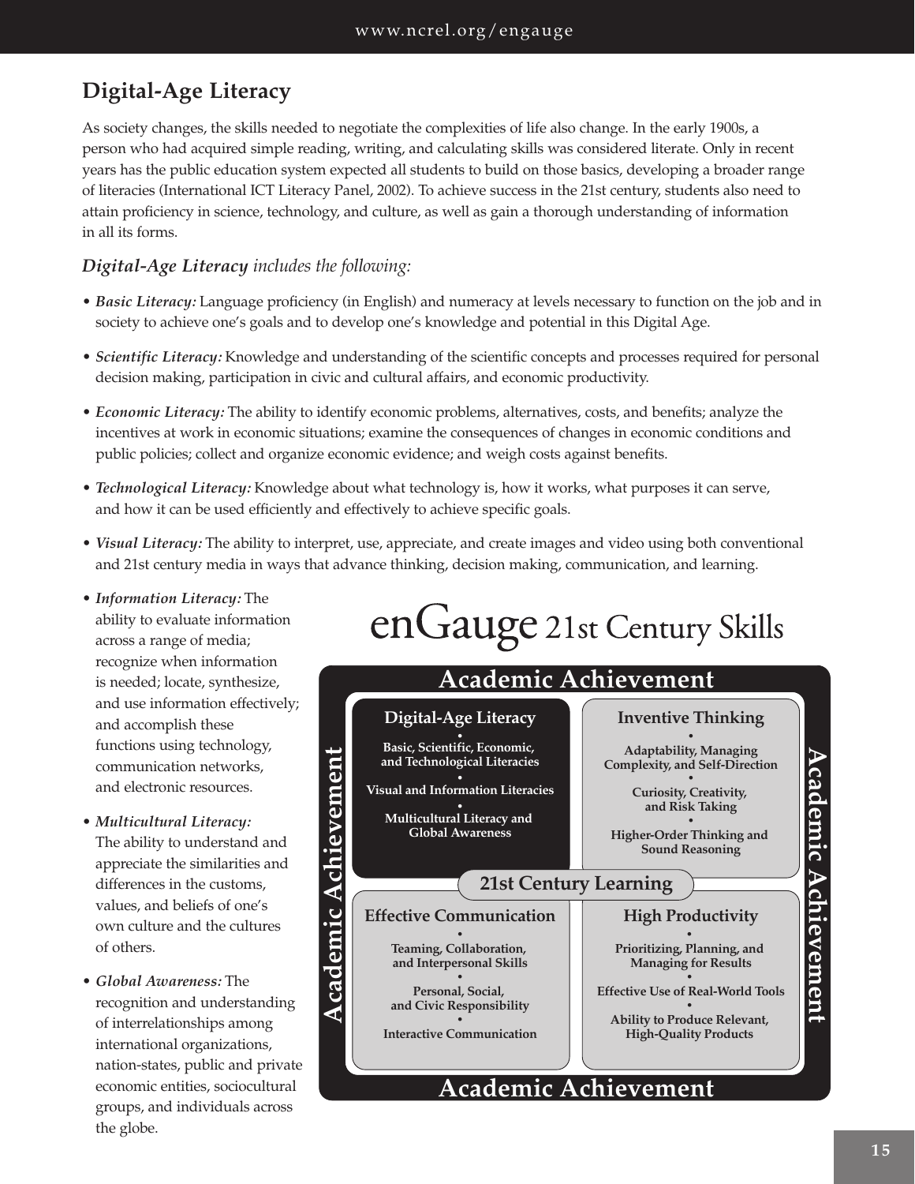## Digital-Age Literacy

As society changes, the skills needed to negotiate the complexities of life also change. In the early 1900s, a person who had acquired simple reading, writing, and calculating skills was considered literate. Only in recent years has the public education system expected all students to build on those basics, developing a broader range of literacies (International ICT Literacy Panel, 2002). To achieve success in the 21st century, students also need to attain proficiency in science, technology, and culture, as well as gain a thorough understanding of information in all its forms.

***Digital-Age Literacy*** *includes the following:*

- ***Basic Literacy:*** Language proficiency (in English) and numeracy at levels necessary to function on the job and in society to achieve one's goals and to develop one's knowledge and potential in this Digital Age.
- ***Scientific Literacy:*** Knowledge and understanding of the scientific concepts and processes required for personal decision making, participation in civic and cultural affairs, and economic productivity.
- ***Economic Literacy:*** The ability to identify economic problems, alternatives, costs, and benefits; analyze the incentives at work in economic situations; examine the consequences of changes in economic conditions and public policies; collect and organize economic evidence; and weigh costs against benefits.
- ***Technological Literacy:*** Knowledge about what technology is, how it works, what purposes it can serve, and how it can be used efficiently and effectively to achieve specific goals.
- ***Visual Literacy:*** The ability to interpret, use, appreciate, and create images and video using both conventional and 21st century media in ways that advance thinking, decision making, communication, and learning.
- ***Information Literacy:*** The ability to evaluate information across a range of media; recognize when information is needed; locate, synthesize, and use information effectively; and accomplish these functions using technology, communication networks, and electronic resources.
- ***Multicultural Literacy:*** The ability to understand and appreciate the similarities and differences in the customs, values, and beliefs of one's own culture and the cultures of others.
- ***Global Awareness:*** The recognition and understanding of interrelationships among international organizations, nation-states, public and private economic entities, sociocultural groups, and individuals across the globe.

enGauge 21st Century Skills

Academic Achievement

**Digital-Age Literacy**
- Basic, Scientific, Economic, and Technological Literacies
- Visual and Information Literacies
- Multicultural Literacy and Global Awareness

**Inventive Thinking**
- Adaptability, Managing Complexity, and Self-Direction
- Curiosity, Creativity, and Risk Taking
- Higher-Order Thinking and Sound Reasoning

21st Century Learning

**Effective Communication**
- Teaming, Collaboration, and Interpersonal Skills
- Personal, Social, and Civic Responsibility
- Interactive Communication

**High Productivity**
- Prioritizing, Planning, and Managing for Results
- Effective Use of Real-World Tools
- Ability to Produce Relevant, High-Quality Products

Academic Achievement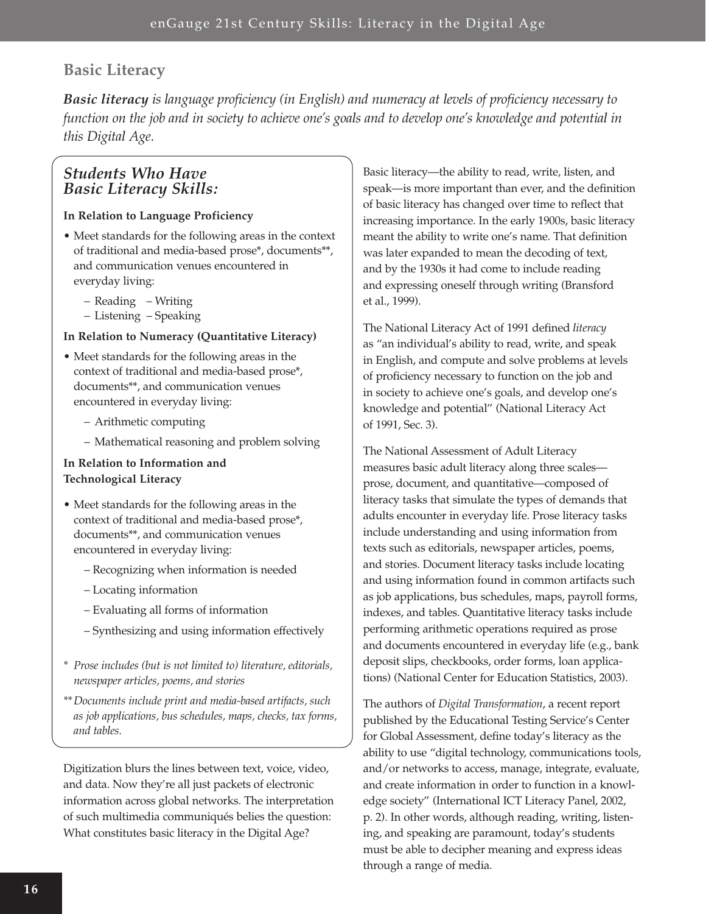## Basic Literacy

***Basic literacy** is language proficiency (in English) and numeracy at levels of proficiency necessary to function on the job and in society to achieve one's goals and to develop one's knowledge and potential in this Digital Age.*

### *Students Who Have Basic Literacy Skills:*

**In Relation to Language Proficiency**

- Meet standards for the following areas in the context of traditional and media-based prose*, documents**, and communication venues encountered in everyday living:
  - Reading
  - Writing
  - Listening
  - Speaking

**In Relation to Numeracy (Quantitative Literacy)**

- Meet standards for the following areas in the context of traditional and media-based prose*, documents**, and communication venues encountered in everyday living:
  - Arithmetic computing
  - Mathematical reasoning and problem solving

**In Relation to Information and Technological Literacy**

- Meet standards for the following areas in the context of traditional and media-based prose*, documents**, and communication venues encountered in everyday living:
  - Recognizing when information is needed
  - Locating information
  - Evaluating all forms of information
  - Synthesizing and using information effectively

\* *Prose includes (but is not limited to) literature, editorials, newspaper articles, poems, and stories*

\*\* *Documents include print and media-based artifacts, such as job applications, bus schedules, maps, checks, tax forms, and tables.*

Digitization blurs the lines between text, voice, video, and data. Now they're all just packets of electronic information across global networks. The interpretation of such multimedia communiqués belies the question: What constitutes basic literacy in the Digital Age?

Basic literacy—the ability to read, write, listen, and speak—is more important than ever, and the definition of basic literacy has changed over time to reflect that increasing importance. In the early 1900s, basic literacy meant the ability to write one's name. That definition was later expanded to mean the decoding of text, and by the 1930s it had come to include reading and expressing oneself through writing (Bransford et al., 1999).

The National Literacy Act of 1991 defined *literacy* as "an individual's ability to read, write, and speak in English, and compute and solve problems at levels of proficiency necessary to function on the job and in society to achieve one's goals, and develop one's knowledge and potential" (National Literacy Act of 1991, Sec. 3).

The National Assessment of Adult Literacy measures basic adult literacy along three scales—prose, document, and quantitative—composed of literacy tasks that simulate the types of demands that adults encounter in everyday life. Prose literacy tasks include understanding and using information from texts such as editorials, newspaper articles, poems, and stories. Document literacy tasks include locating and using information found in common artifacts such as job applications, bus schedules, maps, payroll forms, indexes, and tables. Quantitative literacy tasks include performing arithmetic operations required as prose and documents encountered in everyday life (e.g., bank deposit slips, checkbooks, order forms, loan applications) (National Center for Education Statistics, 2003).

The authors of *Digital Transformation*, a recent report published by the Educational Testing Service's Center for Global Assessment, define today's literacy as the ability to use "digital technology, communications tools, and/or networks to access, manage, integrate, evaluate, and create information in order to function in a knowledge society" (International ICT Literacy Panel, 2002, p. 2). In other words, although reading, writing, listening, and speaking are paramount, today's students must be able to decipher meaning and express ideas through a range of media.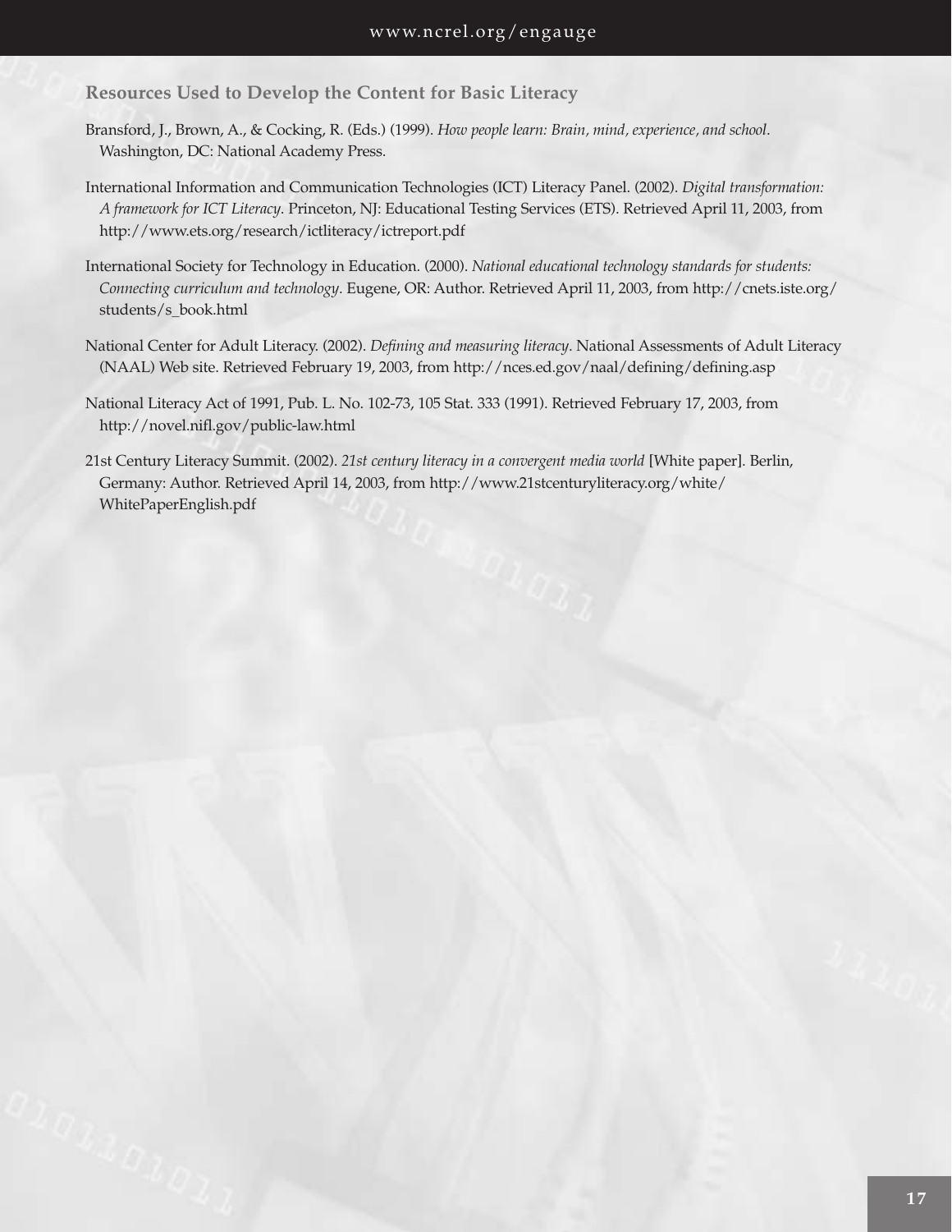### Resources Used to Develop the Content for Basic Literacy

Bransford, J., Brown, A., & Cocking, R. (Eds.) (1999). *How people learn: Brain, mind, experience, and school*. Washington, DC: National Academy Press.

International Information and Communication Technologies (ICT) Literacy Panel. (2002). *Digital transformation: A framework for ICT Literacy*. Princeton, NJ: Educational Testing Services (ETS). Retrieved April 11, 2003, from http://www.ets.org/research/ictliteracy/ictreport.pdf

International Society for Technology in Education. (2000). *National educational technology standards for students: Connecting curriculum and technology*. Eugene, OR: Author. Retrieved April 11, 2003, from http://cnets.iste.org/students/s_book.html

National Center for Adult Literacy. (2002). *Defining and measuring literacy*. National Assessments of Adult Literacy (NAAL) Web site. Retrieved February 19, 2003, from http://nces.ed.gov/naal/defining/defining.asp

National Literacy Act of 1991, Pub. L. No. 102-73, 105 Stat. 333 (1991). Retrieved February 17, 2003, from http://novel.nifl.gov/public-law.html

21st Century Literacy Summit. (2002). *21st century literacy in a convergent media world* [White paper]. Berlin, Germany: Author. Retrieved April 14, 2003, from http://www.21stcenturyliteracy.org/white/WhitePaperEnglish.pdf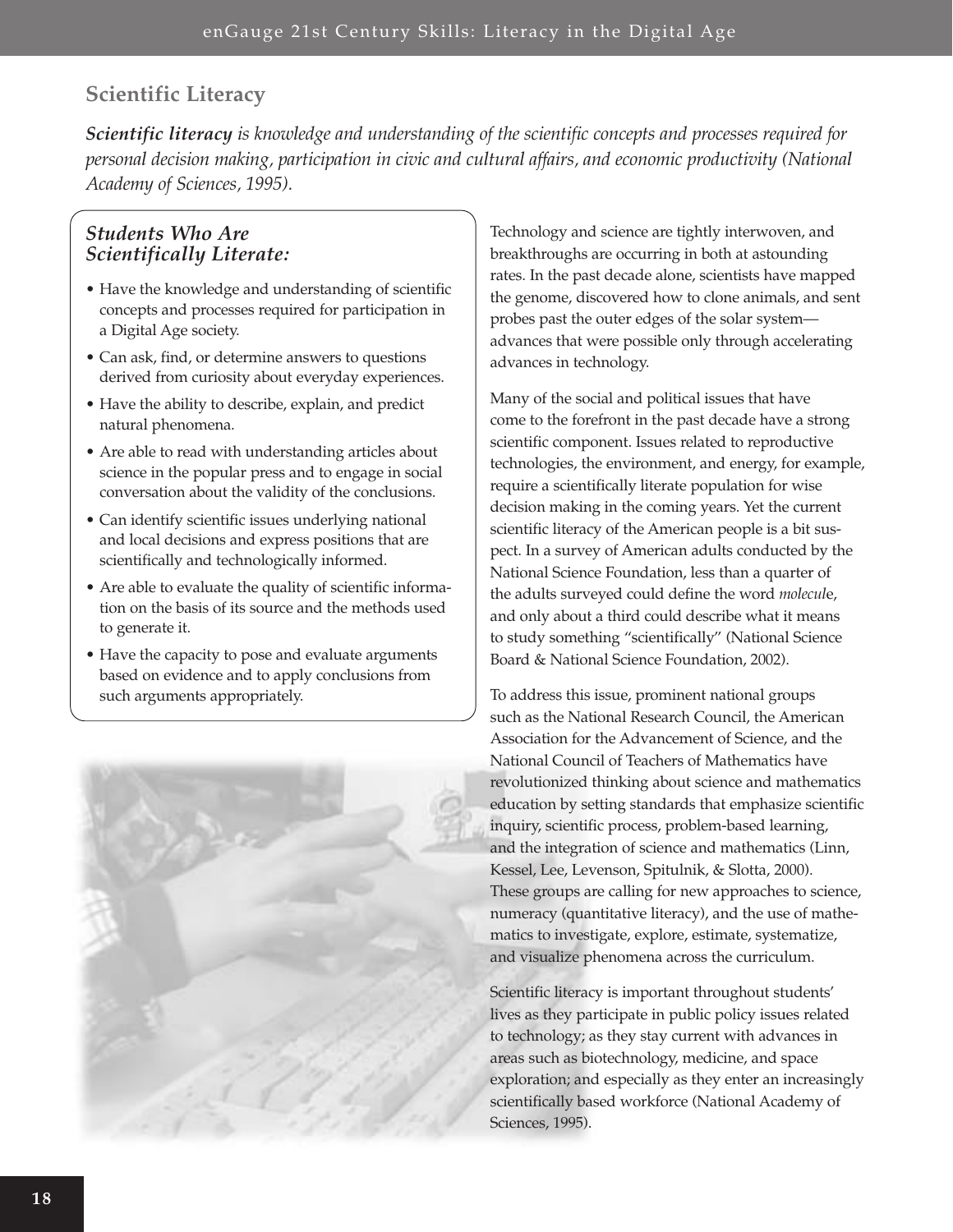## Scientific Literacy

***Scientific literacy*** *is knowledge and understanding of the scientific concepts and processes required for personal decision making, participation in civic and cultural affairs, and economic productivity (National Academy of Sciences, 1995).*

### *Students Who Are Scientifically Literate:*

- Have the knowledge and understanding of scientific concepts and processes required for participation in a Digital Age society.
- Can ask, find, or determine answers to questions derived from curiosity about everyday experiences.
- Have the ability to describe, explain, and predict natural phenomena.
- Are able to read with understanding articles about science in the popular press and to engage in social conversation about the validity of the conclusions.
- Can identify scientific issues underlying national and local decisions and express positions that are scientifically and technologically informed.
- Are able to evaluate the quality of scientific information on the basis of its source and the methods used to generate it.
- Have the capacity to pose and evaluate arguments based on evidence and to apply conclusions from such arguments appropriately.

Technology and science are tightly interwoven, and breakthroughs are occurring in both at astounding rates. In the past decade alone, scientists have mapped the genome, discovered how to clone animals, and sent probes past the outer edges of the solar system—advances that were possible only through accelerating advances in technology.

Many of the social and political issues that have come to the forefront in the past decade have a strong scientific component. Issues related to reproductive technologies, the environment, and energy, for example, require a scientifically literate population for wise decision making in the coming years. Yet the current scientific literacy of the American people is a bit suspect. In a survey of American adults conducted by the National Science Foundation, less than a quarter of the adults surveyed could define the word *molecule*, and only about a third could describe what it means to study something "scientifically" (National Science Board & National Science Foundation, 2002).

To address this issue, prominent national groups such as the National Research Council, the American Association for the Advancement of Science, and the National Council of Teachers of Mathematics have revolutionized thinking about science and mathematics education by setting standards that emphasize scientific inquiry, scientific process, problem-based learning, and the integration of science and mathematics (Linn, Kessel, Lee, Levenson, Spitulnik, & Slotta, 2000). These groups are calling for new approaches to science, numeracy (quantitative literacy), and the use of mathematics to investigate, explore, estimate, systematize, and visualize phenomena across the curriculum.

Scientific literacy is important throughout students' lives as they participate in public policy issues related to technology; as they stay current with advances in areas such as biotechnology, medicine, and space exploration; and especially as they enter an increasingly scientifically based workforce (National Academy of Sciences, 1995).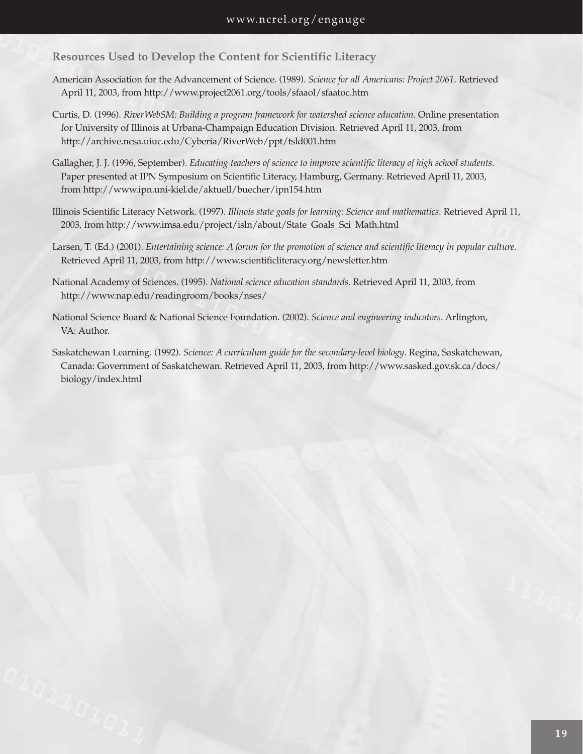## Resources Used to Develop the Content for Scientific Literacy

American Association for the Advancement of Science. (1989). *Science for all Americans: Project 2061*. Retrieved April 11, 2003, from http://www.project2061.org/tools/sfaaol/sfaatoc.htm

Curtis, D. (1996). *RiverWebSM: Building a program framework for watershed science education*. Online presentation for University of Illinois at Urbana-Champaign Education Division. Retrieved April 11, 2003, from http://archive.ncsa.uiuc.edu/Cyberia/RiverWeb/ppt/tsld001.htm

Gallagher, J. J. (1996, September). *Educating teachers of science to improve scientific literacy of high school students*. Paper presented at IPN Symposium on Scientific Literacy, Hamburg, Germany. Retrieved April 11, 2003, from http://www.ipn.uni-kiel.de/aktuell/buecher/ipn154.htm

Illinois Scientific Literacy Network. (1997). *Illinois state goals for learning: Science and mathematics*. Retrieved April 11, 2003, from http://www.imsa.edu/project/isln/about/State_Goals_Sci_Math.html

Larsen, T. (Ed.) (2001). *Entertaining science: A forum for the promotion of science and scientific literacy in popular culture*. Retrieved April 11, 2003, from http://www.scientificliteracy.org/newsletter.htm

National Academy of Sciences. (1995). *National science education standards*. Retrieved April 11, 2003, from http://www.nap.edu/readingroom/books/nses/

National Science Board & National Science Foundation. (2002). *Science and engineering indicators*. Arlington, VA: Author.

Saskatchewan Learning. (1992). *Science: A curriculum guide for the secondary-level biology*. Regina, Saskatchewan, Canada: Government of Saskatchewan. Retrieved April 11, 2003, from http://www.sasked.gov.sk.ca/docs/biology/index.html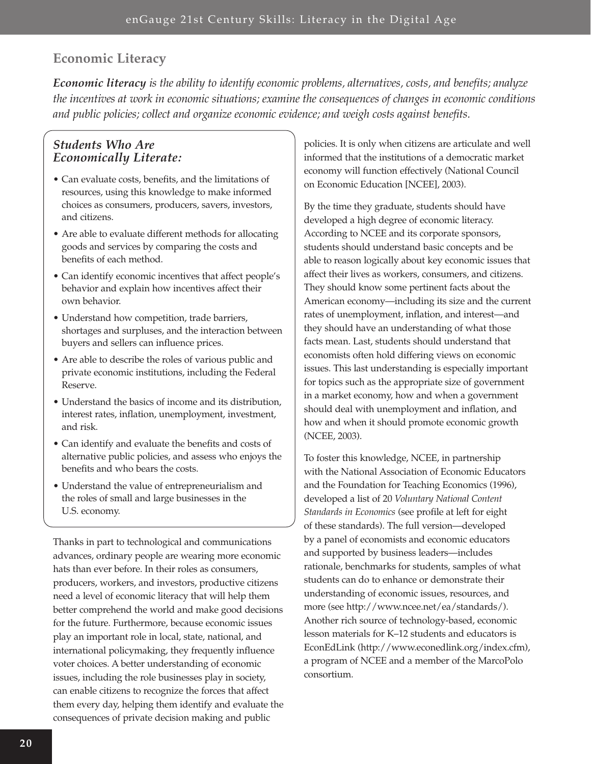## Economic Literacy

***Economic literacy** is the ability to identify economic problems, alternatives, costs, and benefits; analyze the incentives at work in economic situations; examine the consequences of changes in economic conditions and public policies; collect and organize economic evidence; and weigh costs against benefits.*

### *Students Who Are Economically Literate:*

- Can evaluate costs, benefits, and the limitations of resources, using this knowledge to make informed choices as consumers, producers, savers, investors, and citizens.
- Are able to evaluate different methods for allocating goods and services by comparing the costs and benefits of each method.
- Can identify economic incentives that affect people's behavior and explain how incentives affect their own behavior.
- Understand how competition, trade barriers, shortages and surpluses, and the interaction between buyers and sellers can influence prices.
- Are able to describe the roles of various public and private economic institutions, including the Federal Reserve.
- Understand the basics of income and its distribution, interest rates, inflation, unemployment, investment, and risk.
- Can identify and evaluate the benefits and costs of alternative public policies, and assess who enjoys the benefits and who bears the costs.
- Understand the value of entrepreneurialism and the roles of small and large businesses in the U.S. economy.

Thanks in part to technological and communications advances, ordinary people are wearing more economic hats than ever before. In their roles as consumers, producers, workers, and investors, productive citizens need a level of economic literacy that will help them better comprehend the world and make good decisions for the future. Furthermore, because economic issues play an important role in local, state, national, and international policymaking, they frequently influence voter choices. A better understanding of economic issues, including the role businesses play in society, can enable citizens to recognize the forces that affect them every day, helping them identify and evaluate the consequences of private decision making and public policies. It is only when citizens are articulate and well informed that the institutions of a democratic market economy will function effectively (National Council on Economic Education [NCEE], 2003).

By the time they graduate, students should have developed a high degree of economic literacy. According to NCEE and its corporate sponsors, students should understand basic concepts and be able to reason logically about key economic issues that affect their lives as workers, consumers, and citizens. They should know some pertinent facts about the American economy—including its size and the current rates of unemployment, inflation, and interest—and they should have an understanding of what those facts mean. Last, students should understand that economists often hold differing views on economic issues. This last understanding is especially important for topics such as the appropriate size of government in a market economy, how and when a government should deal with unemployment and inflation, and how and when it should promote economic growth (NCEE, 2003).

To foster this knowledge, NCEE, in partnership with the National Association of Economic Educators and the Foundation for Teaching Economics (1996), developed a list of 20 *Voluntary National Content Standards in Economics* (see profile at left for eight of these standards). The full version—developed by a panel of economists and economic educators and supported by business leaders—includes rationale, benchmarks for students, samples of what students can do to enhance or demonstrate their understanding of economic issues, resources, and more (see http://www.ncee.net/ea/standards/). Another rich source of technology-based, economic lesson materials for K–12 students and educators is EconEdLink (http://www.econedlink.org/index.cfm), a program of NCEE and a member of the MarcoPolo consortium.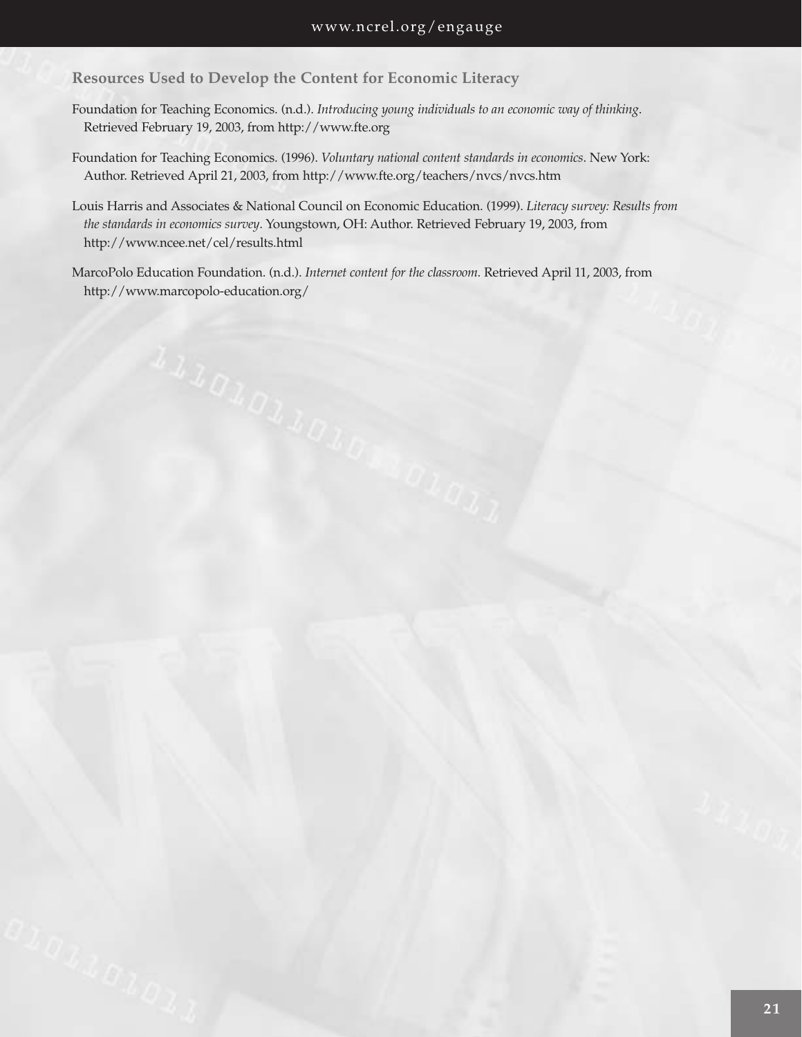### Resources Used to Develop the Content for Economic Literacy

Foundation for Teaching Economics. (n.d.). *Introducing young individuals to an economic way of thinking*. Retrieved February 19, 2003, from http://www.fte.org

Foundation for Teaching Economics. (1996). *Voluntary national content standards in economics*. New York: Author. Retrieved April 21, 2003, from http://www.fte.org/teachers/nvcs/nvcs.htm

Louis Harris and Associates & National Council on Economic Education. (1999). *Literacy survey: Results from the standards in economics survey*. Youngstown, OH: Author. Retrieved February 19, 2003, from http://www.ncee.net/cel/results.html

MarcoPolo Education Foundation. (n.d.). *Internet content for the classroom.* Retrieved April 11, 2003, from http://www.marcopolo-education.org/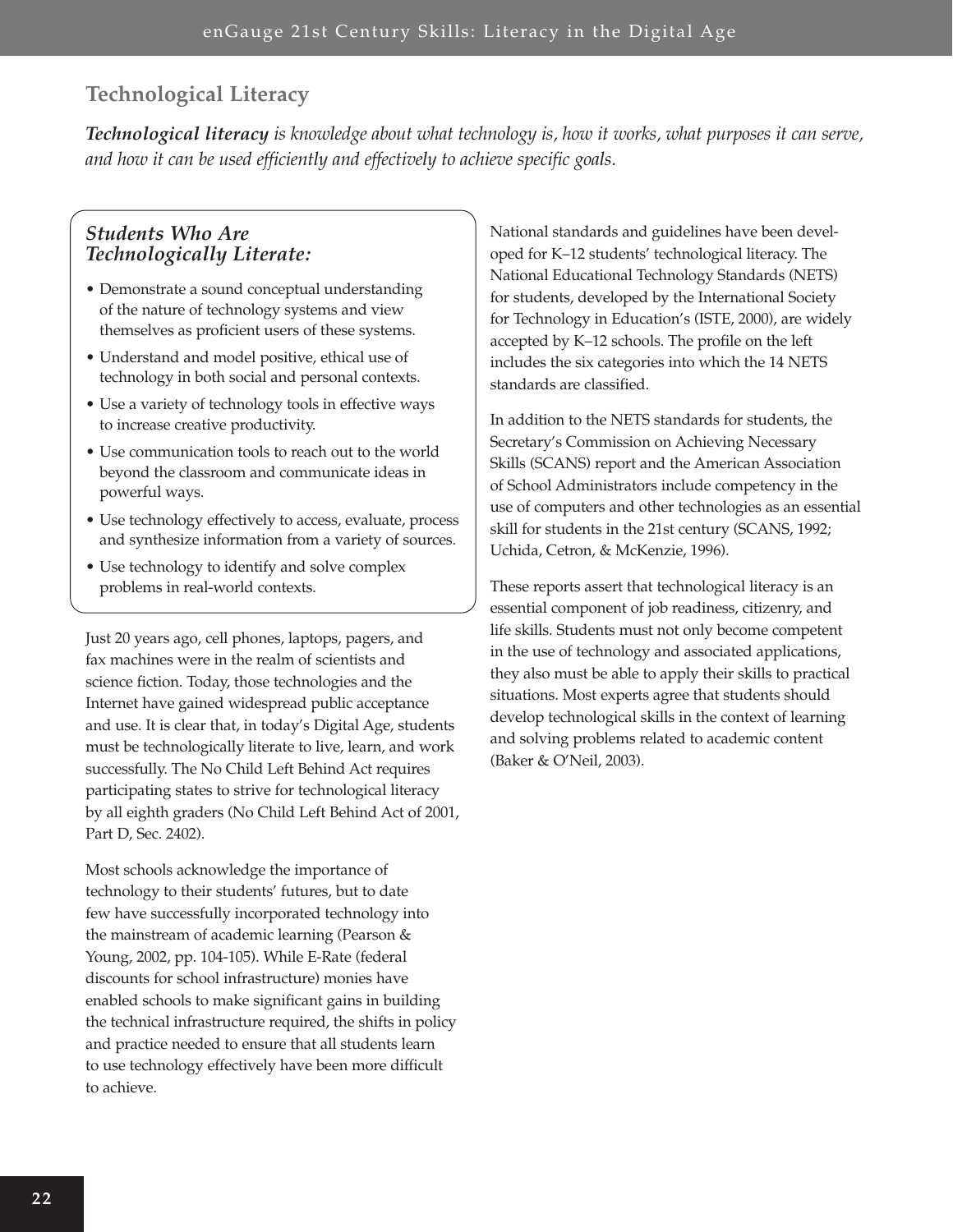## Technological Literacy

***Technological literacy** is knowledge about what technology is, how it works, what purposes it can serve, and how it can be used efficiently and effectively to achieve specific goals.*

### *Students Who Are Technologically Literate:*

- Demonstrate a sound conceptual understanding of the nature of technology systems and view themselves as proficient users of these systems.
- Understand and model positive, ethical use of technology in both social and personal contexts.
- Use a variety of technology tools in effective ways to increase creative productivity.
- Use communication tools to reach out to the world beyond the classroom and communicate ideas in powerful ways.
- Use technology effectively to access, evaluate, process and synthesize information from a variety of sources.
- Use technology to identify and solve complex problems in real-world contexts.

Just 20 years ago, cell phones, laptops, pagers, and fax machines were in the realm of scientists and science fiction. Today, those technologies and the Internet have gained widespread public acceptance and use. It is clear that, in today's Digital Age, students must be technologically literate to live, learn, and work successfully. The No Child Left Behind Act requires participating states to strive for technological literacy by all eighth graders (No Child Left Behind Act of 2001, Part D, Sec. 2402).

Most schools acknowledge the importance of technology to their students' futures, but to date few have successfully incorporated technology into the mainstream of academic learning (Pearson & Young, 2002, pp. 104-105). While E-Rate (federal discounts for school infrastructure) monies have enabled schools to make significant gains in building the technical infrastructure required, the shifts in policy and practice needed to ensure that all students learn to use technology effectively have been more difficult to achieve.

National standards and guidelines have been developed for K–12 students' technological literacy. The National Educational Technology Standards (NETS) for students, developed by the International Society for Technology in Education's (ISTE, 2000), are widely accepted by K–12 schools. The profile on the left includes the six categories into which the 14 NETS standards are classified.

In addition to the NETS standards for students, the Secretary's Commission on Achieving Necessary Skills (SCANS) report and the American Association of School Administrators include competency in the use of computers and other technologies as an essential skill for students in the 21st century (SCANS, 1992; Uchida, Cetron, & McKenzie, 1996).

These reports assert that technological literacy is an essential component of job readiness, citizenry, and life skills. Students must not only become competent in the use of technology and associated applications, they also must be able to apply their skills to practical situations. Most experts agree that students should develop technological skills in the context of learning and solving problems related to academic content (Baker & O'Neil, 2003).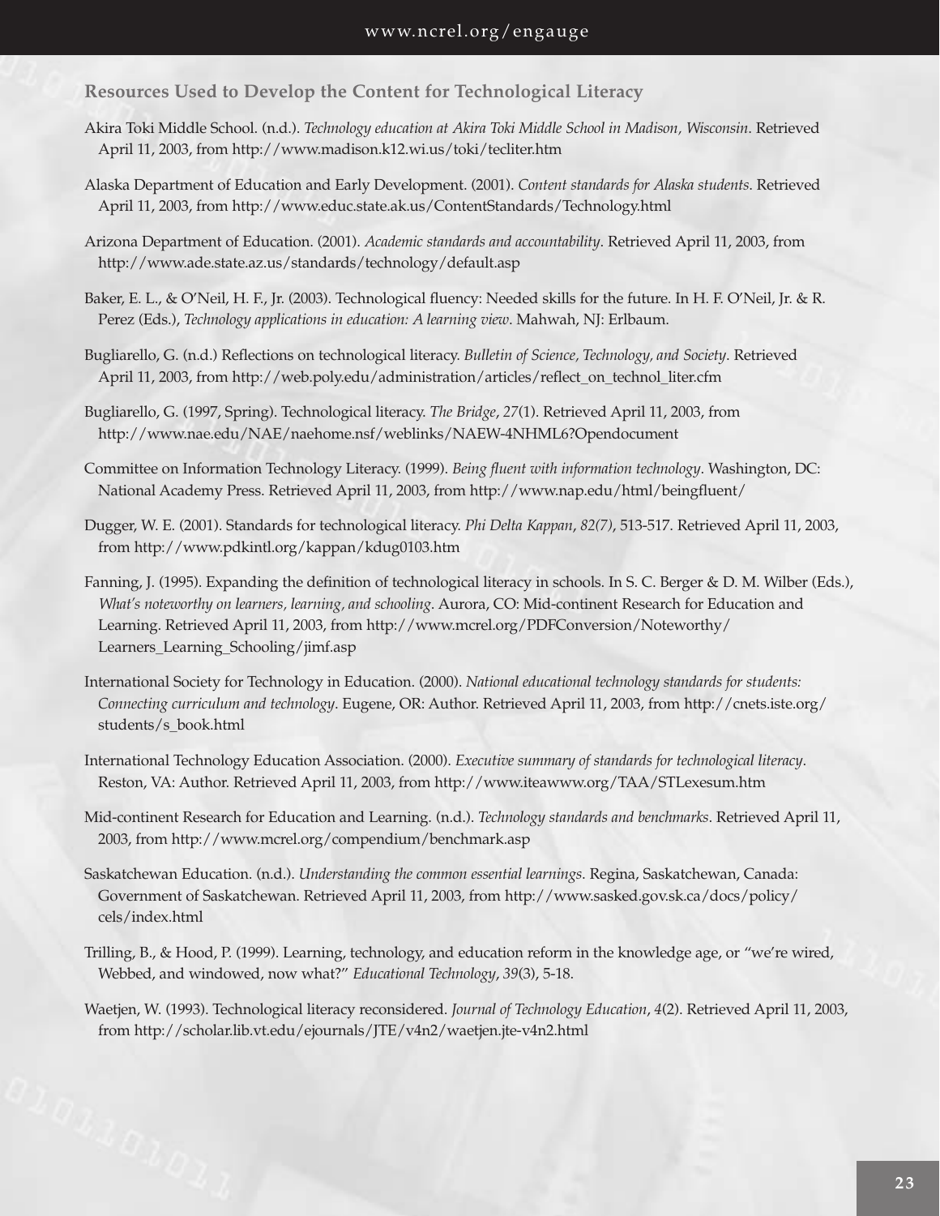### Resources Used to Develop the Content for Technological Literacy

Akira Toki Middle School. (n.d.). *Technology education at Akira Toki Middle School in Madison, Wisconsin*. Retrieved April 11, 2003, from http://www.madison.k12.wi.us/toki/tecliter.htm

Alaska Department of Education and Early Development. (2001). *Content standards for Alaska students*. Retrieved April 11, 2003, from http://www.educ.state.ak.us/ContentStandards/Technology.html

Arizona Department of Education. (2001). *Academic standards and accountability*. Retrieved April 11, 2003, from http://www.ade.state.az.us/standards/technology/default.asp

Baker, E. L., & O'Neil, H. F., Jr. (2003). Technological fluency: Needed skills for the future. In H. F. O'Neil, Jr. & R. Perez (Eds.), *Technology applications in education: A learning view*. Mahwah, NJ: Erlbaum.

Bugliarello, G. (n.d.) Reflections on technological literacy. *Bulletin of Science, Technology, and Society*. Retrieved April 11, 2003, from http://web.poly.edu/administration/articles/reflect_on_technol_liter.cfm

Bugliarello, G. (1997, Spring). Technological literacy. *The Bridge*, *27*(1). Retrieved April 11, 2003, from http://www.nae.edu/NAE/naehome.nsf/weblinks/NAEW-4NHML6?Opendocument

Committee on Information Technology Literacy. (1999). *Being fluent with information technology*. Washington, DC: National Academy Press. Retrieved April 11, 2003, from http://www.nap.edu/html/beingfluent/

Dugger, W. E. (2001). Standards for technological literacy. *Phi Delta Kappan*, *82(7)*, 513-517. Retrieved April 11, 2003, from http://www.pdkintl.org/kappan/kdug0103.htm

Fanning, J. (1995). Expanding the definition of technological literacy in schools. In S. C. Berger & D. M. Wilber (Eds.), *What's noteworthy on learners, learning, and schooling*. Aurora, CO: Mid-continent Research for Education and Learning. Retrieved April 11, 2003, from http://www.mcrel.org/PDFConversion/Noteworthy/Learners_Learning_Schooling/jimf.asp

International Society for Technology in Education. (2000). *National educational technology standards for students: Connecting curriculum and technology*. Eugene, OR: Author. Retrieved April 11, 2003, from http://cnets.iste.org/students/s_book.html

International Technology Education Association. (2000). *Executive summary of standards for technological literacy*. Reston, VA: Author. Retrieved April 11, 2003, from http://www.iteawww.org/TAA/STLexesum.htm

Mid-continent Research for Education and Learning. (n.d.). *Technology standards and benchmarks*. Retrieved April 11, 2003, from http://www.mcrel.org/compendium/benchmark.asp

Saskatchewan Education. (n.d.). *Understanding the common essential learnings.* Regina, Saskatchewan, Canada: Government of Saskatchewan. Retrieved April 11, 2003, from http://www.sasked.gov.sk.ca/docs/policy/cels/index.html

Trilling, B., & Hood, P. (1999). Learning, technology, and education reform in the knowledge age, or "we're wired, Webbed, and windowed, now what?" *Educational Technology*, *39*(3), 5-18.

Waetjen, W. (1993). Technological literacy reconsidered. *Journal of Technology Education*, *4*(2). Retrieved April 11, 2003, from http://scholar.lib.vt.edu/ejournals/JTE/v4n2/waetjen.jte-v4n2.html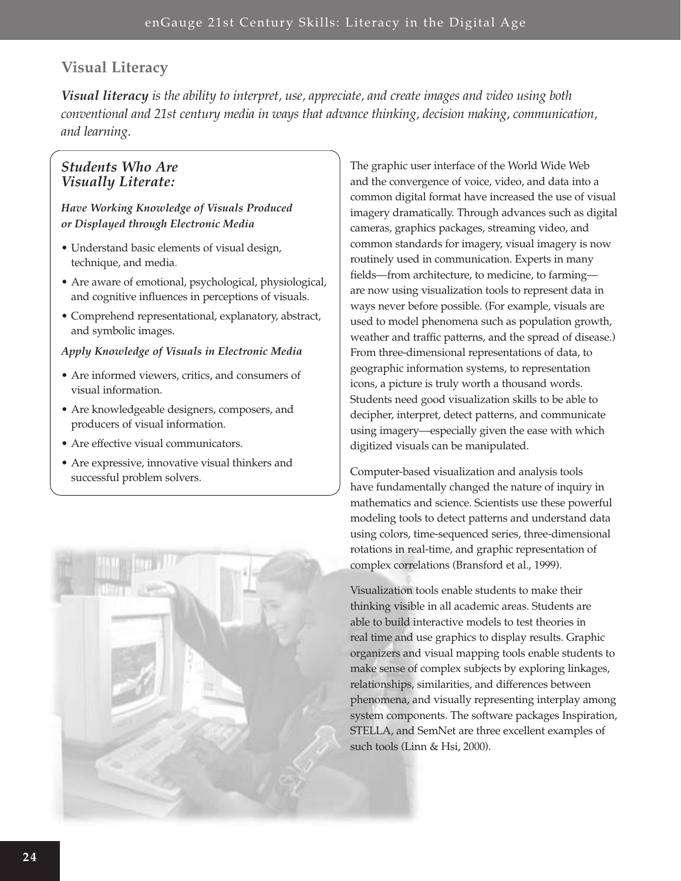## Visual Literacy

***Visual literacy*** *is the ability to interpret, use, appreciate, and create images and video using both conventional and 21st century media in ways that advance thinking, decision making, communication, and learning.*

### *Students Who Are Visually Literate:*

***Have Working Knowledge of Visuals Produced or Displayed through Electronic Media***

- Understand basic elements of visual design, technique, and media.
- Are aware of emotional, psychological, physiological, and cognitive influences in perceptions of visuals.
- Comprehend representational, explanatory, abstract, and symbolic images.

***Apply Knowledge of Visuals in Electronic Media***

- Are informed viewers, critics, and consumers of visual information.
- Are knowledgeable designers, composers, and producers of visual information.
- Are effective visual communicators.
- Are expressive, innovative visual thinkers and successful problem solvers.

The graphic user interface of the World Wide Web and the convergence of voice, video, and data into a common digital format have increased the use of visual imagery dramatically. Through advances such as digital cameras, graphics packages, streaming video, and common standards for imagery, visual imagery is now routinely used in communication. Experts in many fields—from architecture, to medicine, to farming—are now using visualization tools to represent data in ways never before possible. (For example, visuals are used to model phenomena such as population growth, weather and traffic patterns, and the spread of disease.) From three-dimensional representations of data, to geographic information systems, to representation icons, a picture is truly worth a thousand words. Students need good visualization skills to be able to decipher, interpret, detect patterns, and communicate using imagery—especially given the ease with which digitized visuals can be manipulated.

Computer-based visualization and analysis tools have fundamentally changed the nature of inquiry in mathematics and science. Scientists use these powerful modeling tools to detect patterns and understand data using colors, time-sequenced series, three-dimensional rotations in real-time, and graphic representation of complex correlations (Bransford et al., 1999).

Visualization tools enable students to make their thinking visible in all academic areas. Students are able to build interactive models to test theories in real time and use graphics to display results. Graphic organizers and visual mapping tools enable students to make sense of complex subjects by exploring linkages, relationships, similarities, and differences between phenomena, and visually representing interplay among system components. The software packages Inspiration, STELLA, and SemNet are three excellent examples of such tools (Linn & Hsi, 2000).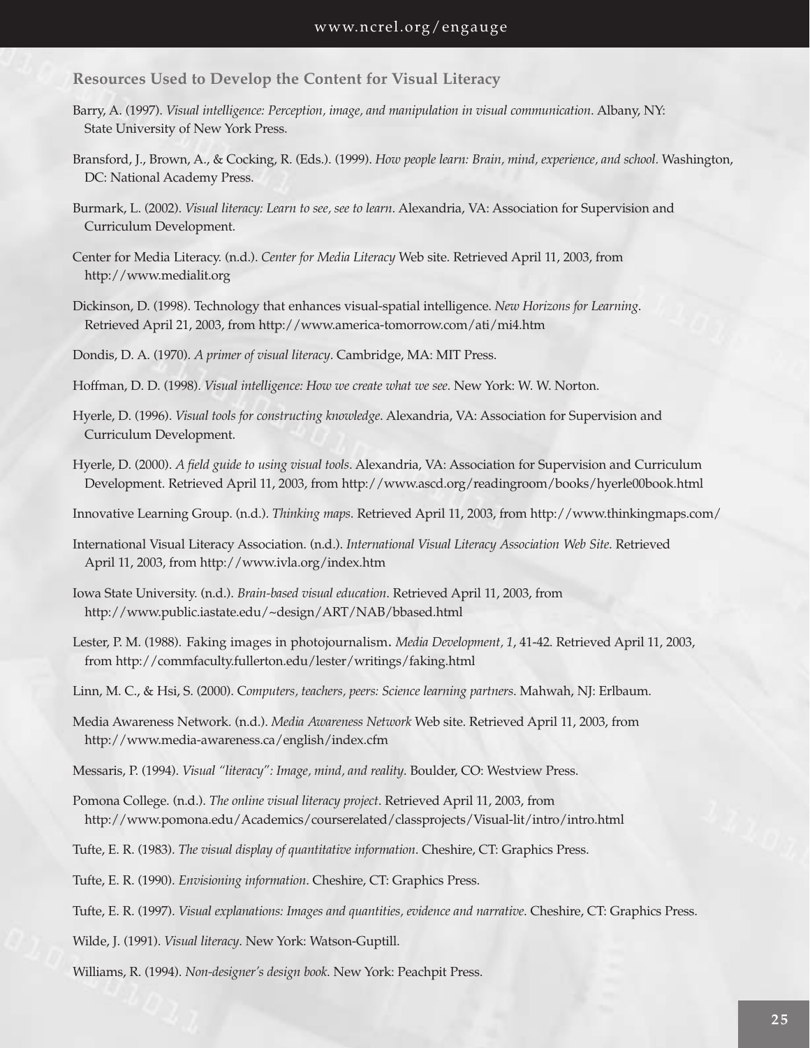### Resources Used to Develop the Content for Visual Literacy

Barry, A. (1997). *Visual intelligence: Perception, image, and manipulation in visual communication*. Albany, NY: State University of New York Press.

Bransford, J., Brown, A., & Cocking, R. (Eds.). (1999). *How people learn: Brain, mind, experience, and school.* Washington, DC: National Academy Press.

Burmark, L. (2002). *Visual literacy: Learn to see, see to learn*. Alexandria, VA: Association for Supervision and Curriculum Development.

Center for Media Literacy. (n.d.). *Center for Media Literacy* Web site. Retrieved April 11, 2003, from http://www.medialit.org

Dickinson, D. (1998). Technology that enhances visual-spatial intelligence. *New Horizons for Learning*. Retrieved April 21, 2003, from http://www.america-tomorrow.com/ati/mi4.htm

Dondis, D. A. (1970). *A primer of visual literacy*. Cambridge, MA: MIT Press.

Hoffman, D. D. (1998). *Visual intelligence: How we create what we see*. New York: W. W. Norton.

Hyerle, D. (1996). *Visual tools for constructing knowledge*. Alexandria, VA: Association for Supervision and Curriculum Development.

Hyerle, D. (2000). *A field guide to using visual tools*. Alexandria, VA: Association for Supervision and Curriculum Development. Retrieved April 11, 2003, from http://www.ascd.org/readingroom/books/hyerle00book.html

Innovative Learning Group. (n.d.). *Thinking maps*. Retrieved April 11, 2003, from http://www.thinkingmaps.com/

International Visual Literacy Association. (n.d.). *International Visual Literacy Association Web Site*. Retrieved April 11, 2003, from http://www.ivla.org/index.htm

Iowa State University. (n.d.). *Brain-based visual education*. Retrieved April 11, 2003, from http://www.public.iastate.edu/~design/ART/NAB/bbased.html

Lester, P. M. (1988). Faking images in photojournalism. *Media Development, 1*, 41-42. Retrieved April 11, 2003, from http://commfaculty.fullerton.edu/lester/writings/faking.html

Linn, M. C., & Hsi, S. (2000). C*omputers, teachers, peers: Science learning partners*. Mahwah, NJ: Erlbaum.

Media Awareness Network. (n.d.). *Media Awareness Network* Web site. Retrieved April 11, 2003, from http://www.media-awareness.ca/english/index.cfm

Messaris, P. (1994). *Visual "literacy": Image, mind, and reality*. Boulder, CO: Westview Press.

Pomona College. (n.d.). *The online visual literacy project*. Retrieved April 11, 2003, from http://www.pomona.edu/Academics/courserelated/classprojects/Visual-lit/intro/intro.html

Tufte, E. R. (1983). *The visual display of quantitative information*. Cheshire, CT: Graphics Press.

Tufte, E. R. (1990). *Envisioning information*. Cheshire, CT: Graphics Press.

Tufte, E. R. (1997). *Visual explanations: Images and quantities, evidence and narrative*. Cheshire, CT: Graphics Press.

Wilde, J. (1991). *Visual literacy*. New York: Watson-Guptill.

Williams, R. (1994). *Non-designer's design book*. New York: Peachpit Press.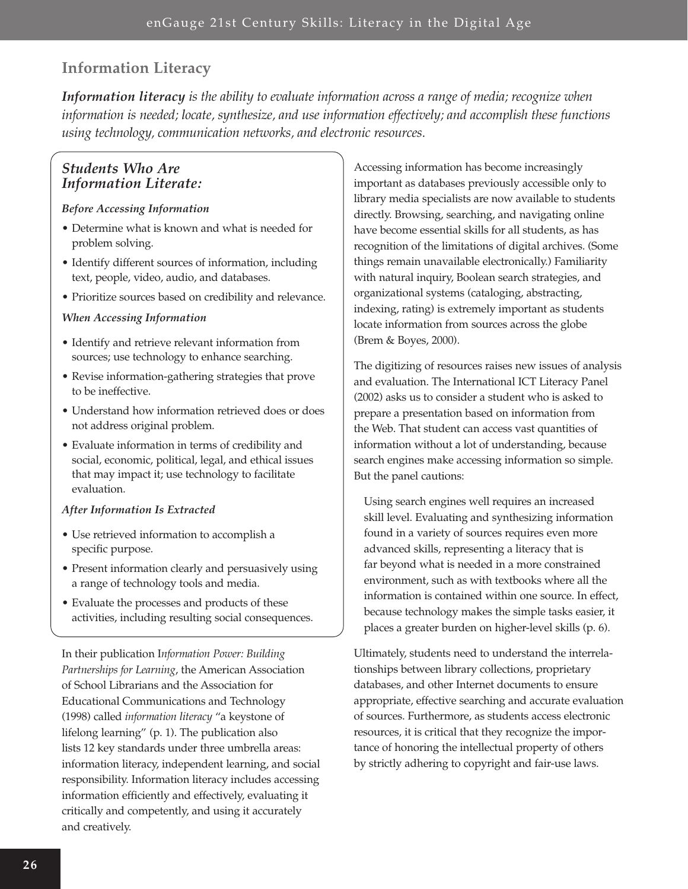## Information Literacy

***Information literacy** is the ability to evaluate information across a range of media; recognize when information is needed; locate, synthesize, and use information effectively; and accomplish these functions using technology, communication networks, and electronic resources.*

### *Students Who Are Information Literate:*

***Before Accessing Information***

- Determine what is known and what is needed for problem solving.
- Identify different sources of information, including text, people, video, audio, and databases.
- Prioritize sources based on credibility and relevance.

***When Accessing Information***

- Identify and retrieve relevant information from sources; use technology to enhance searching.
- Revise information-gathering strategies that prove to be ineffective.
- Understand how information retrieved does or does not address original problem.
- Evaluate information in terms of credibility and social, economic, political, legal, and ethical issues that may impact it; use technology to facilitate evaluation.

***After Information Is Extracted***

- Use retrieved information to accomplish a specific purpose.
- Present information clearly and persuasively using a range of technology tools and media.
- Evaluate the processes and products of these activities, including resulting social consequences.

In their publication I*nformation Power: Building Partnerships for Learning*, the American Association of School Librarians and the Association for Educational Communications and Technology (1998) called *information literacy* "a keystone of lifelong learning" (p. 1). The publication also lists 12 key standards under three umbrella areas: information literacy, independent learning, and social responsibility. Information literacy includes accessing information efficiently and effectively, evaluating it critically and competently, and using it accurately and creatively.

Accessing information has become increasingly important as databases previously accessible only to library media specialists are now available to students directly. Browsing, searching, and navigating online have become essential skills for all students, as has recognition of the limitations of digital archives. (Some things remain unavailable electronically.) Familiarity with natural inquiry, Boolean search strategies, and organizational systems (cataloging, abstracting, indexing, rating) is extremely important as students locate information from sources across the globe (Brem & Boyes, 2000).

The digitizing of resources raises new issues of analysis and evaluation. The International ICT Literacy Panel (2002) asks us to consider a student who is asked to prepare a presentation based on information from the Web. That student can access vast quantities of information without a lot of understanding, because search engines make accessing information so simple. But the panel cautions:

> Using search engines well requires an increased skill level. Evaluating and synthesizing information found in a variety of sources requires even more advanced skills, representing a literacy that is far beyond what is needed in a more constrained environment, such as with textbooks where all the information is contained within one source. In effect, because technology makes the simple tasks easier, it places a greater burden on higher-level skills (p. 6).

Ultimately, students need to understand the interrelationships between library collections, proprietary databases, and other Internet documents to ensure appropriate, effective searching and accurate evaluation of sources. Furthermore, as students access electronic resources, it is critical that they recognize the importance of honoring the intellectual property of others by strictly adhering to copyright and fair-use laws.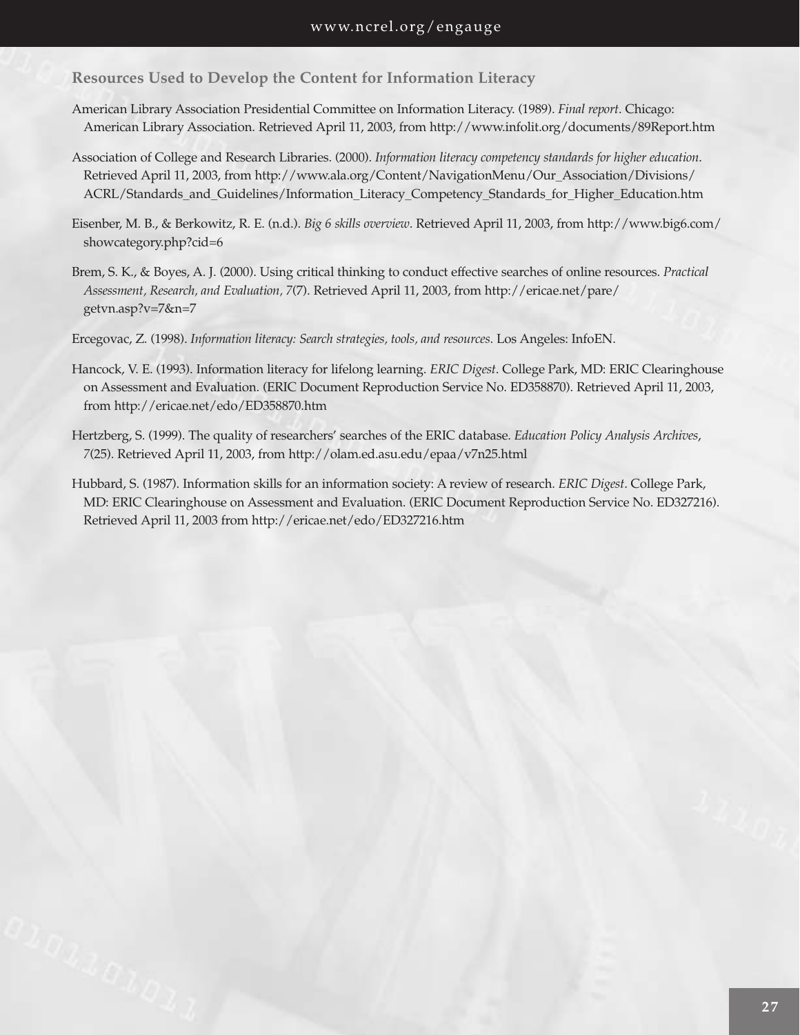## Resources Used to Develop the Content for Information Literacy

American Library Association Presidential Committee on Information Literacy. (1989). *Final report*. Chicago: American Library Association. Retrieved April 11, 2003, from http://www.infolit.org/documents/89Report.htm

Association of College and Research Libraries. (2000). *Information literacy competency standards for higher education*. Retrieved April 11, 2003, from http://www.ala.org/Content/NavigationMenu/Our_Association/Divisions/ACRL/Standards_and_Guidelines/Information_Literacy_Competency_Standards_for_Higher_Education.htm

Eisenber, M. B., & Berkowitz, R. E. (n.d.). *Big 6 skills overview*. Retrieved April 11, 2003, from http://www.big6.com/showcategory.php?cid=6

Brem, S. K., & Boyes, A. J. (2000). Using critical thinking to conduct effective searches of online resources. *Practical Assessment, Research, and Evaluation, 7*(7). Retrieved April 11, 2003, from http://ericae.net/pare/getvn.asp?v=7&n=7

Ercegovac, Z. (1998). *Information literacy: Search strategies, tools, and resources*. Los Angeles: InfoEN.

Hancock, V. E. (1993). Information literacy for lifelong learning. *ERIC Digest*. College Park, MD: ERIC Clearinghouse on Assessment and Evaluation. (ERIC Document Reproduction Service No. ED358870). Retrieved April 11, 2003, from http://ericae.net/edo/ED358870.htm

Hertzberg, S. (1999). The quality of researchers' searches of the ERIC database. *Education Policy Analysis Archives*, *7*(25). Retrieved April 11, 2003, from http://olam.ed.asu.edu/epaa/v7n25.html

Hubbard, S. (1987). Information skills for an information society: A review of research. *ERIC Digest*. College Park, MD: ERIC Clearinghouse on Assessment and Evaluation. (ERIC Document Reproduction Service No. ED327216). Retrieved April 11, 2003 from http://ericae.net/edo/ED327216.htm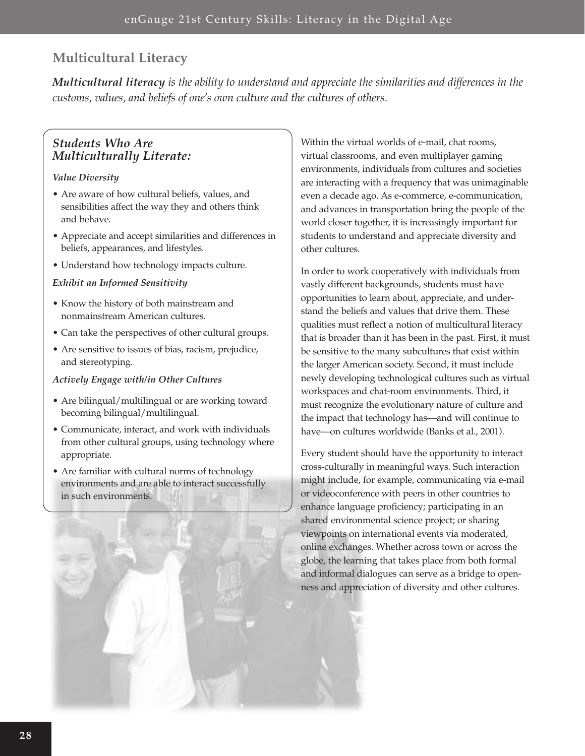## Multicultural Literacy

***Multicultural literacy*** *is the ability to understand and appreciate the similarities and differences in the customs, values, and beliefs of one's own culture and the cultures of others.*

### *Students Who Are Multiculturally Literate:*

***Value Diversity***

- Are aware of how cultural beliefs, values, and sensibilities affect the way they and others think and behave.
- Appreciate and accept similarities and differences in beliefs, appearances, and lifestyles.
- Understand how technology impacts culture.

***Exhibit an Informed Sensitivity***

- Know the history of both mainstream and nonmainstream American cultures.
- Can take the perspectives of other cultural groups.
- Are sensitive to issues of bias, racism, prejudice, and stereotyping.

***Actively Engage with/in Other Cultures***

- Are bilingual/multilingual or are working toward becoming bilingual/multilingual.
- Communicate, interact, and work with individuals from other cultural groups, using technology where appropriate.
- Are familiar with cultural norms of technology environments and are able to interact successfully in such environments.

Within the virtual worlds of e-mail, chat rooms, virtual classrooms, and even multiplayer gaming environments, individuals from cultures and societies are interacting with a frequency that was unimaginable even a decade ago. As e-commerce, e-communication, and advances in transportation bring the people of the world closer together, it is increasingly important for students to understand and appreciate diversity and other cultures.

In order to work cooperatively with individuals from vastly different backgrounds, students must have opportunities to learn about, appreciate, and understand the beliefs and values that drive them. These qualities must reflect a notion of multicultural literacy that is broader than it has been in the past. First, it must be sensitive to the many subcultures that exist within the larger American society. Second, it must include newly developing technological cultures such as virtual workspaces and chat-room environments. Third, it must recognize the evolutionary nature of culture and the impact that technology has—and will continue to have—on cultures worldwide (Banks et al., 2001).

Every student should have the opportunity to interact cross-culturally in meaningful ways. Such interaction might include, for example, communicating via e-mail or videoconference with peers in other countries to enhance language proficiency; participating in an shared environmental science project; or sharing viewpoints on international events via moderated, online exchanges. Whether across town or across the globe, the learning that takes place from both formal and informal dialogues can serve as a bridge to openness and appreciation of diversity and other cultures.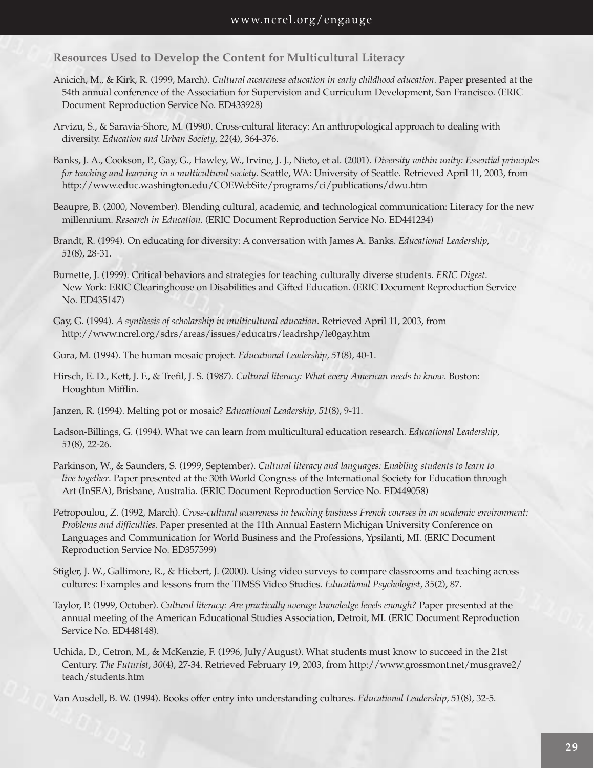### Resources Used to Develop the Content for Multicultural Literacy

Anicich, M., & Kirk, R. (1999, March). *Cultural awareness education in early childhood education*. Paper presented at the 54th annual conference of the Association for Supervision and Curriculum Development, San Francisco. (ERIC Document Reproduction Service No. ED433928)

Arvizu, S., & Saravia-Shore, M. (1990). Cross-cultural literacy: An anthropological approach to dealing with diversity. *Education and Urban Society*, *22*(4), 364-376.

Banks, J. A., Cookson, P., Gay, G., Hawley, W., Irvine, J. J., Nieto, et al. (2001). *Diversity within unity: Essential principles for teaching and learning in a multicultural society*. Seattle, WA: University of Seattle. Retrieved April 11, 2003, from http://www.educ.washington.edu/COEWebSite/programs/ci/publications/dwu.htm

Beaupre, B. (2000, November). Blending cultural, academic, and technological communication: Literacy for the new millennium. *Research in Education*. (ERIC Document Reproduction Service No. ED441234)

Brandt, R. (1994). On educating for diversity: A conversation with James A. Banks. *Educational Leadership*, *51*(8), 28-31.

Burnette, J. (1999). Critical behaviors and strategies for teaching culturally diverse students. *ERIC Digest*. New York: ERIC Clearinghouse on Disabilities and Gifted Education. (ERIC Document Reproduction Service No. ED435147)

Gay, G. (1994). *A synthesis of scholarship in multicultural education*. Retrieved April 11, 2003, from http://www.ncrel.org/sdrs/areas/issues/educatrs/leadrshp/le0gay.htm

Gura, M. (1994). The human mosaic project. *Educational Leadership, 51*(8), 40-1.

Hirsch, E. D., Kett, J. F., & Trefil, J. S. (1987). *Cultural literacy: What every American needs to know*. Boston: Houghton Mifflin.

Janzen, R. (1994). Melting pot or mosaic? *Educational Leadership, 51*(8), 9-11.

Ladson-Billings, G. (1994). What we can learn from multicultural education research. *Educational Leadership*, *51*(8), 22-26.

Parkinson, W., & Saunders, S. (1999, September). *Cultural literacy and languages: Enabling students to learn to live together*. Paper presented at the 30th World Congress of the International Society for Education through Art (InSEA), Brisbane, Australia. (ERIC Document Reproduction Service No. ED449058)

Petropoulou, Z. (1992, March). *Cross-cultural awareness in teaching business French courses in an academic environment: Problems and difficulties*. Paper presented at the 11th Annual Eastern Michigan University Conference on Languages and Communication for World Business and the Professions, Ypsilanti, MI. (ERIC Document Reproduction Service No. ED357599)

Stigler, J. W., Gallimore, R., & Hiebert, J. (2000). Using video surveys to compare classrooms and teaching across cultures: Examples and lessons from the TIMSS Video Studies. *Educational Psychologist, 35*(2), 87.

Taylor, P. (1999, October). *Cultural literacy: Are practically average knowledge levels enough?* Paper presented at the annual meeting of the American Educational Studies Association, Detroit, MI. (ERIC Document Reproduction Service No. ED448148).

Uchida, D., Cetron, M., & McKenzie, F. (1996, July/August). What students must know to succeed in the 21st Century. *The Futurist*, *30*(4), 27-34. Retrieved February 19, 2003, from http://www.grossmont.net/musgrave2/teach/students.htm

Van Ausdell, B. W. (1994). Books offer entry into understanding cultures. *Educational Leadership*, *51*(8), 32-5.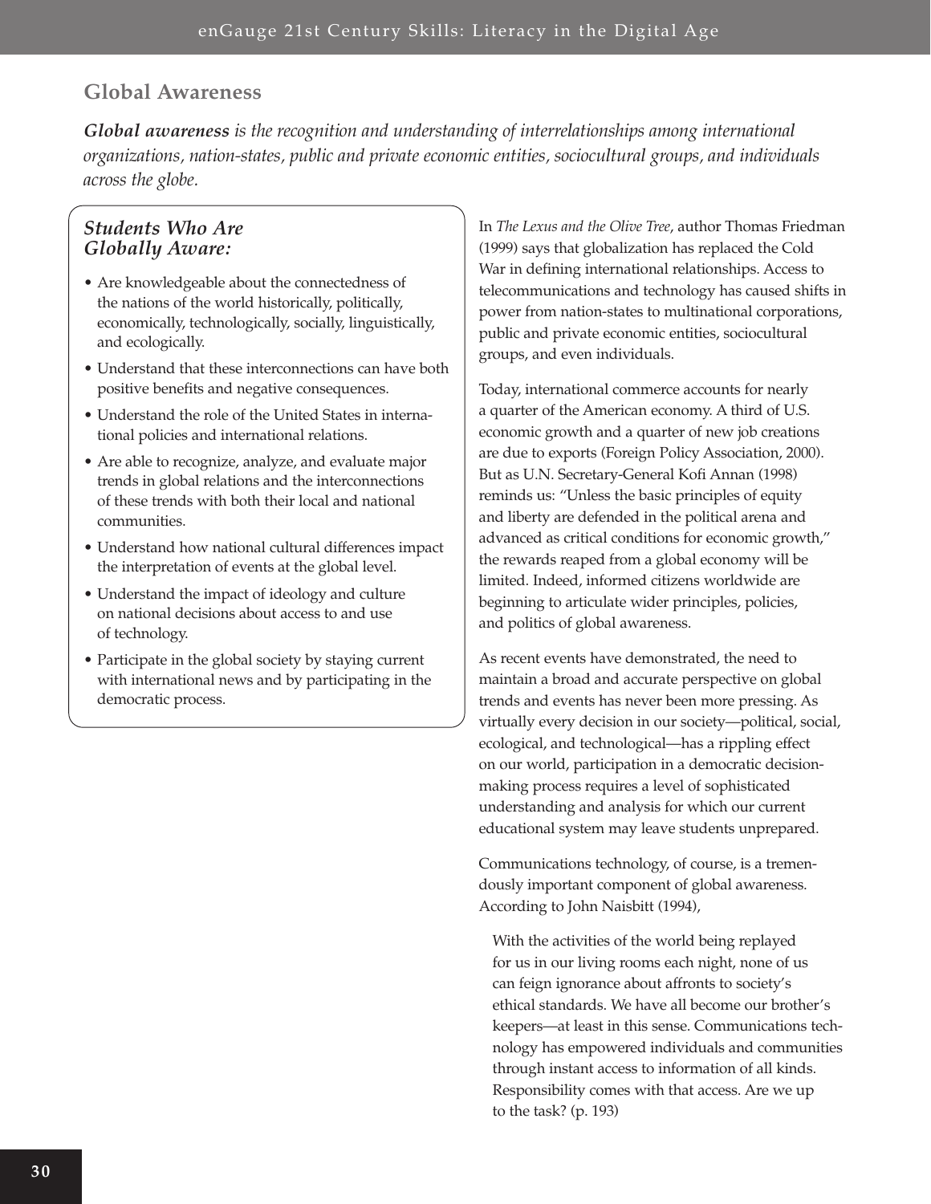## Global Awareness

***Global awareness** is the recognition and understanding of interrelationships among international organizations, nation-states, public and private economic entities, sociocultural groups, and individuals across the globe.*

### *Students Who Are Globally Aware:*

- Are knowledgeable about the connectedness of the nations of the world historically, politically, economically, technologically, socially, linguistically, and ecologically.
- Understand that these interconnections can have both positive benefits and negative consequences.
- Understand the role of the United States in international policies and international relations.
- Are able to recognize, analyze, and evaluate major trends in global relations and the interconnections of these trends with both their local and national communities.
- Understand how national cultural differences impact the interpretation of events at the global level.
- Understand the impact of ideology and culture on national decisions about access to and use of technology.
- Participate in the global society by staying current with international news and by participating in the democratic process.

In *The Lexus and the Olive Tree*, author Thomas Friedman (1999) says that globalization has replaced the Cold War in defining international relationships. Access to telecommunications and technology has caused shifts in power from nation-states to multinational corporations, public and private economic entities, sociocultural groups, and even individuals.

Today, international commerce accounts for nearly a quarter of the American economy. A third of U.S. economic growth and a quarter of new job creations are due to exports (Foreign Policy Association, 2000). But as U.N. Secretary-General Kofi Annan (1998) reminds us: "Unless the basic principles of equity and liberty are defended in the political arena and advanced as critical conditions for economic growth," the rewards reaped from a global economy will be limited. Indeed, informed citizens worldwide are beginning to articulate wider principles, policies, and politics of global awareness.

As recent events have demonstrated, the need to maintain a broad and accurate perspective on global trends and events has never been more pressing. As virtually every decision in our society—political, social, ecological, and technological—has a rippling effect on our world, participation in a democratic decision-making process requires a level of sophisticated understanding and analysis for which our current educational system may leave students unprepared.

Communications technology, of course, is a tremendously important component of global awareness. According to John Naisbitt (1994),

> With the activities of the world being replayed for us in our living rooms each night, none of us can feign ignorance about affronts to society's ethical standards. We have all become our brother's keepers—at least in this sense. Communications technology has empowered individuals and communities through instant access to information of all kinds. Responsibility comes with that access. Are we up to the task? (p. 193)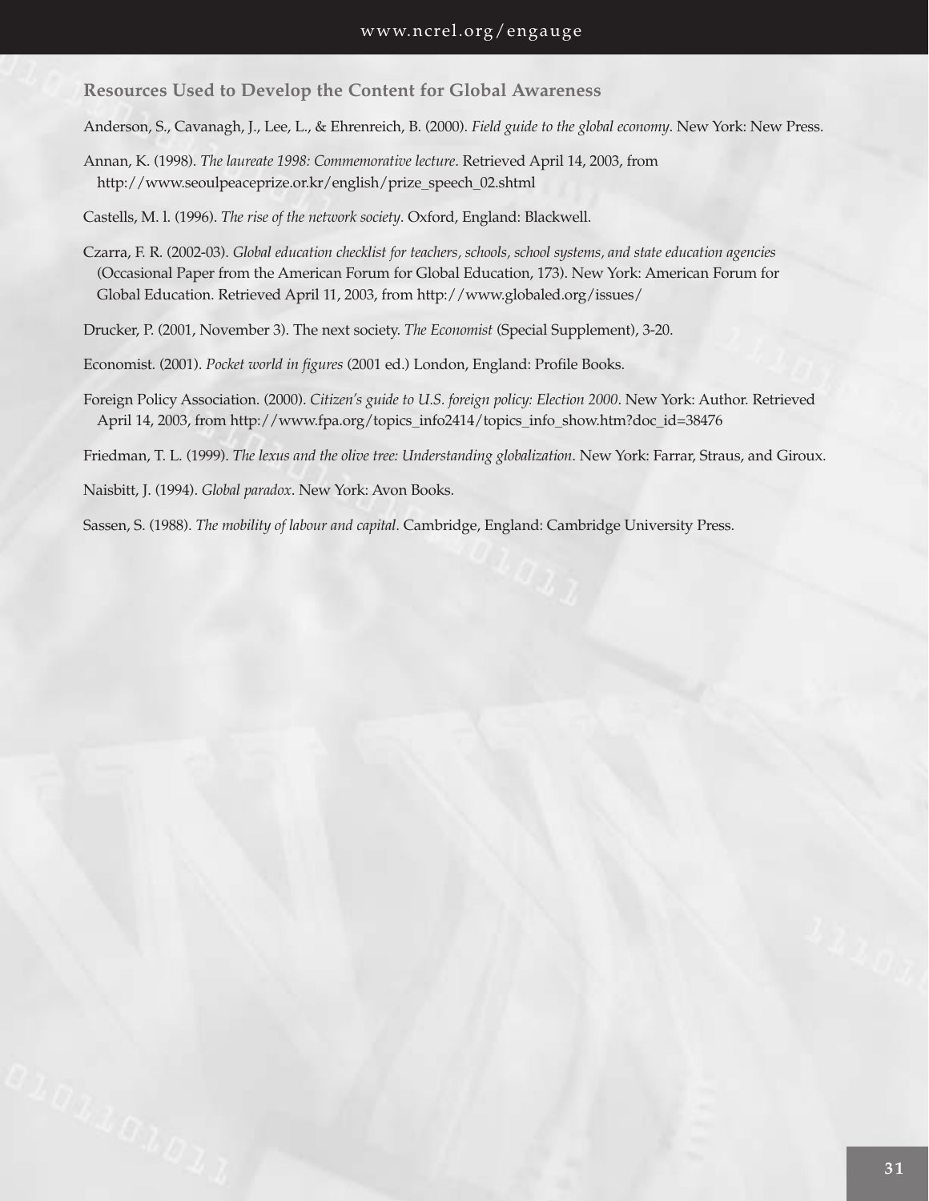### Resources Used to Develop the Content for Global Awareness

Anderson, S., Cavanagh, J., Lee, L., & Ehrenreich, B. (2000). *Field guide to the global economy*. New York: New Press.

Annan, K. (1998). *The laureate 1998: Commemorative lecture*. Retrieved April 14, 2003, from http://www.seoulpeaceprize.or.kr/english/prize_speech_02.shtml

Castells, M. l. (1996). *The rise of the network society*. Oxford, England: Blackwell.

Czarra, F. R. (2002-03). *Global education checklist for teachers, schools, school systems, and state education agencies* (Occasional Paper from the American Forum for Global Education, 173). New York: American Forum for Global Education. Retrieved April 11, 2003, from http://www.globaled.org/issues/

Drucker, P. (2001, November 3). The next society. *The Economist* (Special Supplement), 3-20.

Economist. (2001). *Pocket world in figures* (2001 ed.) London, England: Profile Books.

Foreign Policy Association. (2000). *Citizen's guide to U.S. foreign policy: Election 2000*. New York: Author. Retrieved April 14, 2003, from http://www.fpa.org/topics_info2414/topics_info_show.htm?doc_id=38476

Friedman, T. L. (1999). *The lexus and the olive tree: Understanding globalization*. New York: Farrar, Straus, and Giroux.

Naisbitt, J. (1994). *Global paradox*. New York: Avon Books.

Sassen, S. (1988). *The mobility of labour and capital*. Cambridge, England: Cambridge University Press.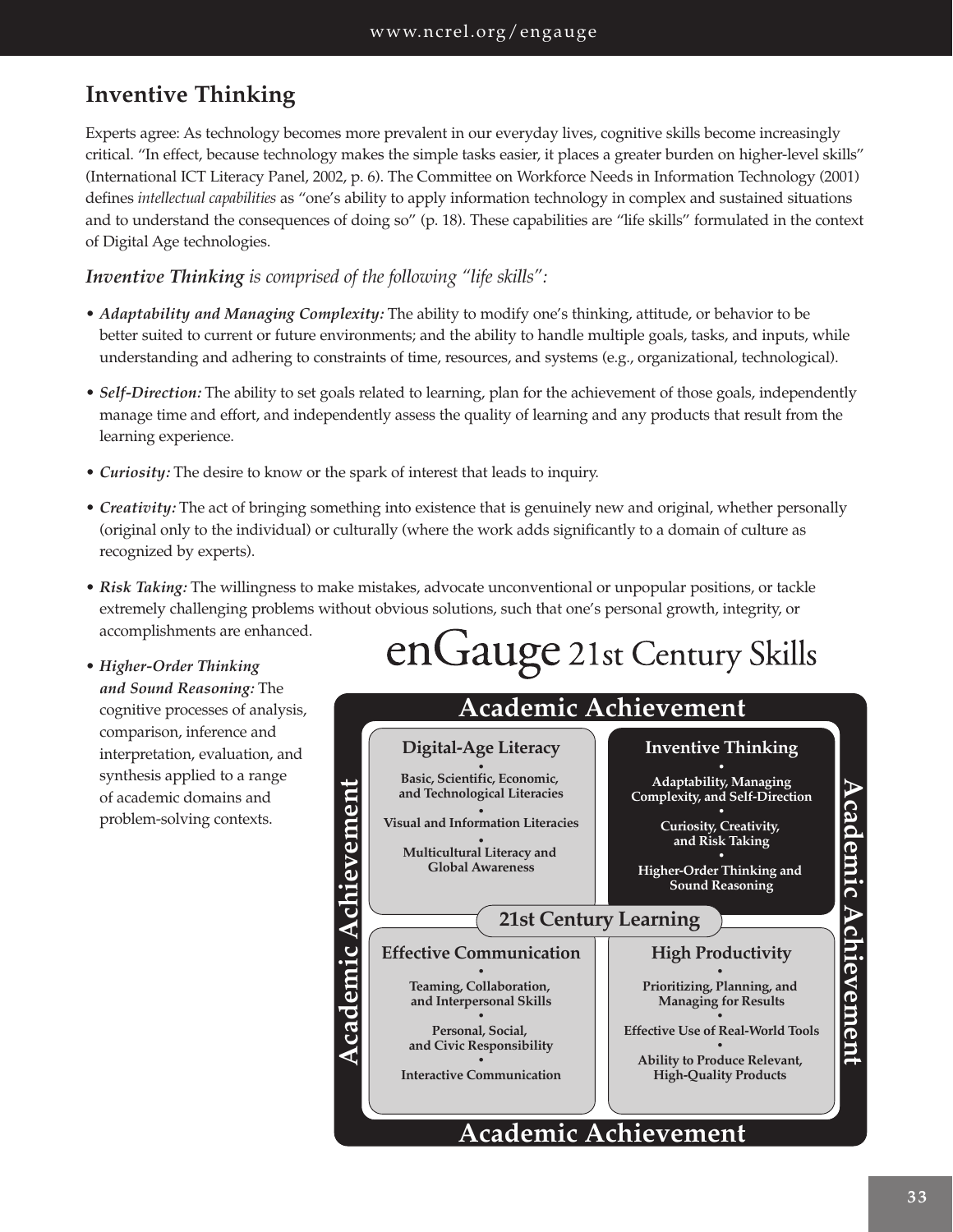## Inventive Thinking

Experts agree: As technology becomes more prevalent in our everyday lives, cognitive skills become increasingly critical. "In effect, because technology makes the simple tasks easier, it places a greater burden on higher-level skills" (International ICT Literacy Panel, 2002, p. 6). The Committee on Workforce Needs in Information Technology (2001) defines *intellectual capabilities* as "one's ability to apply information technology in complex and sustained situations and to understand the consequences of doing so" (p. 18). These capabilities are "life skills" formulated in the context of Digital Age technologies.

***Inventive Thinking*** *is comprised of the following "life skills":*

- ***Adaptability and Managing Complexity:*** The ability to modify one's thinking, attitude, or behavior to be better suited to current or future environments; and the ability to handle multiple goals, tasks, and inputs, while understanding and adhering to constraints of time, resources, and systems (e.g., organizational, technological).
- ***Self-Direction:*** The ability to set goals related to learning, plan for the achievement of those goals, independently manage time and effort, and independently assess the quality of learning and any products that result from the learning experience.
- ***Curiosity:*** The desire to know or the spark of interest that leads to inquiry.
- ***Creativity:*** The act of bringing something into existence that is genuinely new and original, whether personally (original only to the individual) or culturally (where the work adds significantly to a domain of culture as recognized by experts).
- ***Risk Taking:*** The willingness to make mistakes, advocate unconventional or unpopular positions, or tackle extremely challenging problems without obvious solutions, such that one's personal growth, integrity, or accomplishments are enhanced.
- ***Higher-Order Thinking and Sound Reasoning:*** The cognitive processes of analysis, comparison, inference and interpretation, evaluation, and synthesis applied to a range of academic domains and problem-solving contexts.

enGauge 21st Century Skills

Academic Achievement

**Digital-Age Literacy**
- Basic, Scientific, Economic, and Technological Literacies
- Visual and Information Literacies
- Multicultural Literacy and Global Awareness

**Inventive Thinking**
- Adaptability, Managing Complexity, and Self-Direction
- Curiosity, Creativity, and Risk Taking
- Higher-Order Thinking and Sound Reasoning

**21st Century Learning**

**Effective Communication**
- Teaming, Collaboration, and Interpersonal Skills
- Personal, Social, and Civic Responsibility
- Interactive Communication

**High Productivity**
- Prioritizing, Planning, and Managing for Results
- Effective Use of Real-World Tools
- Ability to Produce Relevant, High-Quality Products

Academic Achievement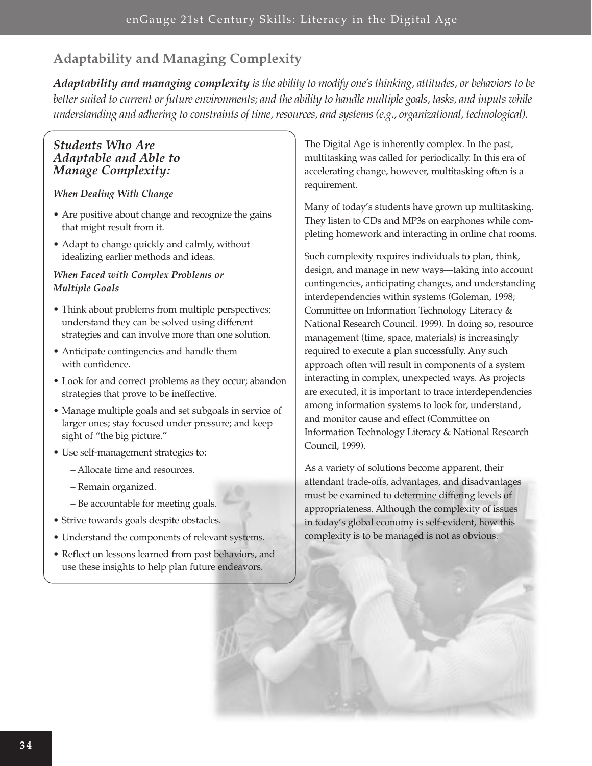## Adaptability and Managing Complexity

***Adaptability and managing complexity** is the ability to modify one's thinking, attitudes, or behaviors to be better suited to current or future environments; and the ability to handle multiple goals, tasks, and inputs while understanding and adhering to constraints of time, resources, and systems (e.g., organizational, technological).*

### *Students Who Are Adaptable and Able to Manage Complexity:*

***When Dealing With Change***

- Are positive about change and recognize the gains that might result from it.
- Adapt to change quickly and calmly, without idealizing earlier methods and ideas.

***When Faced with Complex Problems or Multiple Goals***

- Think about problems from multiple perspectives; understand they can be solved using different strategies and can involve more than one solution.
- Anticipate contingencies and handle them with confidence.
- Look for and correct problems as they occur; abandon strategies that prove to be ineffective.
- Manage multiple goals and set subgoals in service of larger ones; stay focused under pressure; and keep sight of "the big picture."
- Use self-management strategies to:
  - Allocate time and resources.
  - Remain organized.
  - Be accountable for meeting goals.
- Strive towards goals despite obstacles.
- Understand the components of relevant systems.
- Reflect on lessons learned from past behaviors, and use these insights to help plan future endeavors.

The Digital Age is inherently complex. In the past, multitasking was called for periodically. In this era of accelerating change, however, multitasking often is a requirement.

Many of today's students have grown up multitasking. They listen to CDs and MP3s on earphones while completing homework and interacting in online chat rooms.

Such complexity requires individuals to plan, think, design, and manage in new ways—taking into account contingencies, anticipating changes, and understanding interdependencies within systems (Goleman, 1998; Committee on Information Technology Literacy & National Research Council. 1999). In doing so, resource management (time, space, materials) is increasingly required to execute a plan successfully. Any such approach often will result in components of a system interacting in complex, unexpected ways. As projects are executed, it is important to trace interdependencies among information systems to look for, understand, and monitor cause and effect (Committee on Information Technology Literacy & National Research Council, 1999).

As a variety of solutions become apparent, their attendant trade-offs, advantages, and disadvantages must be examined to determine differing levels of appropriateness. Although the complexity of issues in today's global economy is self-evident, how this complexity is to be managed is not as obvious.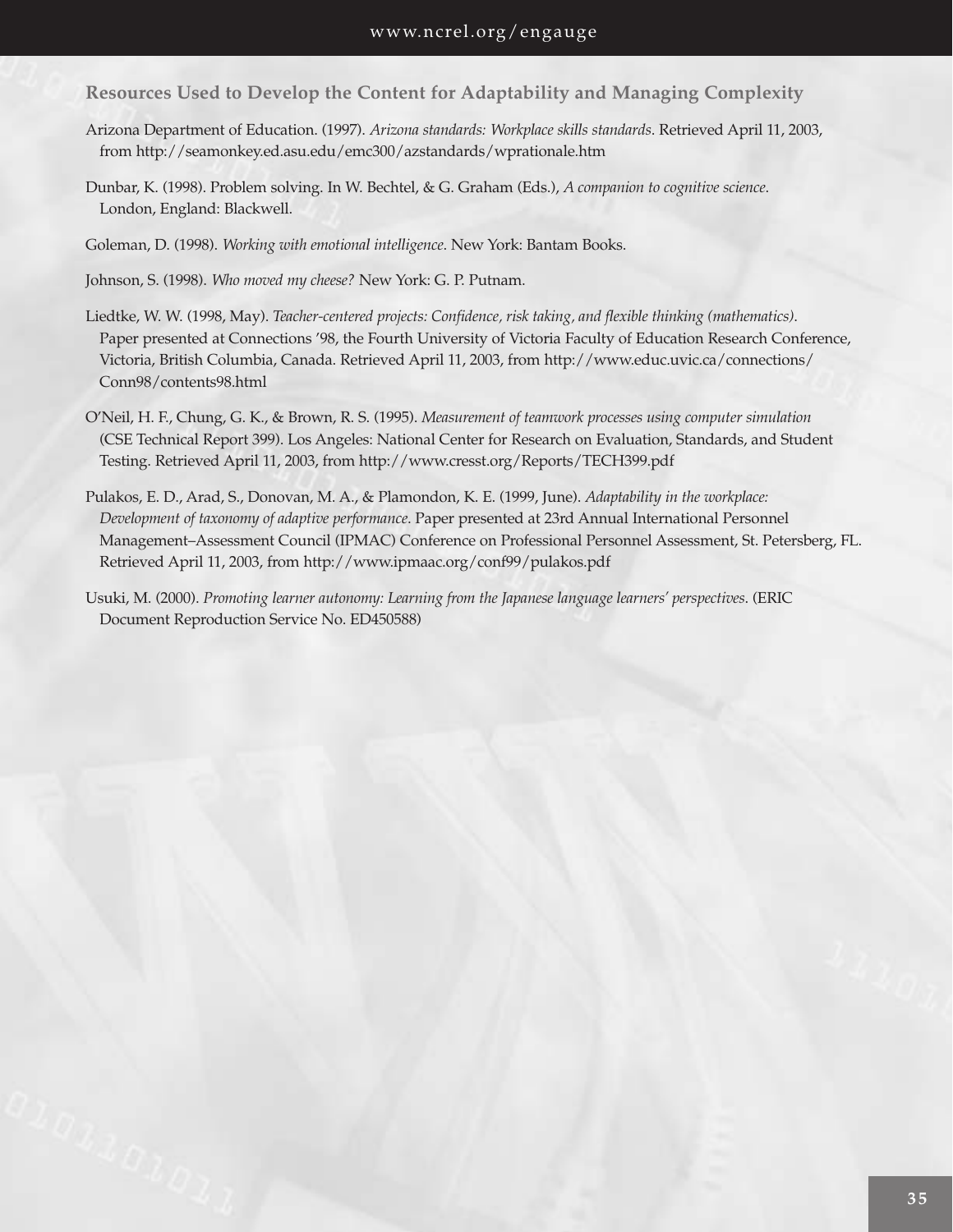### Resources Used to Develop the Content for Adaptability and Managing Complexity

Arizona Department of Education. (1997). *Arizona standards: Workplace skills standards*. Retrieved April 11, 2003, from http://seamonkey.ed.asu.edu/emc300/azstandards/wprationale.htm

Dunbar, K. (1998). Problem solving. In W. Bechtel, & G. Graham (Eds.), *A companion to cognitive science.* London, England: Blackwell.

Goleman, D. (1998). *Working with emotional intelligence*. New York: Bantam Books.

Johnson, S. (1998). *Who moved my cheese?* New York: G. P. Putnam.

Liedtke, W. W. (1998, May). *Teacher-centered projects: Confidence, risk taking, and flexible thinking (mathematics)*. Paper presented at Connections '98, the Fourth University of Victoria Faculty of Education Research Conference, Victoria, British Columbia, Canada. Retrieved April 11, 2003, from http://www.educ.uvic.ca/connections/Conn98/contents98.html

O'Neil, H. F., Chung, G. K., & Brown, R. S. (1995). *Measurement of teamwork processes using computer simulation* (CSE Technical Report 399). Los Angeles: National Center for Research on Evaluation, Standards, and Student Testing. Retrieved April 11, 2003, from http://www.cresst.org/Reports/TECH399.pdf

Pulakos, E. D., Arad, S., Donovan, M. A., & Plamondon, K. E. (1999, June). *Adaptability in the workplace: Development of taxonomy of adaptive performance*. Paper presented at 23rd Annual International Personnel Management–Assessment Council (IPMAC) Conference on Professional Personnel Assessment, St. Petersberg, FL. Retrieved April 11, 2003, from http://www.ipmaac.org/conf99/pulakos.pdf

Usuki, M. (2000). *Promoting learner autonomy: Learning from the Japanese language learners' perspectives*. (ERIC Document Reproduction Service No. ED450588)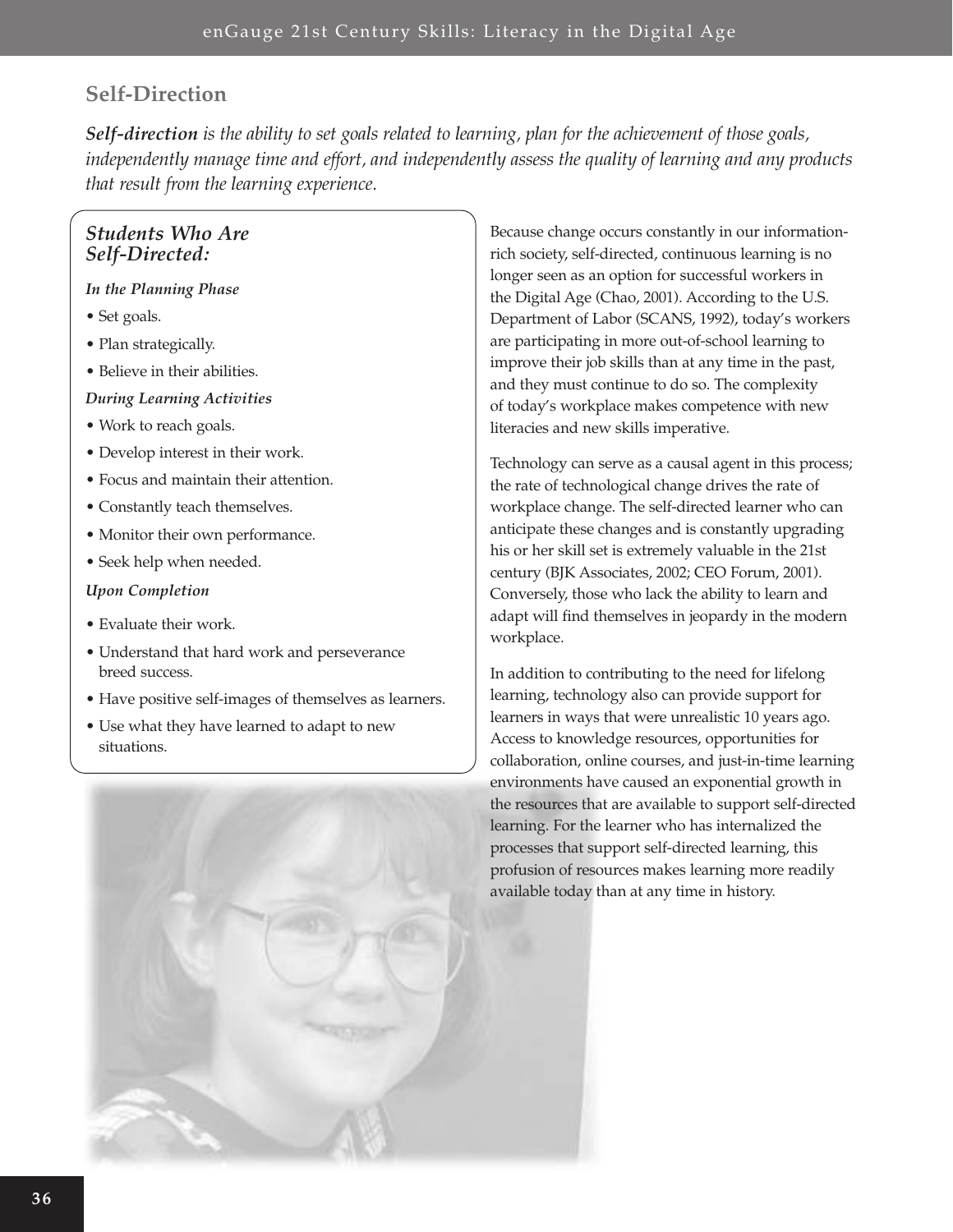## Self-Direction

***Self-direction** is the ability to set goals related to learning, plan for the achievement of those goals, independently manage time and effort, and independently assess the quality of learning and any products that result from the learning experience.*

### *Students Who Are Self-Directed:*

***In the Planning Phase***

- Set goals.
- Plan strategically.
- Believe in their abilities.

***During Learning Activities***

- Work to reach goals.
- Develop interest in their work.
- Focus and maintain their attention.
- Constantly teach themselves.
- Monitor their own performance.
- Seek help when needed.

***Upon Completion***

- Evaluate their work.
- Understand that hard work and perseverance breed success.
- Have positive self-images of themselves as learners.
- Use what they have learned to adapt to new situations.

Because change occurs constantly in our information-rich society, self-directed, continuous learning is no longer seen as an option for successful workers in the Digital Age (Chao, 2001). According to the U.S. Department of Labor (SCANS, 1992), today's workers are participating in more out-of-school learning to improve their job skills than at any time in the past, and they must continue to do so. The complexity of today's workplace makes competence with new literacies and new skills imperative.

Technology can serve as a causal agent in this process; the rate of technological change drives the rate of workplace change. The self-directed learner who can anticipate these changes and is constantly upgrading his or her skill set is extremely valuable in the 21st century (BJK Associates, 2002; CEO Forum, 2001). Conversely, those who lack the ability to learn and adapt will find themselves in jeopardy in the modern workplace.

In addition to contributing to the need for lifelong learning, technology also can provide support for learners in ways that were unrealistic 10 years ago. Access to knowledge resources, opportunities for collaboration, online courses, and just-in-time learning environments have caused an exponential growth in the resources that are available to support self-directed learning. For the learner who has internalized the processes that support self-directed learning, this profusion of resources makes learning more readily available today than at any time in history.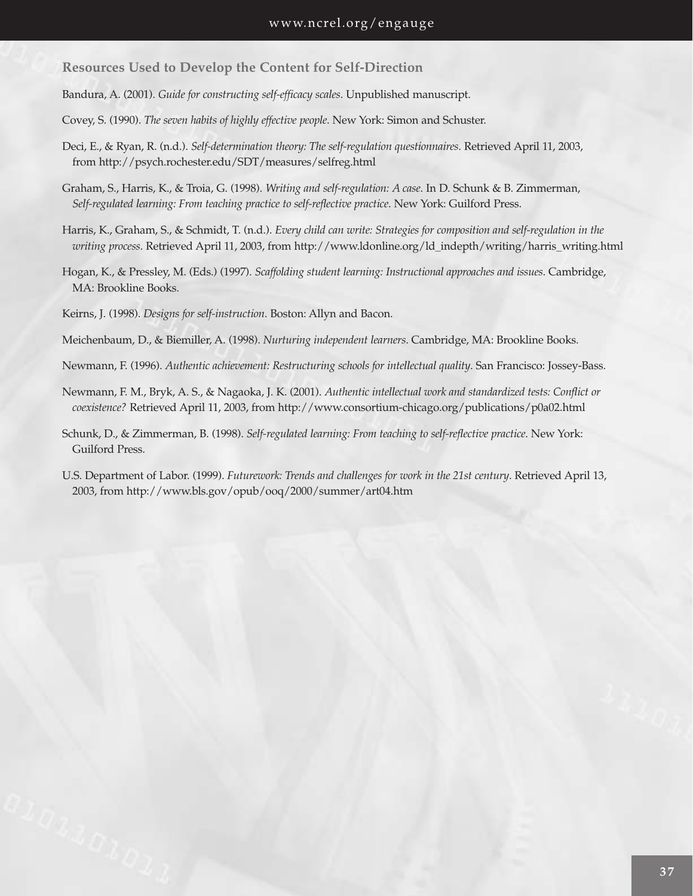### Resources Used to Develop the Content for Self-Direction

Bandura, A. (2001). *Guide for constructing self-efficacy scales*. Unpublished manuscript.

Covey, S. (1990). *The seven habits of highly effective people*. New York: Simon and Schuster.

Deci, E., & Ryan, R. (n.d.). *Self-determination theory: The self-regulation questionnaires*. Retrieved April 11, 2003, from http://psych.rochester.edu/SDT/measures/selfreg.html

Graham, S., Harris, K., & Troia, G. (1998). *Writing and self-regulation: A case*. In D. Schunk & B. Zimmerman, *Self-regulated learning: From teaching practice to self-reflective practice*. New York: Guilford Press.

Harris, K., Graham, S., & Schmidt, T. (n.d.). *Every child can write: Strategies for composition and self-regulation in the writing process*. Retrieved April 11, 2003, from http://www.ldonline.org/ld_indepth/writing/harris_writing.html

Hogan, K., & Pressley, M. (Eds.) (1997). *Scaffolding student learning: Instructional approaches and issues*. Cambridge, MA: Brookline Books.

Keirns, J. (1998). *Designs for self-instruction*. Boston: Allyn and Bacon.

Meichenbaum, D., & Biemiller, A. (1998). *Nurturing independent learners*. Cambridge, MA: Brookline Books.

Newmann, F. (1996). *Authentic achievement: Restructuring schools for intellectual quality*. San Francisco: Jossey-Bass.

Newmann, F. M., Bryk, A. S., & Nagaoka, J. K. (2001). *Authentic intellectual work and standardized tests: Conflict or coexistence?* Retrieved April 11, 2003, from http://www.consortium-chicago.org/publications/p0a02.html

Schunk, D., & Zimmerman, B. (1998). *Self-regulated learning: From teaching to self-reflective practice*. New York: Guilford Press.

U.S. Department of Labor. (1999). *Futurework: Trends and challenges for work in the 21st century*. Retrieved April 13, 2003, from http://www.bls.gov/opub/ooq/2000/summer/art04.htm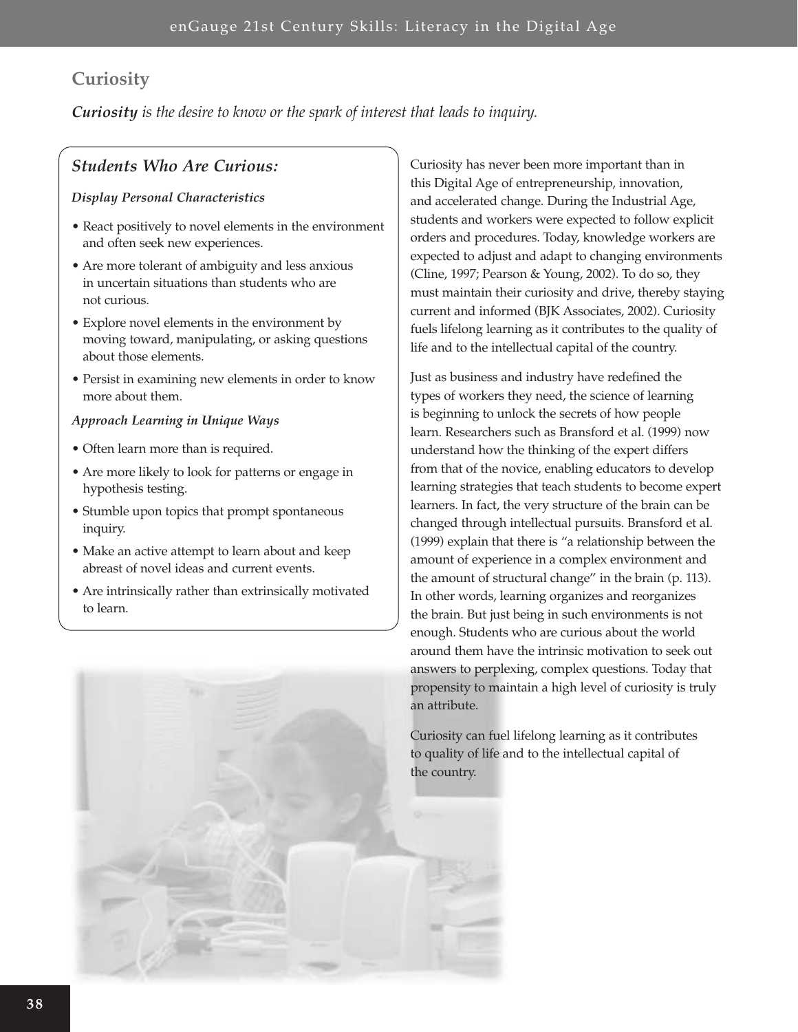## Curiosity

***Curiosity** is the desire to know or the spark of interest that leads to inquiry.*

### *Students Who Are Curious:*

***Display Personal Characteristics***

- React positively to novel elements in the environment and often seek new experiences.
- Are more tolerant of ambiguity and less anxious in uncertain situations than students who are not curious.
- Explore novel elements in the environment by moving toward, manipulating, or asking questions about those elements.
- Persist in examining new elements in order to know more about them.

***Approach Learning in Unique Ways***

- Often learn more than is required.
- Are more likely to look for patterns or engage in hypothesis testing.
- Stumble upon topics that prompt spontaneous inquiry.
- Make an active attempt to learn about and keep abreast of novel ideas and current events.
- Are intrinsically rather than extrinsically motivated to learn.

Curiosity has never been more important than in this Digital Age of entrepreneurship, innovation, and accelerated change. During the Industrial Age, students and workers were expected to follow explicit orders and procedures. Today, knowledge workers are expected to adjust and adapt to changing environments (Cline, 1997; Pearson & Young, 2002). To do so, they must maintain their curiosity and drive, thereby staying current and informed (BJK Associates, 2002). Curiosity fuels lifelong learning as it contributes to the quality of life and to the intellectual capital of the country.

Just as business and industry have redefined the types of workers they need, the science of learning is beginning to unlock the secrets of how people learn. Researchers such as Bransford et al. (1999) now understand how the thinking of the expert differs from that of the novice, enabling educators to develop learning strategies that teach students to become expert learners. In fact, the very structure of the brain can be changed through intellectual pursuits. Bransford et al. (1999) explain that there is "a relationship between the amount of experience in a complex environment and the amount of structural change" in the brain (p. 113). In other words, learning organizes and reorganizes the brain. But just being in such environments is not enough. Students who are curious about the world around them have the intrinsic motivation to seek out answers to perplexing, complex questions. Today that propensity to maintain a high level of curiosity is truly an attribute.

Curiosity can fuel lifelong learning as it contributes to quality of life and to the intellectual capital of the country.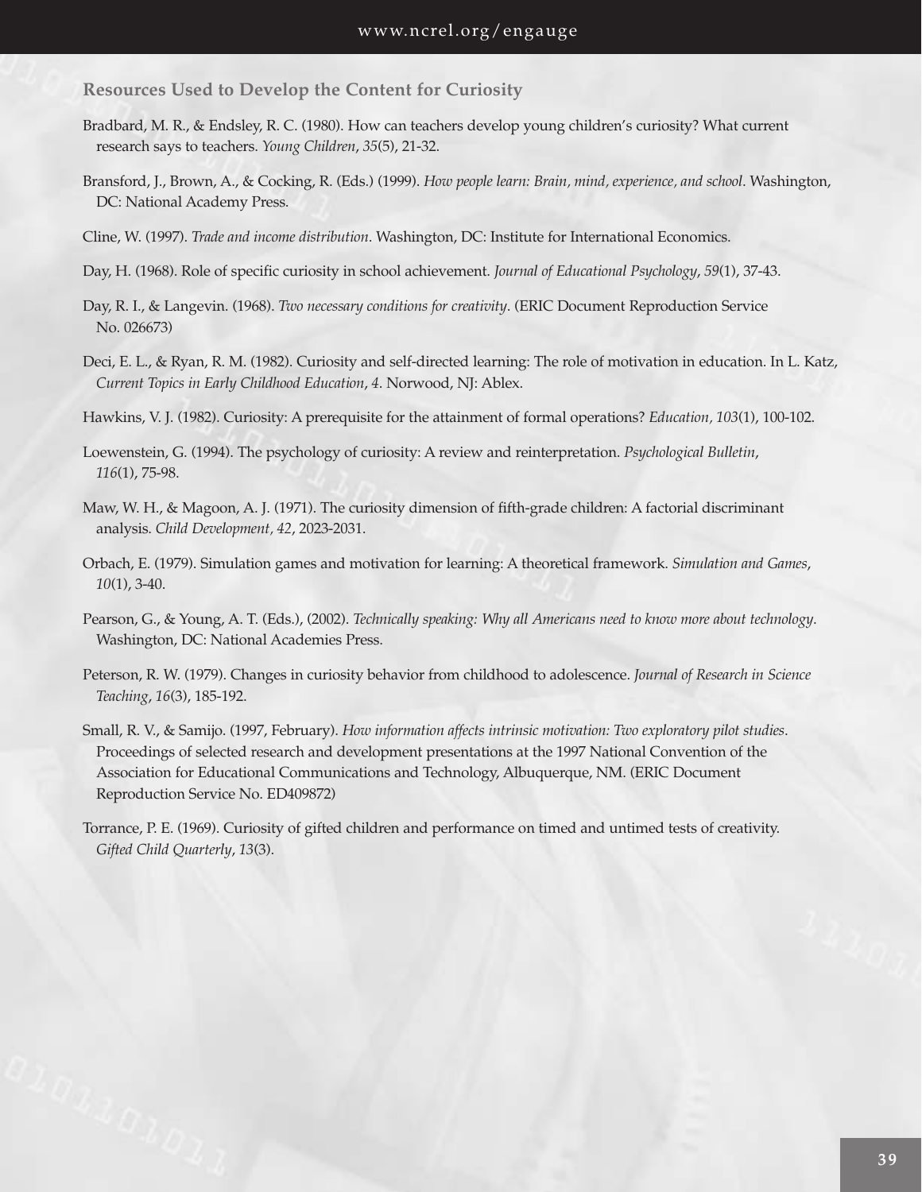## Resources Used to Develop the Content for Curiosity

Bradbard, M. R., & Endsley, R. C. (1980). How can teachers develop young children's curiosity? What current research says to teachers. *Young Children*, *35*(5), 21-32.

Bransford, J., Brown, A., & Cocking, R. (Eds.) (1999). *How people learn: Brain, mind, experience, and school*. Washington, DC: National Academy Press.

Cline, W. (1997). *Trade and income distribution*. Washington, DC: Institute for International Economics.

Day, H. (1968). Role of specific curiosity in school achievement. *Journal of Educational Psychology*, *59*(1), 37-43.

Day, R. I., & Langevin. (1968). *Two necessary conditions for creativity*. (ERIC Document Reproduction Service No. 026673)

Deci, E. L., & Ryan, R. M. (1982). Curiosity and self-directed learning: The role of motivation in education. In L. Katz, *Current Topics in Early Childhood Education*, *4*. Norwood, NJ: Ablex.

Hawkins, V. J. (1982). Curiosity: A prerequisite for the attainment of formal operations? *Education, 103*(1), 100-102.

Loewenstein, G. (1994). The psychology of curiosity: A review and reinterpretation. *Psychological Bulletin*, *116*(1), 75-98.

Maw, W. H., & Magoon, A. J. (1971). The curiosity dimension of fifth-grade children: A factorial discriminant analysis. *Child Development, 42*, 2023-2031.

Orbach, E. (1979). Simulation games and motivation for learning: A theoretical framework. *Simulation and Games*, *10*(1), 3-40.

Pearson, G., & Young, A. T. (Eds.), (2002). *Technically speaking: Why all Americans need to know more about technology*. Washington, DC: National Academies Press.

Peterson, R. W. (1979). Changes in curiosity behavior from childhood to adolescence. *Journal of Research in Science Teaching*, *16*(3), 185-192.

Small, R. V., & Samijo. (1997, February). *How information affects intrinsic motivation: Two exploratory pilot studies*. Proceedings of selected research and development presentations at the 1997 National Convention of the Association for Educational Communications and Technology, Albuquerque, NM. (ERIC Document Reproduction Service No. ED409872)

Torrance, P. E. (1969). Curiosity of gifted children and performance on timed and untimed tests of creativity. *Gifted Child Quarterly*, *13*(3).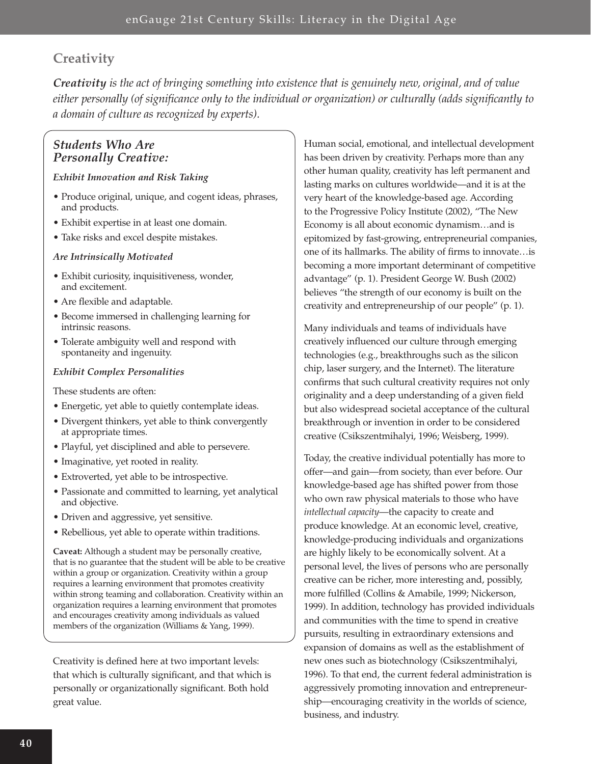## Creativity

***Creativity** is the act of bringing something into existence that is genuinely new, original, and of value either personally (of significance only to the individual or organization) or culturally (adds significantly to a domain of culture as recognized by experts).*

### *Students Who Are Personally Creative:*

***Exhibit Innovation and Risk Taking***

- Produce original, unique, and cogent ideas, phrases, and products.
- Exhibit expertise in at least one domain.
- Take risks and excel despite mistakes.

***Are Intrinsically Motivated***

- Exhibit curiosity, inquisitiveness, wonder, and excitement.
- Are flexible and adaptable.
- Become immersed in challenging learning for intrinsic reasons.
- Tolerate ambiguity well and respond with spontaneity and ingenuity.

***Exhibit Complex Personalities***

These students are often:

- Energetic, yet able to quietly contemplate ideas.
- Divergent thinkers, yet able to think convergently at appropriate times.
- Playful, yet disciplined and able to persevere.
- Imaginative, yet rooted in reality.
- Extroverted, yet able to be introspective.
- Passionate and committed to learning, yet analytical and objective.
- Driven and aggressive, yet sensitive.
- Rebellious, yet able to operate within traditions.

**Caveat:** Although a student may be personally creative, that is no guarantee that the student will be able to be creative within a group or organization. Creativity within a group requires a learning environment that promotes creativity within strong teaming and collaboration. Creativity within an organization requires a learning environment that promotes and encourages creativity among individuals as valued members of the organization (Williams & Yang, 1999).

Creativity is defined here at two important levels: that which is culturally significant, and that which is personally or organizationally significant. Both hold great value.

Human social, emotional, and intellectual development has been driven by creativity. Perhaps more than any other human quality, creativity has left permanent and lasting marks on cultures worldwide—and it is at the very heart of the knowledge-based age. According to the Progressive Policy Institute (2002), "The New Economy is all about economic dynamism…and is epitomized by fast-growing, entrepreneurial companies, one of its hallmarks. The ability of firms to innovate…is becoming a more important determinant of competitive advantage" (p. 1). President George W. Bush (2002) believes "the strength of our economy is built on the creativity and entrepreneurship of our people" (p. 1).

Many individuals and teams of individuals have creatively influenced our culture through emerging technologies (e.g., breakthroughs such as the silicon chip, laser surgery, and the Internet). The literature confirms that such cultural creativity requires not only originality and a deep understanding of a given field but also widespread societal acceptance of the cultural breakthrough or invention in order to be considered creative (Csikszentmihalyi, 1996; Weisberg, 1999).

Today, the creative individual potentially has more to offer—and gain—from society, than ever before. Our knowledge-based age has shifted power from those who own raw physical materials to those who have *intellectual capacity*—the capacity to create and produce knowledge. At an economic level, creative, knowledge-producing individuals and organizations are highly likely to be economically solvent. At a personal level, the lives of persons who are personally creative can be richer, more interesting and, possibly, more fulfilled (Collins & Amabile, 1999; Nickerson, 1999). In addition, technology has provided individuals and communities with the time to spend in creative pursuits, resulting in extraordinary extensions and expansion of domains as well as the establishment of new ones such as biotechnology (Csikszentmihalyi, 1996). To that end, the current federal administration is aggressively promoting innovation and entrepreneurship—encouraging creativity in the worlds of science, business, and industry.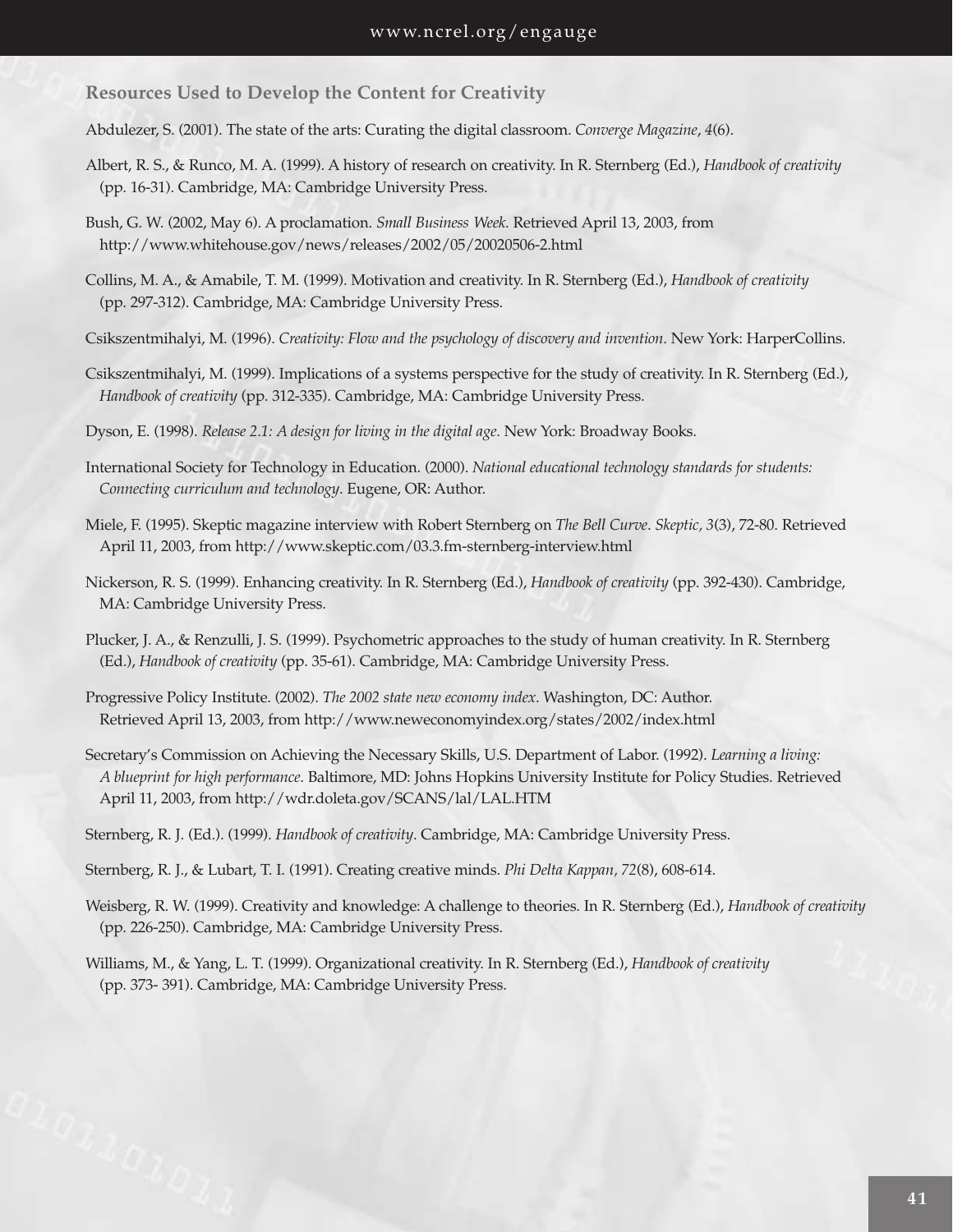## Resources Used to Develop the Content for Creativity

Abdulezer, S. (2001). The state of the arts: Curating the digital classroom. *Converge Magazine*, *4*(6).

Albert, R. S., & Runco, M. A. (1999). A history of research on creativity. In R. Sternberg (Ed.), *Handbook of creativity* (pp. 16-31). Cambridge, MA: Cambridge University Press.

Bush, G. W. (2002, May 6). A proclamation. *Small Business Week*. Retrieved April 13, 2003, from http://www.whitehouse.gov/news/releases/2002/05/20020506-2.html

Collins, M. A., & Amabile, T. M. (1999). Motivation and creativity. In R. Sternberg (Ed.), *Handbook of creativity* (pp. 297-312). Cambridge, MA: Cambridge University Press.

Csikszentmihalyi, M. (1996). *Creativity: Flow and the psychology of discovery and invention*. New York: HarperCollins.

Csikszentmihalyi, M. (1999). Implications of a systems perspective for the study of creativity. In R. Sternberg (Ed.), *Handbook of creativity* (pp. 312-335). Cambridge, MA: Cambridge University Press.

Dyson, E. (1998). *Release 2.1: A design for living in the digital age*. New York: Broadway Books.

International Society for Technology in Education. (2000). *National educational technology standards for students: Connecting curriculum and technology*. Eugene, OR: Author.

Miele, F. (1995). Skeptic magazine interview with Robert Sternberg on *The Bell Curve*. *Skeptic, 3*(3), 72-80. Retrieved April 11, 2003, from http://www.skeptic.com/03.3.fm-sternberg-interview.html

Nickerson, R. S. (1999). Enhancing creativity. In R. Sternberg (Ed.), *Handbook of creativity* (pp. 392-430). Cambridge, MA: Cambridge University Press.

Plucker, J. A., & Renzulli, J. S. (1999). Psychometric approaches to the study of human creativity. In R. Sternberg (Ed.), *Handbook of creativity* (pp. 35-61). Cambridge, MA: Cambridge University Press.

Progressive Policy Institute. (2002). *The 2002 state new economy index*. Washington, DC: Author. Retrieved April 13, 2003, from http://www.neweconomyindex.org/states/2002/index.html

Secretary's Commission on Achieving the Necessary Skills, U.S. Department of Labor. (1992). *Learning a living: A blueprint for high performance*. Baltimore, MD: Johns Hopkins University Institute for Policy Studies. Retrieved April 11, 2003, from http://wdr.doleta.gov/SCANS/lal/LAL.HTM

Sternberg, R. J. (Ed.). (1999). *Handbook of creativity*. Cambridge, MA: Cambridge University Press.

Sternberg, R. J., & Lubart, T. I. (1991). Creating creative minds. *Phi Delta Kappan, 72*(8), 608-614.

Weisberg, R. W. (1999). Creativity and knowledge: A challenge to theories. In R. Sternberg (Ed.), *Handbook of creativity* (pp. 226-250). Cambridge, MA: Cambridge University Press.

Williams, M., & Yang, L. T. (1999). Organizational creativity. In R. Sternberg (Ed.), *Handbook of creativity* (pp. 373- 391). Cambridge, MA: Cambridge University Press.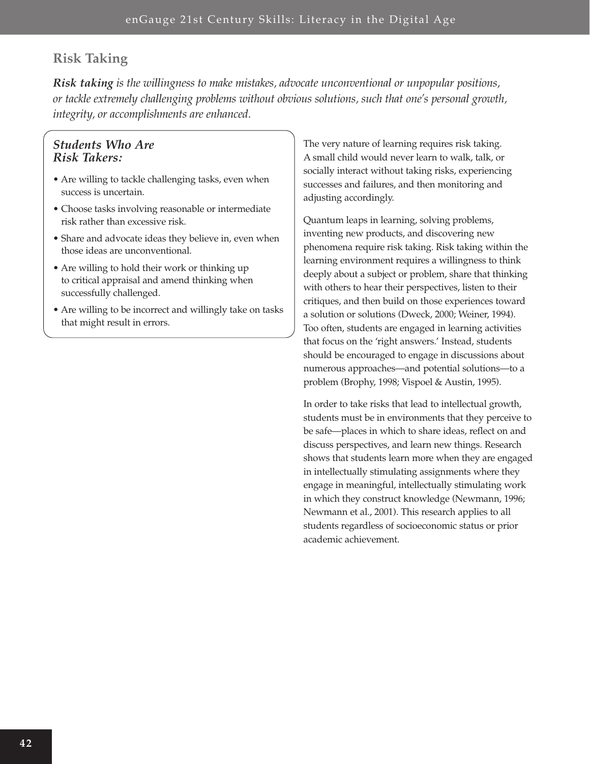## Risk Taking

***Risk taking** is the willingness to make mistakes, advocate unconventional or unpopular positions, or tackle extremely challenging problems without obvious solutions, such that one's personal growth, integrity, or accomplishments are enhanced.*

### *Students Who Are Risk Takers:*

- Are willing to tackle challenging tasks, even when success is uncertain.
- Choose tasks involving reasonable or intermediate risk rather than excessive risk.
- Share and advocate ideas they believe in, even when those ideas are unconventional.
- Are willing to hold their work or thinking up to critical appraisal and amend thinking when successfully challenged.
- Are willing to be incorrect and willingly take on tasks that might result in errors.

The very nature of learning requires risk taking. A small child would never learn to walk, talk, or socially interact without taking risks, experiencing successes and failures, and then monitoring and adjusting accordingly.

Quantum leaps in learning, solving problems, inventing new products, and discovering new phenomena require risk taking. Risk taking within the learning environment requires a willingness to think deeply about a subject or problem, share that thinking with others to hear their perspectives, listen to their critiques, and then build on those experiences toward a solution or solutions (Dweck, 2000; Weiner, 1994). Too often, students are engaged in learning activities that focus on the 'right answers.' Instead, students should be encouraged to engage in discussions about numerous approaches—and potential solutions—to a problem (Brophy, 1998; Vispoel & Austin, 1995).

In order to take risks that lead to intellectual growth, students must be in environments that they perceive to be safe—places in which to share ideas, reflect on and discuss perspectives, and learn new things. Research shows that students learn more when they are engaged in intellectually stimulating assignments where they engage in meaningful, intellectually stimulating work in which they construct knowledge (Newmann, 1996; Newmann et al., 2001). This research applies to all students regardless of socioeconomic status or prior academic achievement.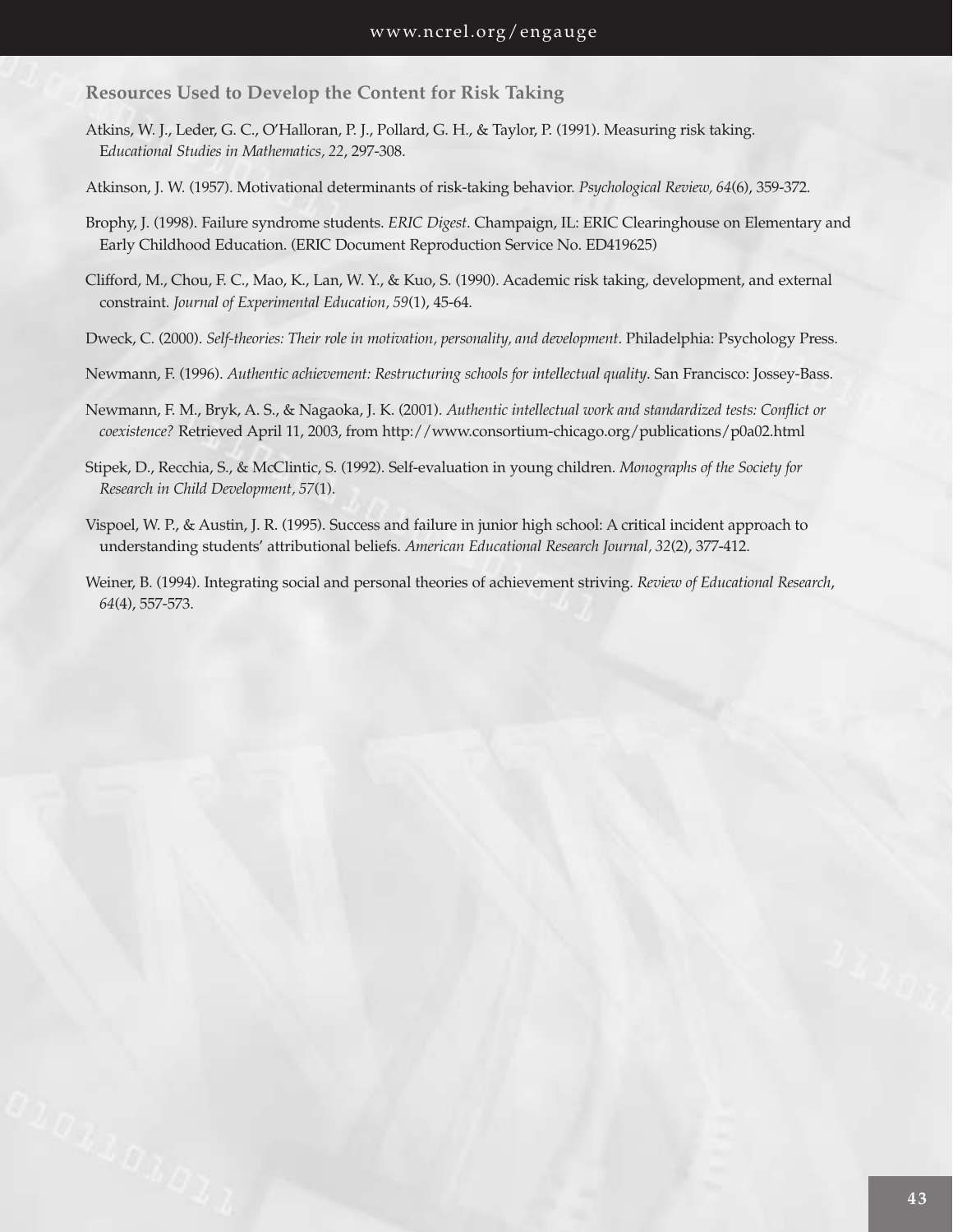### Resources Used to Develop the Content for Risk Taking

Atkins, W. J., Leder, G. C., O'Halloran, P. J., Pollard, G. H., & Taylor, P. (1991). Measuring risk taking. *Educational Studies in Mathematics, 22*, 297-308.

Atkinson, J. W. (1957). Motivational determinants of risk-taking behavior. *Psychological Review, 64*(6), 359-372.

Brophy, J. (1998). Failure syndrome students. *ERIC Digest*. Champaign, IL: ERIC Clearinghouse on Elementary and Early Childhood Education. (ERIC Document Reproduction Service No. ED419625)

Clifford, M., Chou, F. C., Mao, K., Lan, W. Y., & Kuo, S. (1990). Academic risk taking, development, and external constraint. *Journal of Experimental Education, 59*(1), 45-64.

Dweck, C. (2000). *Self-theories: Their role in motivation, personality, and development*. Philadelphia: Psychology Press.

Newmann, F. (1996). *Authentic achievement: Restructuring schools for intellectual quality.* San Francisco: Jossey-Bass.

Newmann, F. M., Bryk, A. S., & Nagaoka, J. K. (2001). *Authentic intellectual work and standardized tests: Conflict or coexistence?* Retrieved April 11, 2003, from http://www.consortium-chicago.org/publications/p0a02.html

Stipek, D., Recchia, S., & McClintic, S. (1992). Self-evaluation in young children. *Monographs of the Society for Research in Child Development, 57*(1).

Vispoel, W. P., & Austin, J. R. (1995). Success and failure in junior high school: A critical incident approach to understanding students' attributional beliefs. *American Educational Research Journal, 32*(2), 377-412.

Weiner, B. (1994). Integrating social and personal theories of achievement striving. *Review of Educational Research*, *64*(4), 557-573.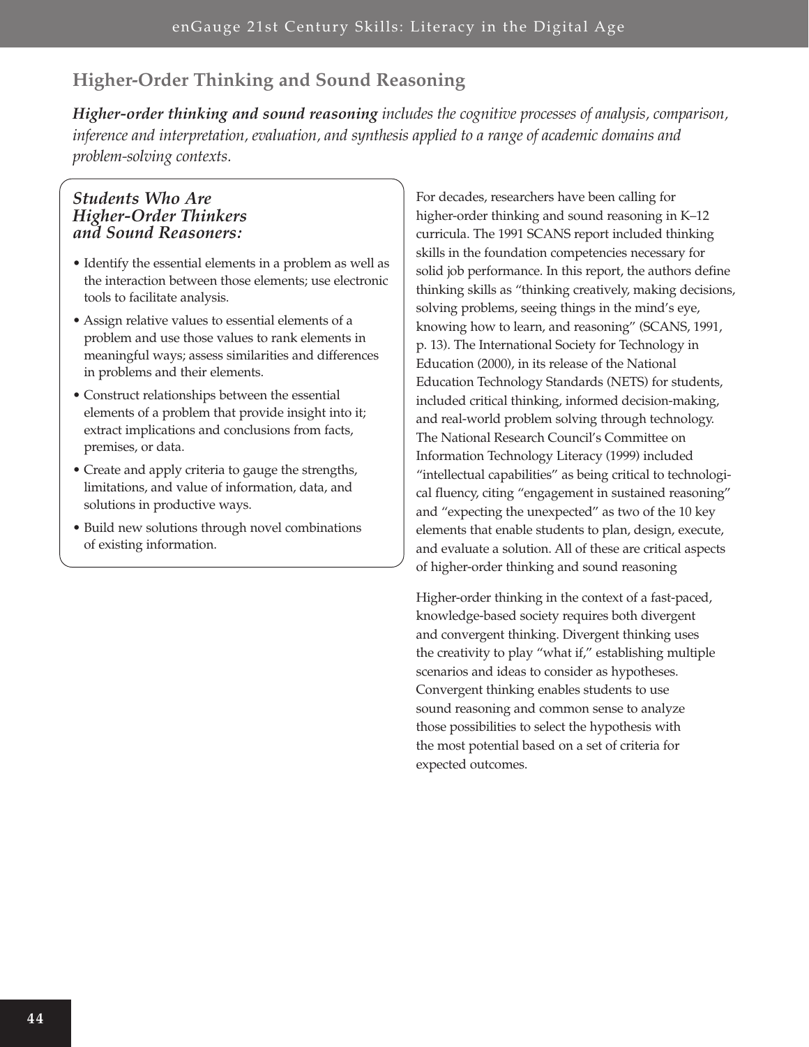## Higher-Order Thinking and Sound Reasoning

***Higher-order thinking and sound reasoning*** *includes the cognitive processes of analysis, comparison, inference and interpretation, evaluation, and synthesis applied to a range of academic domains and problem-solving contexts.*

### *Students Who Are Higher-Order Thinkers and Sound Reasoners:*

- Identify the essential elements in a problem as well as the interaction between those elements; use electronic tools to facilitate analysis.
- Assign relative values to essential elements of a problem and use those values to rank elements in meaningful ways; assess similarities and differences in problems and their elements.
- Construct relationships between the essential elements of a problem that provide insight into it; extract implications and conclusions from facts, premises, or data.
- Create and apply criteria to gauge the strengths, limitations, and value of information, data, and solutions in productive ways.
- Build new solutions through novel combinations of existing information.

For decades, researchers have been calling for higher-order thinking and sound reasoning in K–12 curricula. The 1991 SCANS report included thinking skills in the foundation competencies necessary for solid job performance. In this report, the authors define thinking skills as "thinking creatively, making decisions, solving problems, seeing things in the mind's eye, knowing how to learn, and reasoning" (SCANS, 1991, p. 13). The International Society for Technology in Education (2000), in its release of the National Education Technology Standards (NETS) for students, included critical thinking, informed decision-making, and real-world problem solving through technology. The National Research Council's Committee on Information Technology Literacy (1999) included "intellectual capabilities" as being critical to technological fluency, citing "engagement in sustained reasoning" and "expecting the unexpected" as two of the 10 key elements that enable students to plan, design, execute, and evaluate a solution. All of these are critical aspects of higher-order thinking and sound reasoning

Higher-order thinking in the context of a fast-paced, knowledge-based society requires both divergent and convergent thinking. Divergent thinking uses the creativity to play "what if," establishing multiple scenarios and ideas to consider as hypotheses. Convergent thinking enables students to use sound reasoning and common sense to analyze those possibilities to select the hypothesis with the most potential based on a set of criteria for expected outcomes.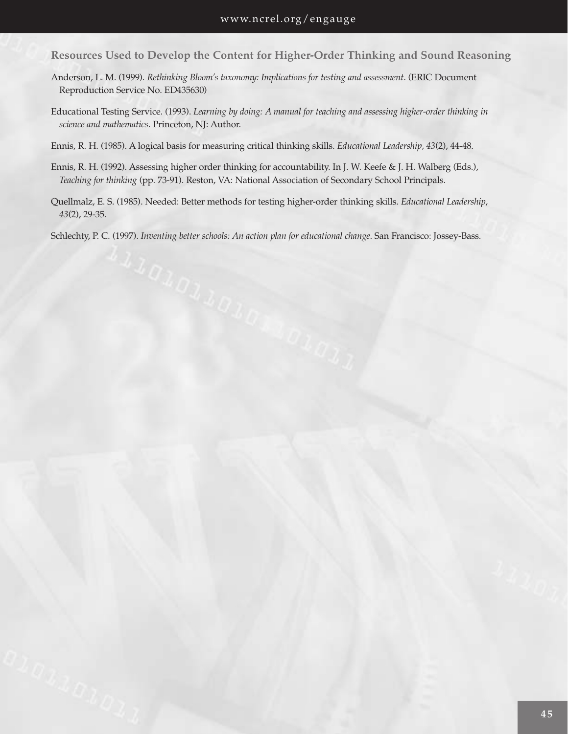## Resources Used to Develop the Content for Higher-Order Thinking and Sound Reasoning

Anderson, L. M. (1999). *Rethinking Bloom's taxonomy: Implications for testing and assessment*. (ERIC Document Reproduction Service No. ED435630)

Educational Testing Service. (1993). *Learning by doing: A manual for teaching and assessing higher-order thinking in science and mathematics*. Princeton, NJ: Author.

Ennis, R. H. (1985). A logical basis for measuring critical thinking skills. *Educational Leadership, 43*(2), 44-48.

Ennis, R. H. (1992). Assessing higher order thinking for accountability. In J. W. Keefe & J. H. Walberg (Eds.), *Teaching for thinking* (pp. 73-91). Reston, VA: National Association of Secondary School Principals.

Quellmalz, E. S. (1985). Needed: Better methods for testing higher-order thinking skills. *Educational Leadership*, *43*(2), 29-35.

Schlechty, P. C. (1997). *Inventing better schools: An action plan for educational change*. San Francisco: Jossey-Bass.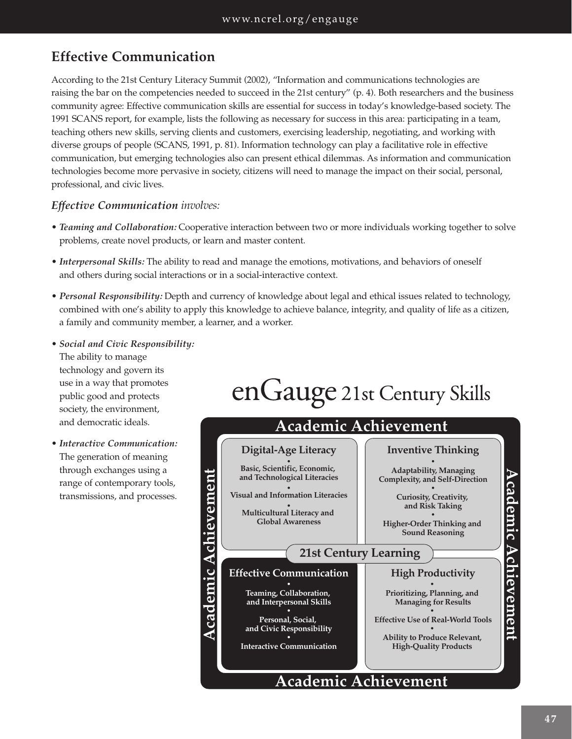## Effective Communication

According to the 21st Century Literacy Summit (2002), "Information and communications technologies are raising the bar on the competencies needed to succeed in the 21st century" (p. 4). Both researchers and the business community agree: Effective communication skills are essential for success in today's knowledge-based society. The 1991 SCANS report, for example, lists the following as necessary for success in this area: participating in a team, teaching others new skills, serving clients and customers, exercising leadership, negotiating, and working with diverse groups of people (SCANS, 1991, p. 81). Information technology can play a facilitative role in effective communication, but emerging technologies also can present ethical dilemmas. As information and communication technologies become more pervasive in society, citizens will need to manage the impact on their social, personal, professional, and civic lives.

### *Effective Communication involves:*

- ***Teaming and Collaboration:*** Cooperative interaction between two or more individuals working together to solve problems, create novel products, or learn and master content.
- ***Interpersonal Skills:*** The ability to read and manage the emotions, motivations, and behaviors of oneself and others during social interactions or in a social-interactive context.
- ***Personal Responsibility:*** Depth and currency of knowledge about legal and ethical issues related to technology, combined with one's ability to apply this knowledge to achieve balance, integrity, and quality of life as a citizen, a family and community member, a learner, and a worker.
- ***Social and Civic Responsibility:*** The ability to manage technology and govern its use in a way that promotes public good and protects society, the environment, and democratic ideals.
- ***Interactive Communication:*** The generation of meaning through exchanges using a range of contemporary tools, transmissions, and processes.

**enGauge 21st Century Skills**

**Academic Achievement**

**21st Century Learning**

| **Digital-Age Literacy** | **Inventive Thinking** |
|---|---|
| Basic, Scientific, Economic, and Technological Literacies | Adaptability, Managing Complexity, and Self-Direction |
| Visual and Information Literacies | Curiosity, Creativity, and Risk Taking |
| Multicultural Literacy and Global Awareness | Higher-Order Thinking and Sound Reasoning |

| **Effective Communication** | **High Productivity** |
|---|---|
| Teaming, Collaboration, and Interpersonal Skills | Prioritizing, Planning, and Managing for Results |
| Personal, Social, and Civic Responsibility | Effective Use of Real-World Tools |
| Interactive Communication | Ability to Produce Relevant, High-Quality Products |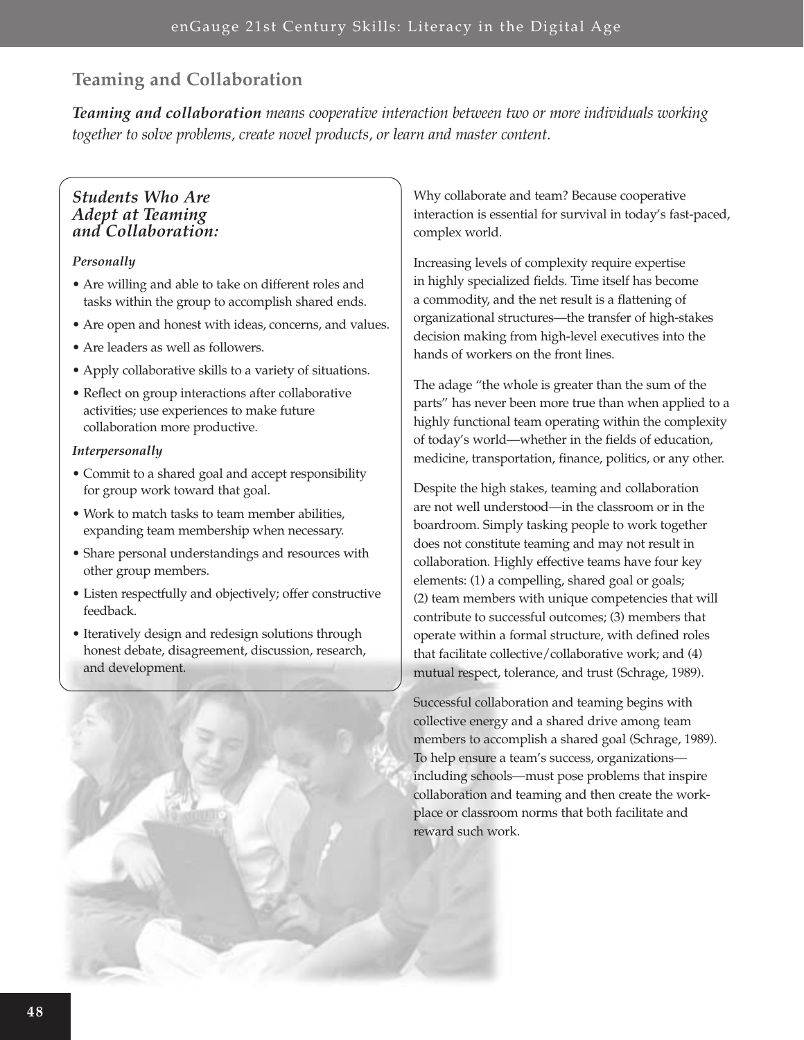## Teaming and Collaboration

***Teaming and collaboration*** *means cooperative interaction between two or more individuals working together to solve problems, create novel products, or learn and master content.*

### *Students Who Are Adept at Teaming and Collaboration:*

***Personally***

- Are willing and able to take on different roles and tasks within the group to accomplish shared ends.
- Are open and honest with ideas, concerns, and values.
- Are leaders as well as followers.
- Apply collaborative skills to a variety of situations.
- Reflect on group interactions after collaborative activities; use experiences to make future collaboration more productive.

***Interpersonally***

- Commit to a shared goal and accept responsibility for group work toward that goal.
- Work to match tasks to team member abilities, expanding team membership when necessary.
- Share personal understandings and resources with other group members.
- Listen respectfully and objectively; offer constructive feedback.
- Iteratively design and redesign solutions through honest debate, disagreement, discussion, research, and development.

Why collaborate and team? Because cooperative interaction is essential for survival in today's fast-paced, complex world.

Increasing levels of complexity require expertise in highly specialized fields. Time itself has become a commodity, and the net result is a flattening of organizational structures—the transfer of high-stakes decision making from high-level executives into the hands of workers on the front lines.

The adage "the whole is greater than the sum of the parts" has never been more true than when applied to a highly functional team operating within the complexity of today's world—whether in the fields of education, medicine, transportation, finance, politics, or any other.

Despite the high stakes, teaming and collaboration are not well understood—in the classroom or in the boardroom. Simply tasking people to work together does not constitute teaming and may not result in collaboration. Highly effective teams have four key elements: (1) a compelling, shared goal or goals; (2) team members with unique competencies that will contribute to successful outcomes; (3) members that operate within a formal structure, with defined roles that facilitate collective/collaborative work; and (4) mutual respect, tolerance, and trust (Schrage, 1989).

Successful collaboration and teaming begins with collective energy and a shared drive among team members to accomplish a shared goal (Schrage, 1989). To help ensure a team's success, organizations—including schools—must pose problems that inspire collaboration and teaming and then create the workplace or classroom norms that both facilitate and reward such work.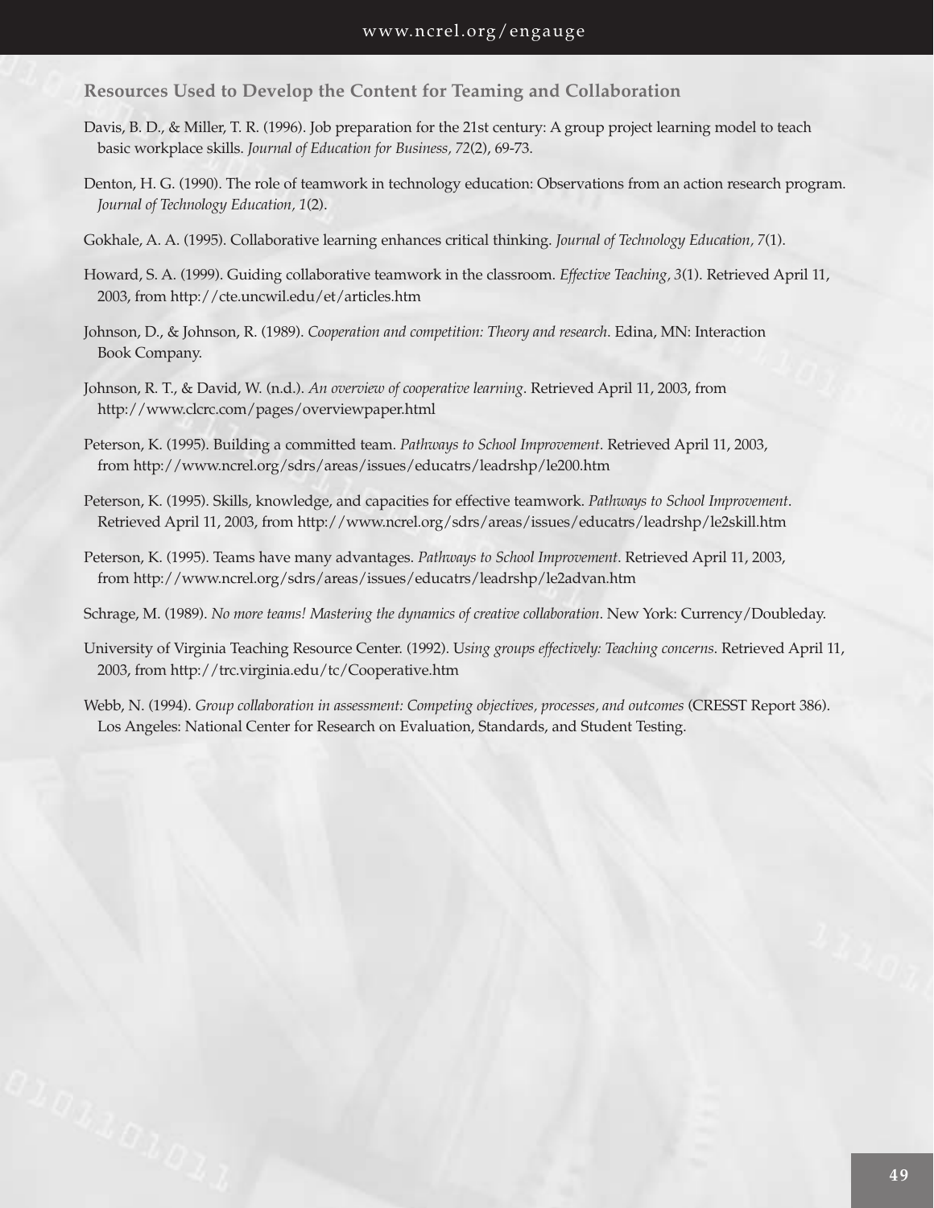### Resources Used to Develop the Content for Teaming and Collaboration

Davis, B. D., & Miller, T. R. (1996). Job preparation for the 21st century: A group project learning model to teach basic workplace skills. *Journal of Education for Business*, *72*(2), 69-73.

Denton, H. G. (1990). The role of teamwork in technology education: Observations from an action research program. *Journal of Technology Education*, *1*(2).

Gokhale, A. A. (1995). Collaborative learning enhances critical thinking. *Journal of Technology Education, 7*(1).

Howard, S. A. (1999). Guiding collaborative teamwork in the classroom. *Effective Teaching, 3*(1). Retrieved April 11, 2003, from http://cte.uncwil.edu/et/articles.htm

Johnson, D., & Johnson, R. (1989). *Cooperation and competition: Theory and research*. Edina, MN: Interaction Book Company.

Johnson, R. T., & David, W. (n.d.). *An overview of cooperative learning*. Retrieved April 11, 2003, from http://www.clcrc.com/pages/overviewpaper.html

Peterson, K. (1995). Building a committed team. *Pathways to School Improvement*. Retrieved April 11, 2003, from http://www.ncrel.org/sdrs/areas/issues/educatrs/leadrshp/le200.htm

Peterson, K. (1995). Skills, knowledge, and capacities for effective teamwork. *Pathways to School Improvement*. Retrieved April 11, 2003, from http://www.ncrel.org/sdrs/areas/issues/educatrs/leadrshp/le2skill.htm

Peterson, K. (1995). Teams have many advantages. *Pathways to School Improvement*. Retrieved April 11, 2003, from http://www.ncrel.org/sdrs/areas/issues/educatrs/leadrshp/le2advan.htm

Schrage, M. (1989). *No more teams! Mastering the dynamics of creative collaboration*. New York: Currency/Doubleday.

University of Virginia Teaching Resource Center. (1992). U*sing groups effectively: Teaching concerns*. Retrieved April 11, 2003, from http://trc.virginia.edu/tc/Cooperative.htm

Webb, N. (1994). *Group collaboration in assessment: Competing objectives, processes, and outcomes* (CRESST Report 386). Los Angeles: National Center for Research on Evaluation, Standards, and Student Testing.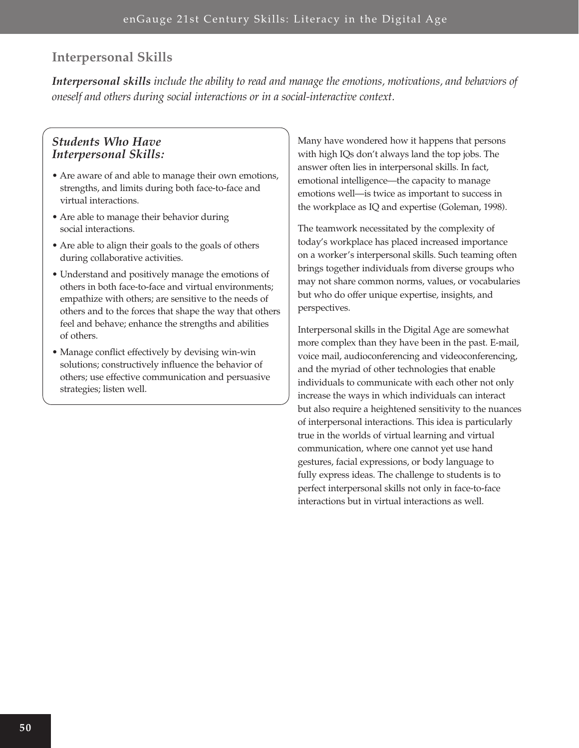## Interpersonal Skills

***Interpersonal skills** include the ability to read and manage the emotions, motivations, and behaviors of oneself and others during social interactions or in a social-interactive context.*

### *Students Who Have Interpersonal Skills:*

- Are aware of and able to manage their own emotions, strengths, and limits during both face-to-face and virtual interactions.
- Are able to manage their behavior during social interactions.
- Are able to align their goals to the goals of others during collaborative activities.
- Understand and positively manage the emotions of others in both face-to-face and virtual environments; empathize with others; are sensitive to the needs of others and to the forces that shape the way that others feel and behave; enhance the strengths and abilities of others.
- Manage conflict effectively by devising win-win solutions; constructively influence the behavior of others; use effective communication and persuasive strategies; listen well.

Many have wondered how it happens that persons with high IQs don't always land the top jobs. The answer often lies in interpersonal skills. In fact, emotional intelligence—the capacity to manage emotions well—is twice as important to success in the workplace as IQ and expertise (Goleman, 1998).

The teamwork necessitated by the complexity of today's workplace has placed increased importance on a worker's interpersonal skills. Such teaming often brings together individuals from diverse groups who may not share common norms, values, or vocabularies but who do offer unique expertise, insights, and perspectives.

Interpersonal skills in the Digital Age are somewhat more complex than they have been in the past. E-mail, voice mail, audioconferencing and videoconferencing, and the myriad of other technologies that enable individuals to communicate with each other not only increase the ways in which individuals can interact but also require a heightened sensitivity to the nuances of interpersonal interactions. This idea is particularly true in the worlds of virtual learning and virtual communication, where one cannot yet use hand gestures, facial expressions, or body language to fully express ideas. The challenge to students is to perfect interpersonal skills not only in face-to-face interactions but in virtual interactions as well.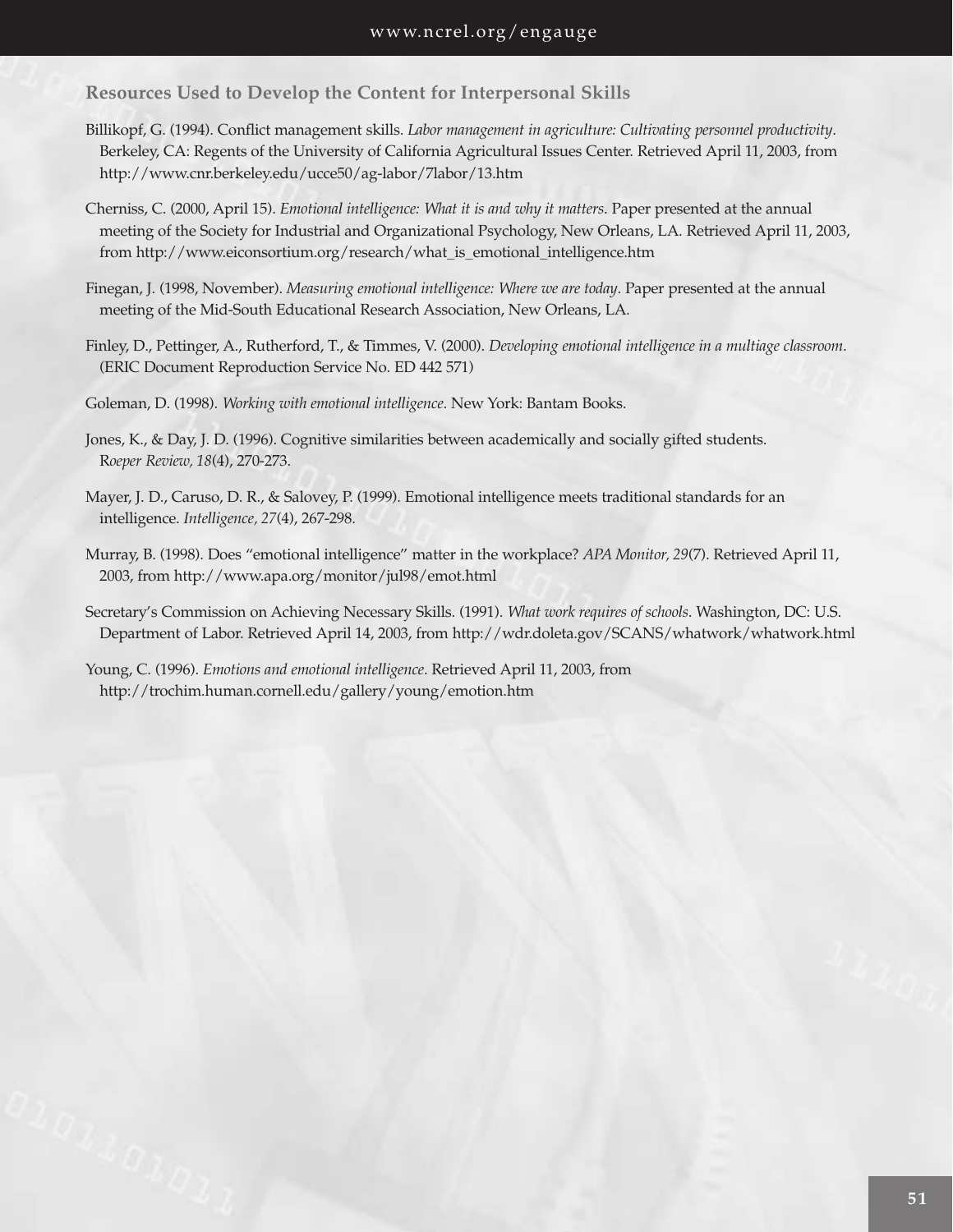### Resources Used to Develop the Content for Interpersonal Skills

Billikopf, G. (1994). Conflict management skills. *Labor management in agriculture: Cultivating personnel productivity*. Berkeley, CA: Regents of the University of California Agricultural Issues Center. Retrieved April 11, 2003, from http://www.cnr.berkeley.edu/ucce50/ag-labor/7labor/13.htm

Cherniss, C. (2000, April 15). *Emotional intelligence: What it is and why it matters*. Paper presented at the annual meeting of the Society for Industrial and Organizational Psychology, New Orleans, LA. Retrieved April 11, 2003, from http://www.eiconsortium.org/research/what_is_emotional_intelligence.htm

Finegan, J. (1998, November). *Measuring emotional intelligence: Where we are today*. Paper presented at the annual meeting of the Mid-South Educational Research Association, New Orleans, LA.

Finley, D., Pettinger, A., Rutherford, T., & Timmes, V. (2000). *Developing emotional intelligence in a multiage classroom*. (ERIC Document Reproduction Service No. ED 442 571)

Goleman, D. (1998). *Working with emotional intelligence*. New York: Bantam Books.

Jones, K., & Day, J. D. (1996). Cognitive similarities between academically and socially gifted students. R*oeper Review, 18*(4), 270-273.

Mayer, J. D., Caruso, D. R., & Salovey, P. (1999). Emotional intelligence meets traditional standards for an intelligence. *Intelligence, 27*(4), 267-298.

Murray, B. (1998). Does "emotional intelligence" matter in the workplace? *APA Monitor, 29*(7). Retrieved April 11, 2003, from http://www.apa.org/monitor/jul98/emot.html

Secretary's Commission on Achieving Necessary Skills. (1991). *What work requires of schools*. Washington, DC: U.S. Department of Labor. Retrieved April 14, 2003, from http://wdr.doleta.gov/SCANS/whatwork/whatwork.html

Young, C. (1996). *Emotions and emotional intelligence*. Retrieved April 11, 2003, from http://trochim.human.cornell.edu/gallery/young/emotion.htm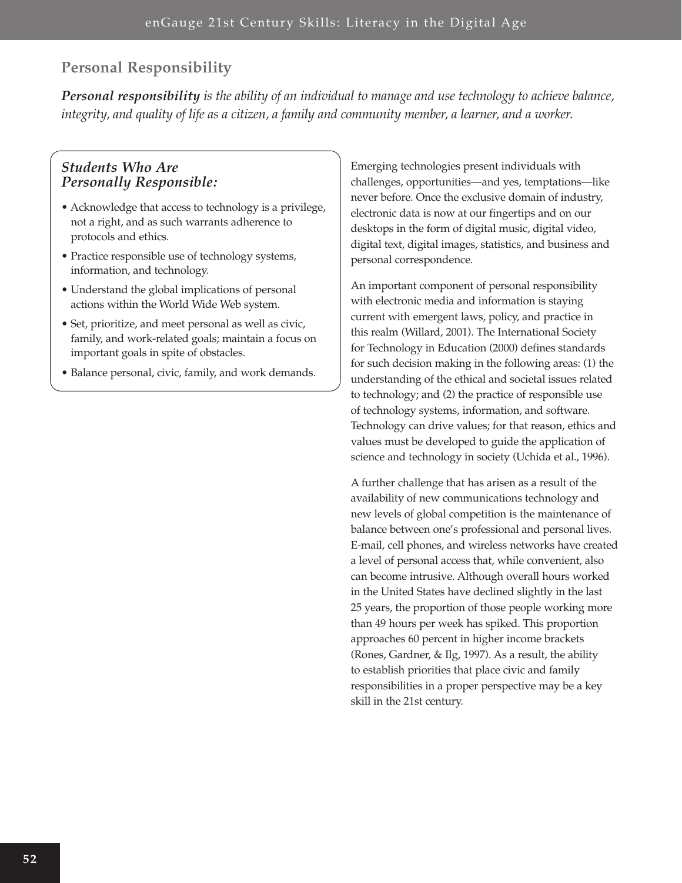## Personal Responsibility

***Personal responsibility*** *is the ability of an individual to manage and use technology to achieve balance, integrity, and quality of life as a citizen, a family and community member, a learner, and a worker.*

### *Students Who Are Personally Responsible:*

- Acknowledge that access to technology is a privilege, not a right, and as such warrants adherence to protocols and ethics.
- Practice responsible use of technology systems, information, and technology.
- Understand the global implications of personal actions within the World Wide Web system.
- Set, prioritize, and meet personal as well as civic, family, and work-related goals; maintain a focus on important goals in spite of obstacles.
- Balance personal, civic, family, and work demands.

Emerging technologies present individuals with challenges, opportunities—and yes, temptations—like never before. Once the exclusive domain of industry, electronic data is now at our fingertips and on our desktops in the form of digital music, digital video, digital text, digital images, statistics, and business and personal correspondence.

An important component of personal responsibility with electronic media and information is staying current with emergent laws, policy, and practice in this realm (Willard, 2001). The International Society for Technology in Education (2000) defines standards for such decision making in the following areas: (1) the understanding of the ethical and societal issues related to technology; and (2) the practice of responsible use of technology systems, information, and software. Technology can drive values; for that reason, ethics and values must be developed to guide the application of science and technology in society (Uchida et al., 1996).

A further challenge that has arisen as a result of the availability of new communications technology and new levels of global competition is the maintenance of balance between one's professional and personal lives. E-mail, cell phones, and wireless networks have created a level of personal access that, while convenient, also can become intrusive. Although overall hours worked in the United States have declined slightly in the last 25 years, the proportion of those people working more than 49 hours per week has spiked. This proportion approaches 60 percent in higher income brackets (Rones, Gardner, & Ilg, 1997). As a result, the ability to establish priorities that place civic and family responsibilities in a proper perspective may be a key skill in the 21st century.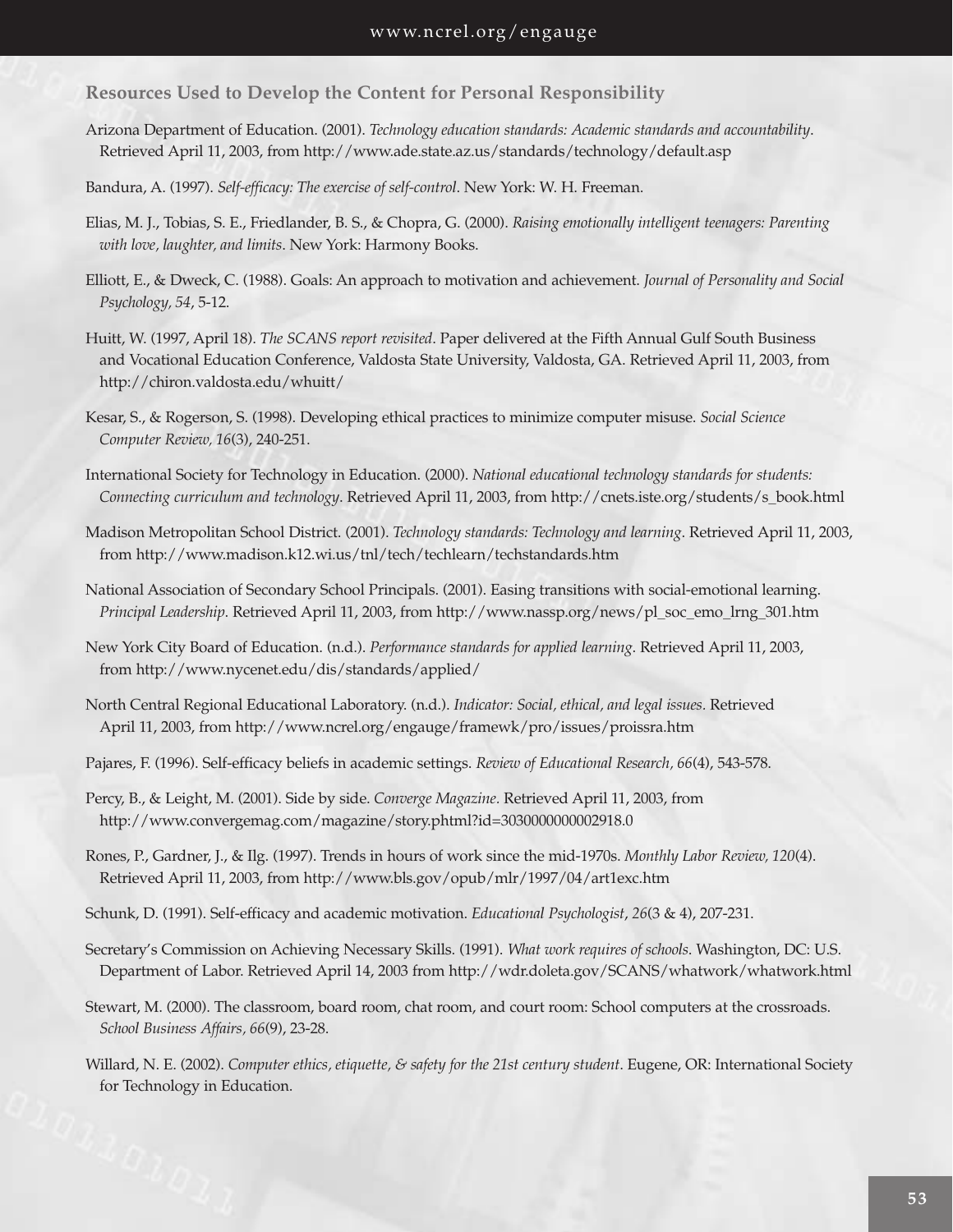### Resources Used to Develop the Content for Personal Responsibility

Arizona Department of Education. (2001). *Technology education standards: Academic standards and accountability*. Retrieved April 11, 2003, from http://www.ade.state.az.us/standards/technology/default.asp

Bandura, A. (1997). *Self-efficacy: The exercise of self-control*. New York: W. H. Freeman.

Elias, M. J., Tobias, S. E., Friedlander, B. S., & Chopra, G. (2000). *Raising emotionally intelligent teenagers: Parenting with love, laughter, and limits*. New York: Harmony Books.

Elliott, E., & Dweck, C. (1988). Goals: An approach to motivation and achievement. *Journal of Personality and Social Psychology, 54*, 5-12.

Huitt, W. (1997, April 18). *The SCANS report revisited*. Paper delivered at the Fifth Annual Gulf South Business and Vocational Education Conference, Valdosta State University, Valdosta, GA. Retrieved April 11, 2003, from http://chiron.valdosta.edu/whuitt/

Kesar, S., & Rogerson, S. (1998). Developing ethical practices to minimize computer misuse. *Social Science Computer Review, 16*(3), 240-251.

International Society for Technology in Education. (2000). *National educational technology standards for students: Connecting curriculum and technology*. Retrieved April 11, 2003, from http://cnets.iste.org/students/s_book.html

Madison Metropolitan School District. (2001). *Technology standards: Technology and learning*. Retrieved April 11, 2003, from http://www.madison.k12.wi.us/tnl/tech/techlearn/techstandards.htm

National Association of Secondary School Principals. (2001). Easing transitions with social-emotional learning. *Principal Leadership*. Retrieved April 11, 2003, from http://www.nassp.org/news/pl_soc_emo_lrng_301.htm

New York City Board of Education. (n.d.). *Performance standards for applied learning*. Retrieved April 11, 2003, from http://www.nycenet.edu/dis/standards/applied/

North Central Regional Educational Laboratory. (n.d.). *Indicator: Social, ethical, and legal issues*. Retrieved April 11, 2003, from http://www.ncrel.org/engauge/framewk/pro/issues/proissra.htm

Pajares, F. (1996). Self-efficacy beliefs in academic settings. *Review of Educational Research, 66*(4), 543-578.

Percy, B., & Leight, M. (2001). Side by side. *Converge Magazine.* Retrieved April 11, 2003, from http://www.convergemag.com/magazine/story.phtml?id=3030000000002918.0

Rones, P., Gardner, J., & Ilg. (1997). Trends in hours of work since the mid-1970s. *Monthly Labor Review, 120*(4). Retrieved April 11, 2003, from http://www.bls.gov/opub/mlr/1997/04/art1exc.htm

Schunk, D. (1991). Self-efficacy and academic motivation. *Educational Psychologist*, *26*(3 & 4), 207-231.

Secretary's Commission on Achieving Necessary Skills. (1991). *What work requires of schools*. Washington, DC: U.S. Department of Labor. Retrieved April 14, 2003 from http://wdr.doleta.gov/SCANS/whatwork/whatwork.html

Stewart, M. (2000). The classroom, board room, chat room, and court room: School computers at the crossroads. *School Business Affairs, 66*(9), 23-28.

Willard, N. E. (2002). *Computer ethics, etiquette, & safety for the 21st century student*. Eugene, OR: International Society for Technology in Education.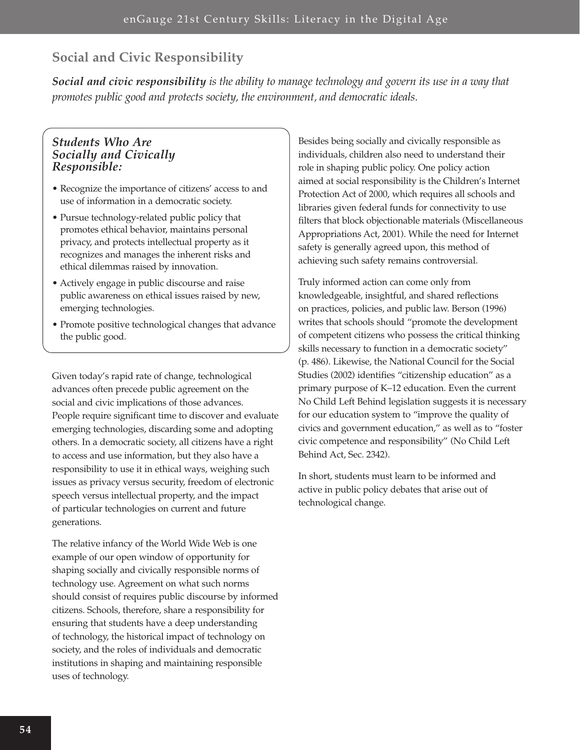## Social and Civic Responsibility

***Social and civic responsibility** is the ability to manage technology and govern its use in a way that promotes public good and protects society, the environment, and democratic ideals.*

### *Students Who Are Socially and Civically Responsible:*

- Recognize the importance of citizens' access to and use of information in a democratic society.
- Pursue technology-related public policy that promotes ethical behavior, maintains personal privacy, and protects intellectual property as it recognizes and manages the inherent risks and ethical dilemmas raised by innovation.
- Actively engage in public discourse and raise public awareness on ethical issues raised by new, emerging technologies.
- Promote positive technological changes that advance the public good.

Given today's rapid rate of change, technological advances often precede public agreement on the social and civic implications of those advances. People require significant time to discover and evaluate emerging technologies, discarding some and adopting others. In a democratic society, all citizens have a right to access and use information, but they also have a responsibility to use it in ethical ways, weighing such issues as privacy versus security, freedom of electronic speech versus intellectual property, and the impact of particular technologies on current and future generations.

The relative infancy of the World Wide Web is one example of our open window of opportunity for shaping socially and civically responsible norms of technology use. Agreement on what such norms should consist of requires public discourse by informed citizens. Schools, therefore, share a responsibility for ensuring that students have a deep understanding of technology, the historical impact of technology on society, and the roles of individuals and democratic institutions in shaping and maintaining responsible uses of technology.

Besides being socially and civically responsible as individuals, children also need to understand their role in shaping public policy. One policy action aimed at social responsibility is the Children's Internet Protection Act of 2000, which requires all schools and libraries given federal funds for connectivity to use filters that block objectionable materials (Miscellaneous Appropriations Act, 2001). While the need for Internet safety is generally agreed upon, this method of achieving such safety remains controversial.

Truly informed action can come only from knowledgeable, insightful, and shared reflections on practices, policies, and public law. Berson (1996) writes that schools should "promote the development of competent citizens who possess the critical thinking skills necessary to function in a democratic society" (p. 486). Likewise, the National Council for the Social Studies (2002) identifies "citizenship education" as a primary purpose of K–12 education. Even the current No Child Left Behind legislation suggests it is necessary for our education system to "improve the quality of civics and government education," as well as to "foster civic competence and responsibility" (No Child Left Behind Act, Sec. 2342).

In short, students must learn to be informed and active in public policy debates that arise out of technological change.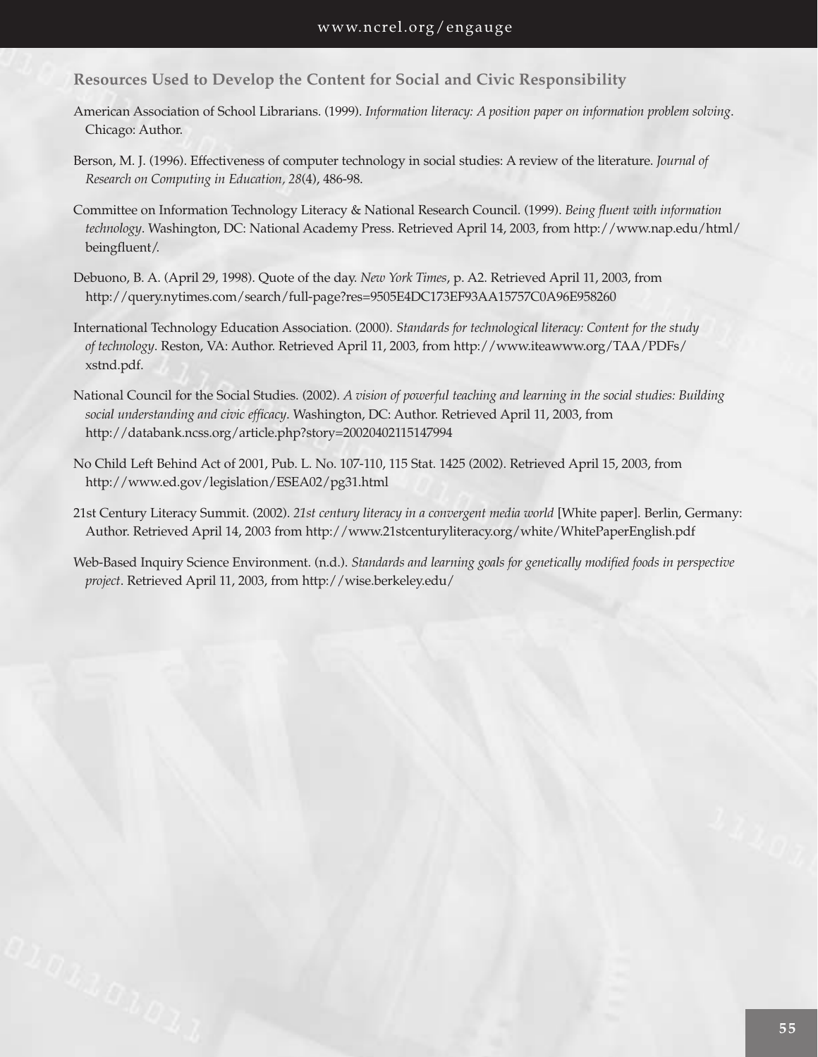### Resources Used to Develop the Content for Social and Civic Responsibility

American Association of School Librarians. (1999). *Information literacy: A position paper on information problem solving*. Chicago: Author.

Berson, M. J. (1996). Effectiveness of computer technology in social studies: A review of the literature. *Journal of Research on Computing in Education, 28*(4), 486-98.

Committee on Information Technology Literacy & National Research Council. (1999). *Being fluent with information technology*. Washington, DC: National Academy Press. Retrieved April 14, 2003, from http://www.nap.edu/html/beingfluent/.

Debuono, B. A. (April 29, 1998). Quote of the day. *New York Times*, p. A2. Retrieved April 11, 2003, from http://query.nytimes.com/search/full-page?res=9505E4DC173EF93AA15757C0A96E958260

International Technology Education Association. (2000). *Standards for technological literacy: Content for the study of technology*. Reston, VA: Author. Retrieved April 11, 2003, from http://www.iteawww.org/TAA/PDFs/xstnd.pdf.

National Council for the Social Studies. (2002). *A vision of powerful teaching and learning in the social studies: Building social understanding and civic efficacy*. Washington, DC: Author. Retrieved April 11, 2003, from http://databank.ncss.org/article.php?story=20020402115147994

No Child Left Behind Act of 2001, Pub. L. No. 107-110, 115 Stat. 1425 (2002). Retrieved April 15, 2003, from http://www.ed.gov/legislation/ESEA02/pg31.html

21st Century Literacy Summit. (2002). *21st century literacy in a convergent media world* [White paper]. Berlin, Germany: Author. Retrieved April 14, 2003 from http://www.21stcenturyliteracy.org/white/WhitePaperEnglish.pdf

Web-Based Inquiry Science Environment. (n.d.). *Standards and learning goals for genetically modified foods in perspective project*. Retrieved April 11, 2003, from http://wise.berkeley.edu/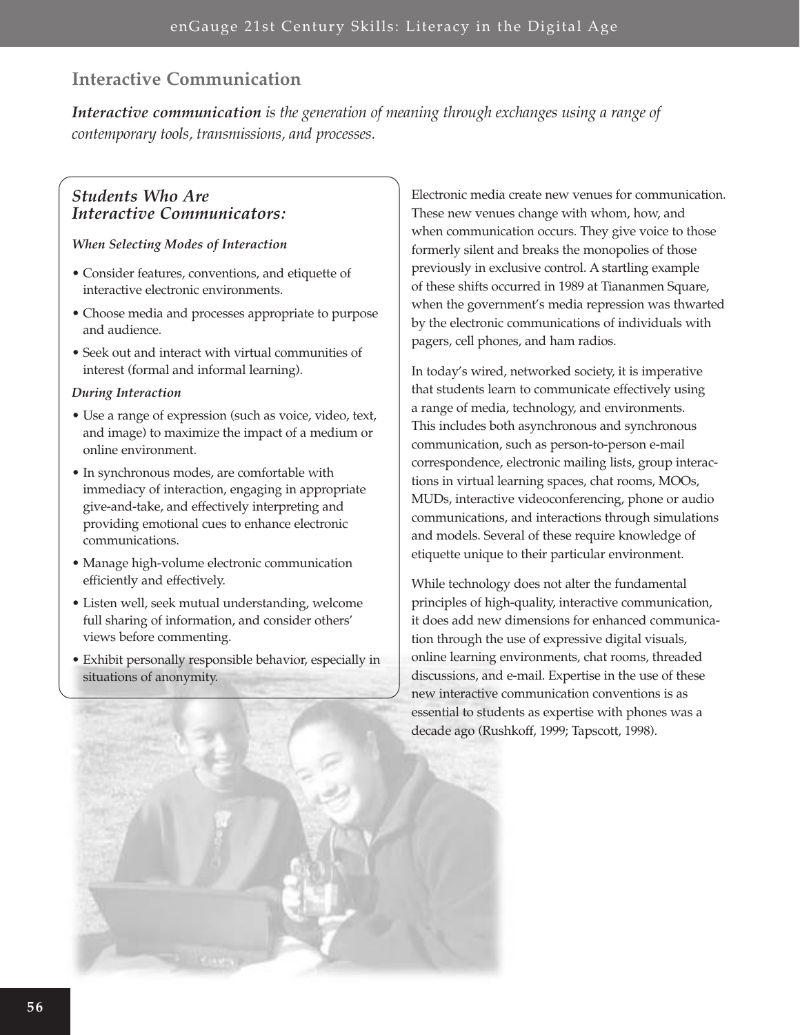## Interactive Communication

***Interactive communication*** *is the generation of meaning through exchanges using a range of contemporary tools, transmissions, and processes.*

### *Students Who Are Interactive Communicators:*

***When Selecting Modes of Interaction***

- Consider features, conventions, and etiquette of interactive electronic environments.
- Choose media and processes appropriate to purpose and audience.
- Seek out and interact with virtual communities of interest (formal and informal learning).

***During Interaction***

- Use a range of expression (such as voice, video, text, and image) to maximize the impact of a medium or online environment.
- In synchronous modes, are comfortable with immediacy of interaction, engaging in appropriate give-and-take, and effectively interpreting and providing emotional cues to enhance electronic communications.
- Manage high-volume electronic communication efficiently and effectively.
- Listen well, seek mutual understanding, welcome full sharing of information, and consider others' views before commenting.
- Exhibit personally responsible behavior, especially in situations of anonymity.

Electronic media create new venues for communication. These new venues change with whom, how, and when communication occurs. They give voice to those formerly silent and breaks the monopolies of those previously in exclusive control. A startling example of these shifts occurred in 1989 at Tiananmen Square, when the government's media repression was thwarted by the electronic communications of individuals with pagers, cell phones, and ham radios.

In today's wired, networked society, it is imperative that students learn to communicate effectively using a range of media, technology, and environments. This includes both asynchronous and synchronous communication, such as person-to-person e-mail correspondence, electronic mailing lists, group interactions in virtual learning spaces, chat rooms, MOOs, MUDs, interactive videoconferencing, phone or audio communications, and interactions through simulations and models. Several of these require knowledge of etiquette unique to their particular environment.

While technology does not alter the fundamental principles of high-quality, interactive communication, it does add new dimensions for enhanced communication through the use of expressive digital visuals, online learning environments, chat rooms, threaded discussions, and e-mail. Expertise in the use of these new interactive communication conventions is as essential to students as expertise with phones was a decade ago (Rushkoff, 1999; Tapscott, 1998).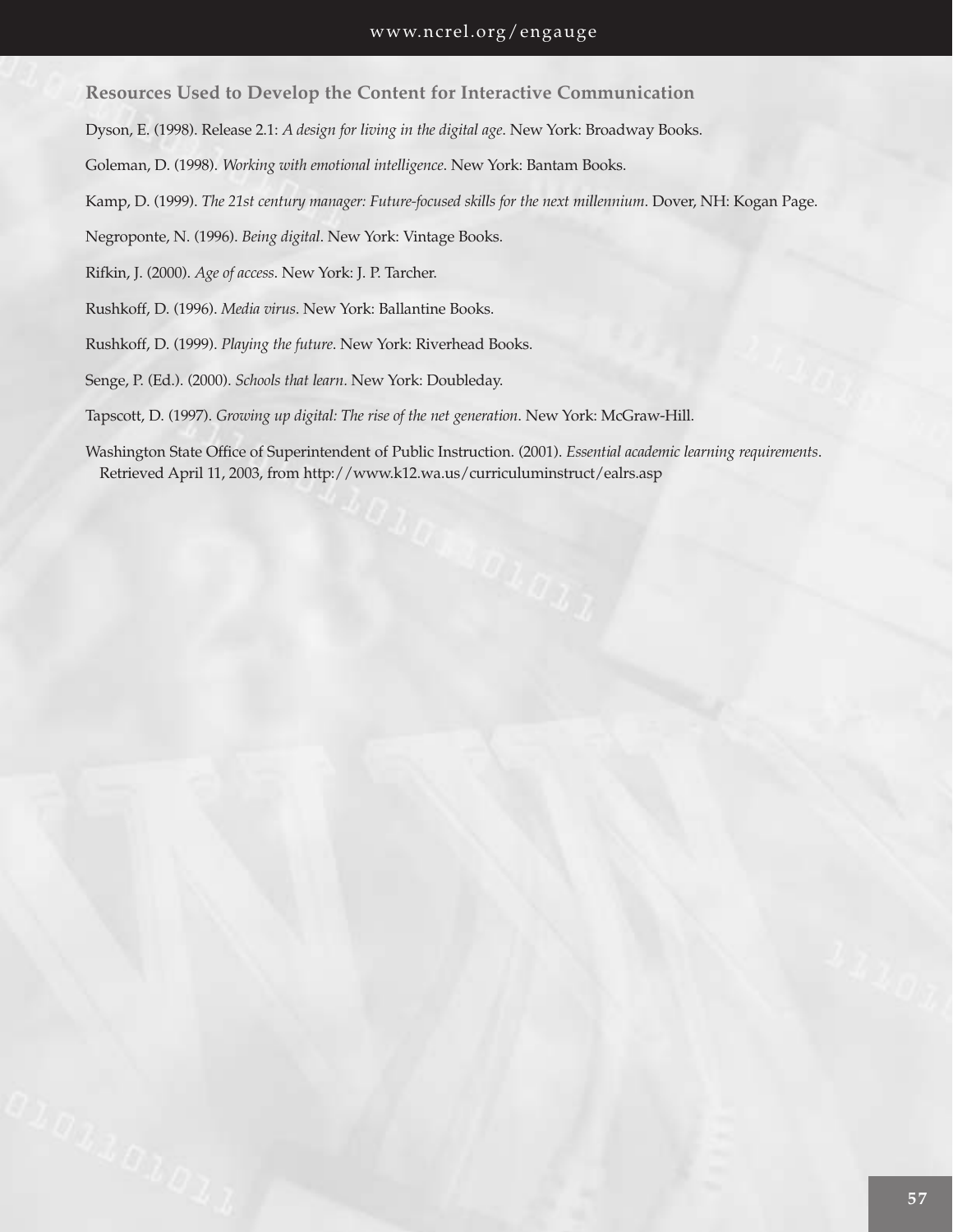### Resources Used to Develop the Content for Interactive Communication

Dyson, E. (1998). Release 2.1: *A design for living in the digital age*. New York: Broadway Books.

Goleman, D. (1998). *Working with emotional intelligence*. New York: Bantam Books.

Kamp, D. (1999). *The 21st century manager: Future-focused skills for the next millennium*. Dover, NH: Kogan Page.

Negroponte, N. (1996). *Being digital*. New York: Vintage Books.

Rifkin, J. (2000). *Age of access*. New York: J. P. Tarcher.

Rushkoff, D. (1996). *Media virus*. New York: Ballantine Books.

Rushkoff, D. (1999). *Playing the future*. New York: Riverhead Books.

Senge, P. (Ed.). (2000). *Schools that learn*. New York: Doubleday.

Tapscott, D. (1997). *Growing up digital: The rise of the net generation*. New York: McGraw-Hill.

Washington State Office of Superintendent of Public Instruction. (2001). *Essential academic learning requirements*. Retrieved April 11, 2003, from http://www.k12.wa.us/curriculuminstruct/ealrs.asp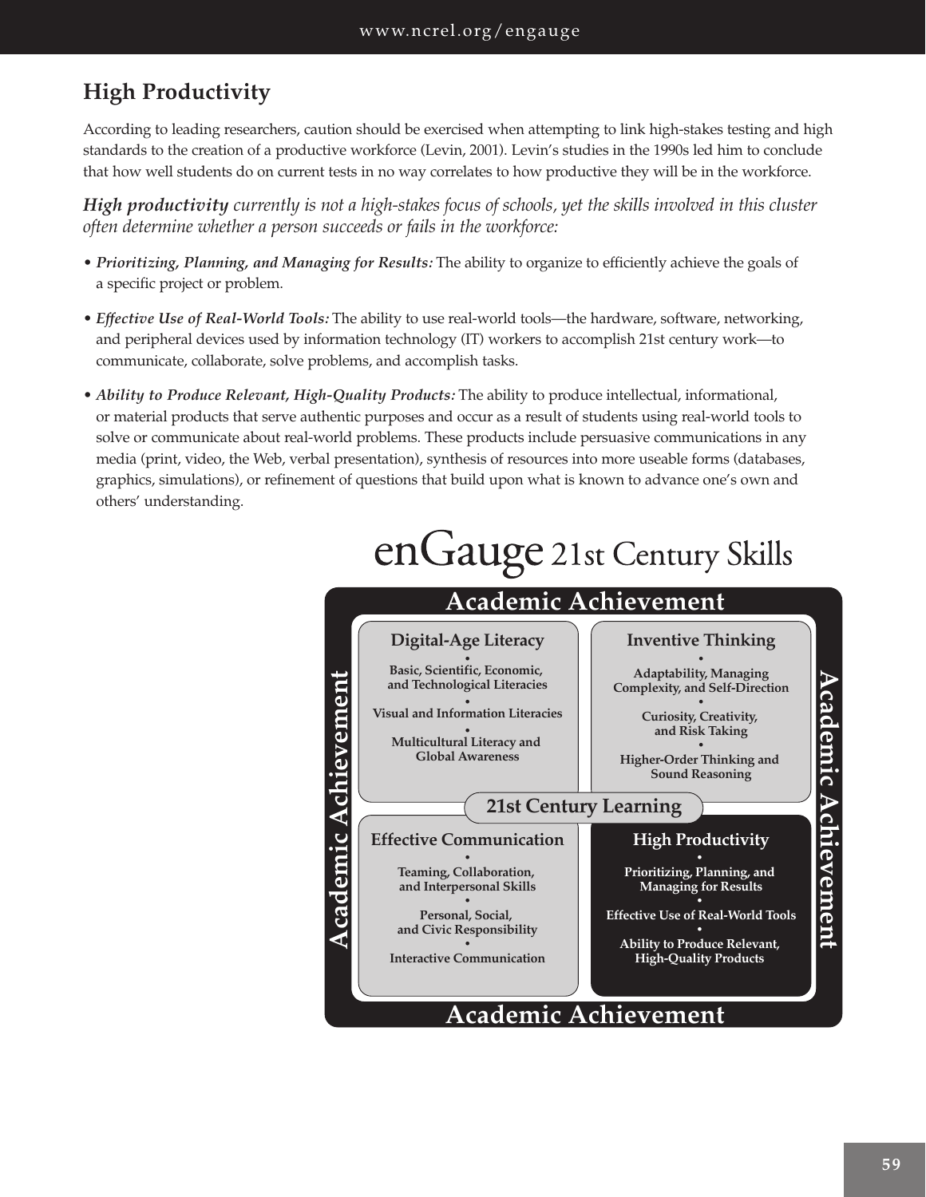## High Productivity

According to leading researchers, caution should be exercised when attempting to link high-stakes testing and high standards to the creation of a productive workforce (Levin, 2001). Levin's studies in the 1990s led him to conclude that how well students do on current tests in no way correlates to how productive they will be in the workforce.

***High productivity*** *currently is not a high-stakes focus of schools, yet the skills involved in this cluster often determine whether a person succeeds or fails in the workforce:*

- ***Prioritizing, Planning, and Managing for Results:*** The ability to organize to efficiently achieve the goals of a specific project or problem.
- ***Effective Use of Real-World Tools:*** The ability to use real-world tools—the hardware, software, networking, and peripheral devices used by information technology (IT) workers to accomplish 21st century work—to communicate, collaborate, solve problems, and accomplish tasks.
- ***Ability to Produce Relevant, High-Quality Products:*** The ability to produce intellectual, informational, or material products that serve authentic purposes and occur as a result of students using real-world tools to solve or communicate about real-world problems. These products include persuasive communications in any media (print, video, the Web, verbal presentation), synthesis of resources into more useable forms (databases, graphics, simulations), or refinement of questions that build upon what is known to advance one's own and others' understanding.

### enGauge 21st Century Skills

**Academic Achievement**

**21st Century Learning**

**Digital-Age Literacy**
- Basic, Scientific, Economic, and Technological Literacies
- Visual and Information Literacies
- Multicultural Literacy and Global Awareness

**Inventive Thinking**
- Adaptability, Managing Complexity, and Self-Direction
- Curiosity, Creativity, and Risk Taking
- Higher-Order Thinking and Sound Reasoning

**Effective Communication**
- Teaming, Collaboration, and Interpersonal Skills
- Personal, Social, and Civic Responsibility
- Interactive Communication

**High Productivity**
- Prioritizing, Planning, and Managing for Results
- Effective Use of Real-World Tools
- Ability to Produce Relevant, High-Quality Products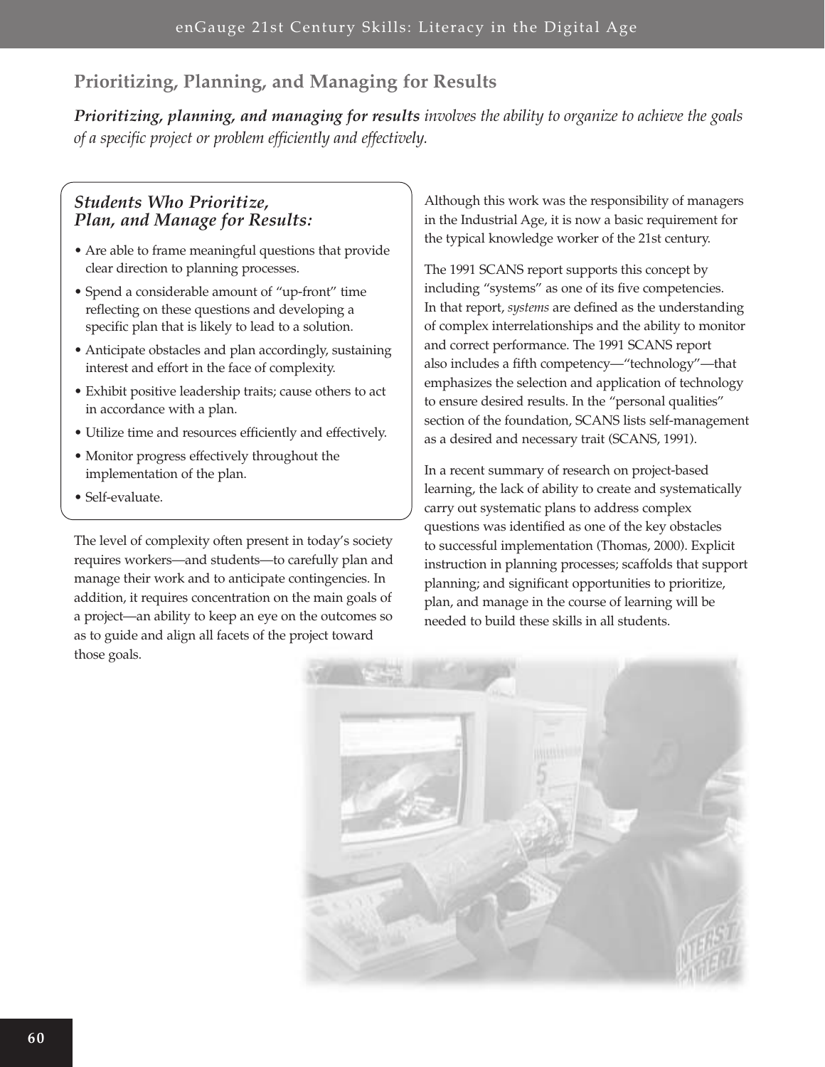## Prioritizing, Planning, and Managing for Results

***Prioritizing, planning, and managing for results*** *involves the ability to organize to achieve the goals of a specific project or problem efficiently and effectively.*

### *Students Who Prioritize, Plan, and Manage for Results:*

- Are able to frame meaningful questions that provide clear direction to planning processes.
- Spend a considerable amount of "up-front" time reflecting on these questions and developing a specific plan that is likely to lead to a solution.
- Anticipate obstacles and plan accordingly, sustaining interest and effort in the face of complexity.
- Exhibit positive leadership traits; cause others to act in accordance with a plan.
- Utilize time and resources efficiently and effectively.
- Monitor progress effectively throughout the implementation of the plan.
- Self-evaluate.

The level of complexity often present in today's society requires workers—and students—to carefully plan and manage their work and to anticipate contingencies. In addition, it requires concentration on the main goals of a project—an ability to keep an eye on the outcomes so as to guide and align all facets of the project toward those goals.

Although this work was the responsibility of managers in the Industrial Age, it is now a basic requirement for the typical knowledge worker of the 21st century.

The 1991 SCANS report supports this concept by including "systems" as one of its five competencies. In that report, *systems* are defined as the understanding of complex interrelationships and the ability to monitor and correct performance. The 1991 SCANS report also includes a fifth competency—"technology"—that emphasizes the selection and application of technology to ensure desired results. In the "personal qualities" section of the foundation, SCANS lists self-management as a desired and necessary trait (SCANS, 1991).

In a recent summary of research on project-based learning, the lack of ability to create and systematically carry out systematic plans to address complex questions was identified as one of the key obstacles to successful implementation (Thomas, 2000). Explicit instruction in planning processes; scaffolds that support planning; and significant opportunities to prioritize, plan, and manage in the course of learning will be needed to build these skills in all students.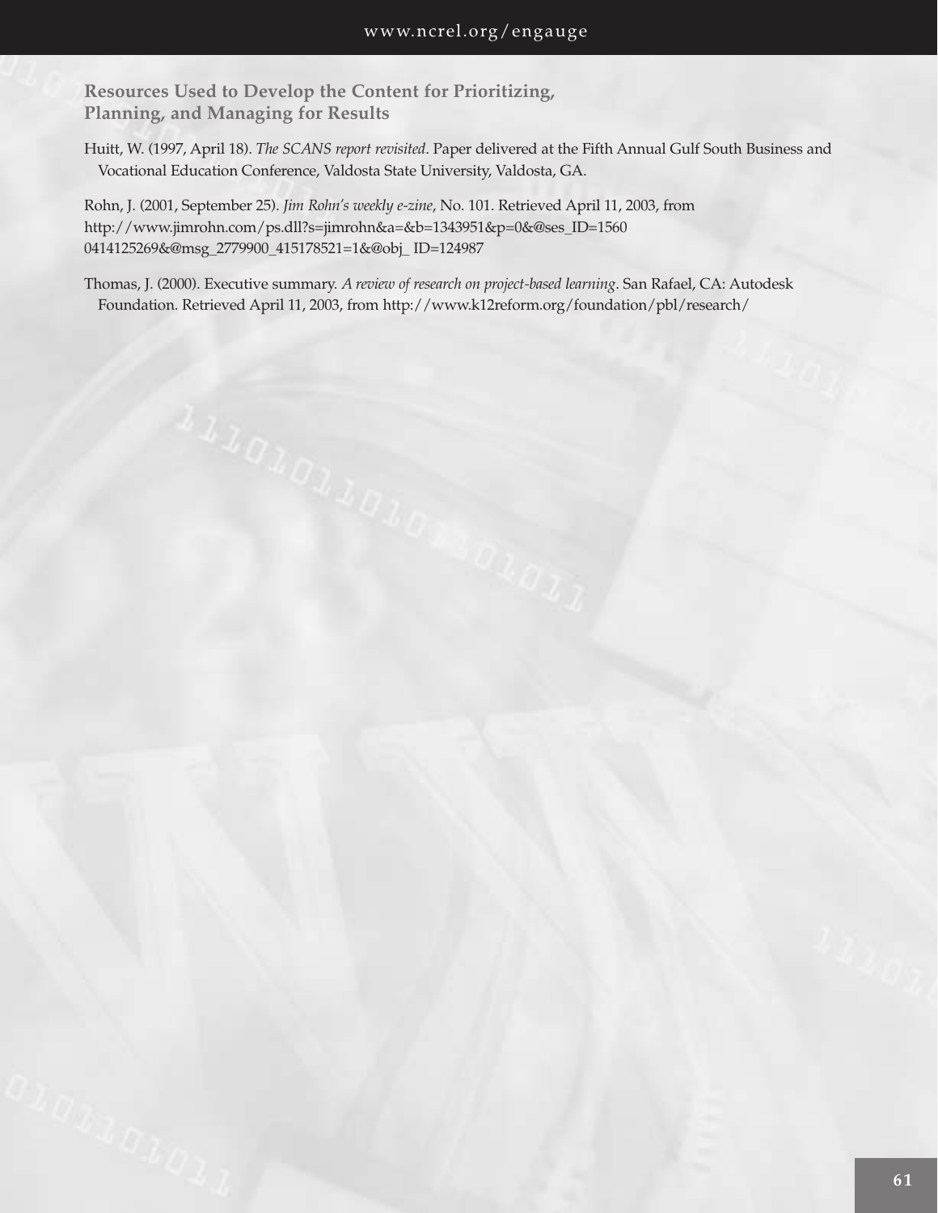### Resources Used to Develop the Content for Prioritizing, Planning, and Managing for Results

Huitt, W. (1997, April 18). *The SCANS report revisited*. Paper delivered at the Fifth Annual Gulf South Business and Vocational Education Conference, Valdosta State University, Valdosta, GA.

Rohn, J. (2001, September 25). *Jim Rohn's weekly e-zine*, No. 101. Retrieved April 11, 2003, from http://www.jimrohn.com/ps.dll?s=jimrohn&a=&b=1343951&p=0&@ses_ID=1560 0414125269&@msg_2779900_415178521=1&@obj_ ID=124987

Thomas, J. (2000). Executive summary. *A review of research on project-based learning*. San Rafael, CA: Autodesk Foundation. Retrieved April 11, 2003, from http://www.k12reform.org/foundation/pbl/research/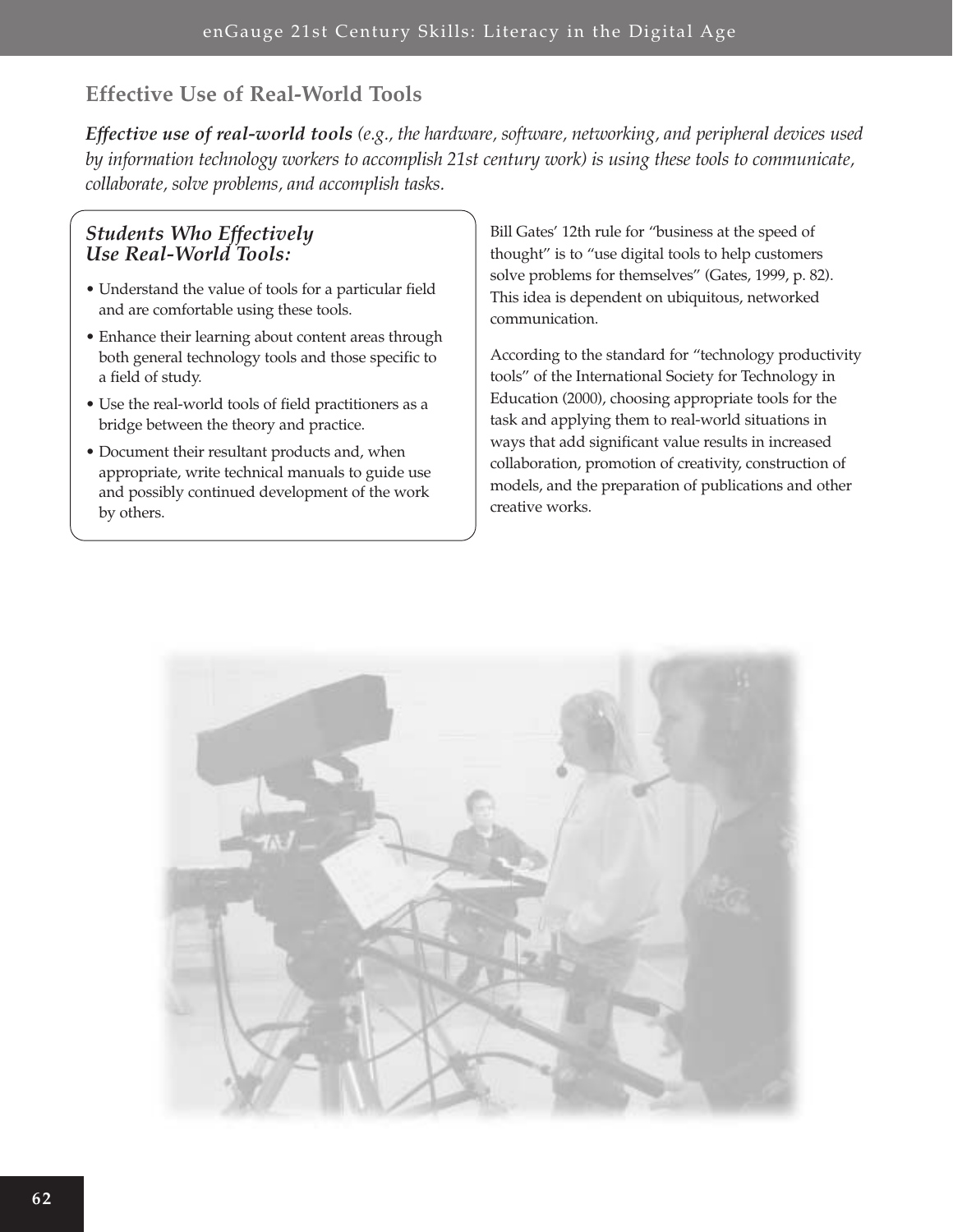## Effective Use of Real-World Tools

***Effective use of real-world tools*** *(e.g., the hardware, software, networking, and peripheral devices used by information technology workers to accomplish 21st century work) is using these tools to communicate, collaborate, solve problems, and accomplish tasks.*

### *Students Who Effectively Use Real-World Tools:*

- Understand the value of tools for a particular field and are comfortable using these tools.
- Enhance their learning about content areas through both general technology tools and those specific to a field of study.
- Use the real-world tools of field practitioners as a bridge between the theory and practice.
- Document their resultant products and, when appropriate, write technical manuals to guide use and possibly continued development of the work by others.

Bill Gates' 12th rule for "business at the speed of thought" is to "use digital tools to help customers solve problems for themselves" (Gates, 1999, p. 82). This idea is dependent on ubiquitous, networked communication.

According to the standard for "technology productivity tools" of the International Society for Technology in Education (2000), choosing appropriate tools for the task and applying them to real-world situations in ways that add significant value results in increased collaboration, promotion of creativity, construction of models, and the preparation of publications and other creative works.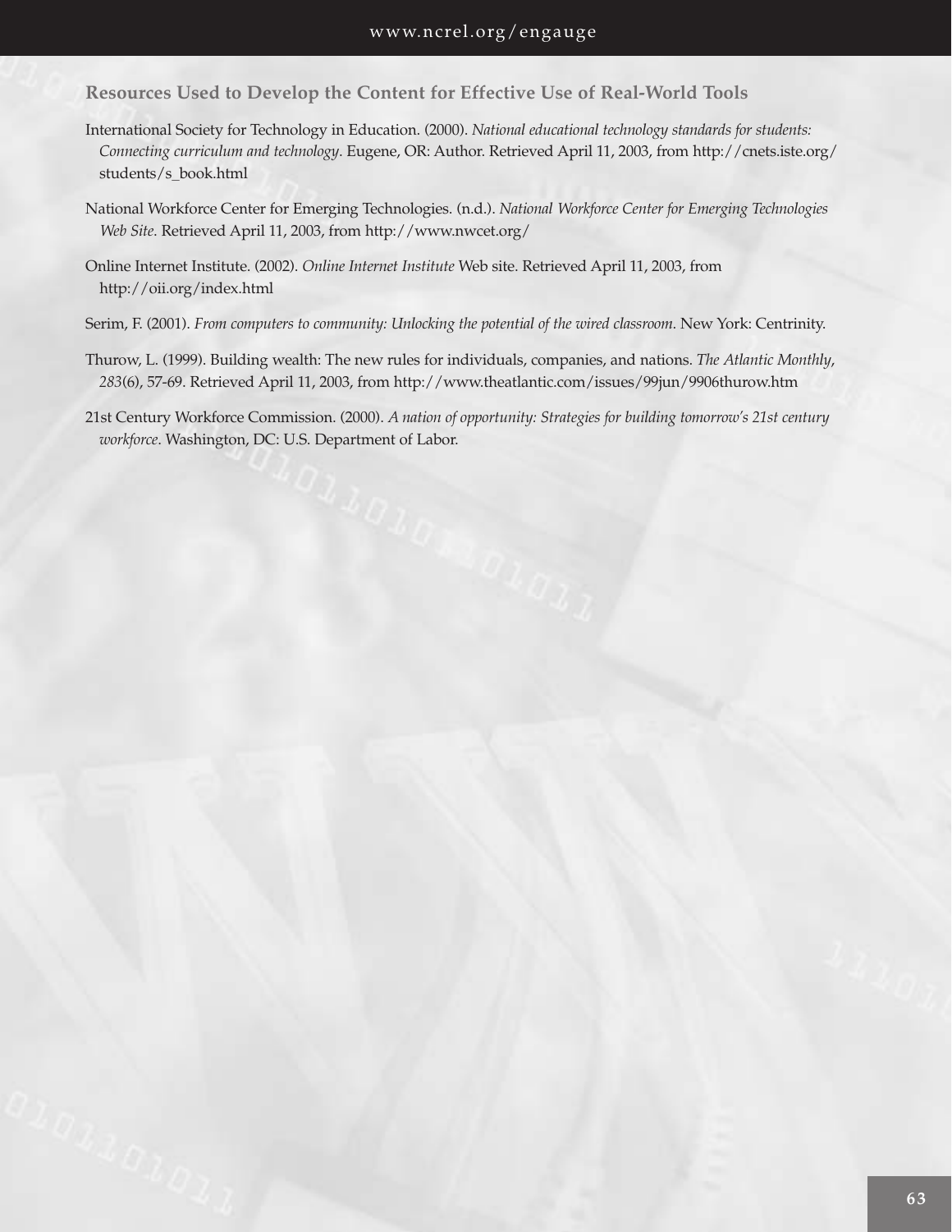### Resources Used to Develop the Content for Effective Use of Real-World Tools

International Society for Technology in Education. (2000). *National educational technology standards for students: Connecting curriculum and technology*. Eugene, OR: Author. Retrieved April 11, 2003, from http://cnets.iste.org/students/s_book.html

National Workforce Center for Emerging Technologies. (n.d.). *National Workforce Center for Emerging Technologies Web Site*. Retrieved April 11, 2003, from http://www.nwcet.org/

Online Internet Institute. (2002). *Online Internet Institute* Web site. Retrieved April 11, 2003, from http://oii.org/index.html

Serim, F. (2001). *From computers to community: Unlocking the potential of the wired classroom*. New York: Centrinity.

Thurow, L. (1999). Building wealth: The new rules for individuals, companies, and nations. *The Atlantic Monthly*, *283*(6), 57-69. Retrieved April 11, 2003, from http://www.theatlantic.com/issues/99jun/9906thurow.htm

21st Century Workforce Commission. (2000). *A nation of opportunity: Strategies for building tomorrow's 21st century workforce*. Washington, DC: U.S. Department of Labor.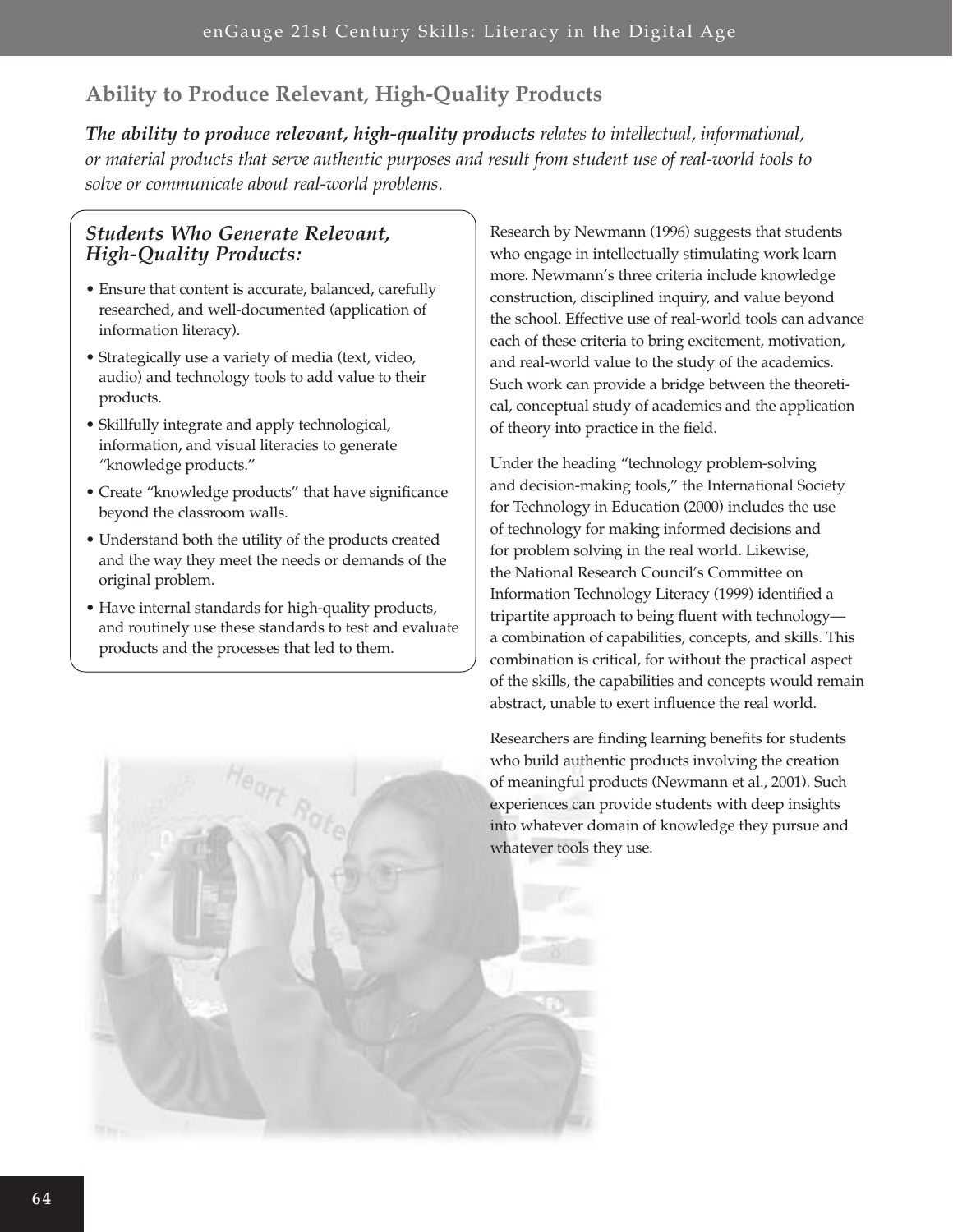## Ability to Produce Relevant, High-Quality Products

***The ability to produce relevant, high-quality products** relates to intellectual, informational, or material products that serve authentic purposes and result from student use of real-world tools to solve or communicate about real-world problems.*

### *Students Who Generate Relevant, High-Quality Products:*

- Ensure that content is accurate, balanced, carefully researched, and well-documented (application of information literacy).
- Strategically use a variety of media (text, video, audio) and technology tools to add value to their products.
- Skillfully integrate and apply technological, information, and visual literacies to generate "knowledge products."
- Create "knowledge products" that have significance beyond the classroom walls.
- Understand both the utility of the products created and the way they meet the needs or demands of the original problem.
- Have internal standards for high-quality products, and routinely use these standards to test and evaluate products and the processes that led to them.

Research by Newmann (1996) suggests that students who engage in intellectually stimulating work learn more. Newmann's three criteria include knowledge construction, disciplined inquiry, and value beyond the school. Effective use of real-world tools can advance each of these criteria to bring excitement, motivation, and real-world value to the study of the academics. Such work can provide a bridge between the theoretical, conceptual study of academics and the application of theory into practice in the field.

Under the heading "technology problem-solving and decision-making tools," the International Society for Technology in Education (2000) includes the use of technology for making informed decisions and for problem solving in the real world. Likewise, the National Research Council's Committee on Information Technology Literacy (1999) identified a tripartite approach to being fluent with technology—a combination of capabilities, concepts, and skills. This combination is critical, for without the practical aspect of the skills, the capabilities and concepts would remain abstract, unable to exert influence the real world.

Researchers are finding learning benefits for students who build authentic products involving the creation of meaningful products (Newmann et al., 2001). Such experiences can provide students with deep insights into whatever domain of knowledge they pursue and whatever tools they use.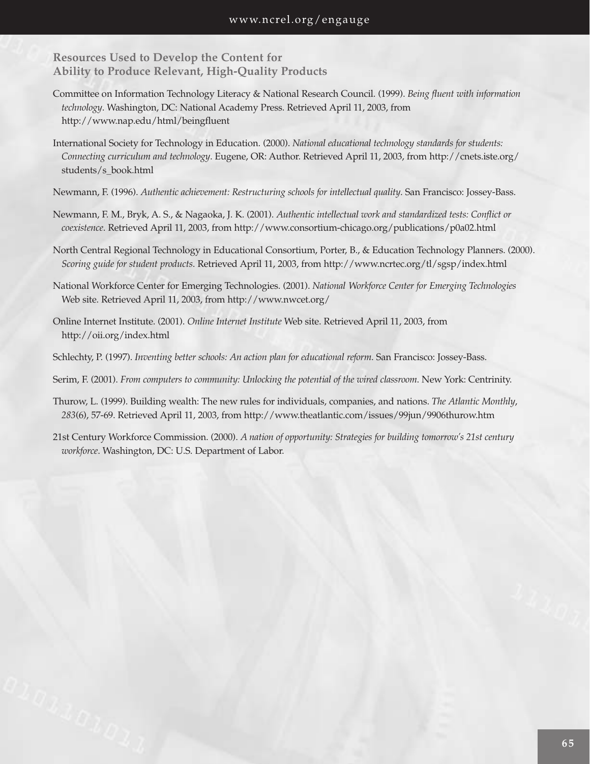## Resources Used to Develop the Content for Ability to Produce Relevant, High-Quality Products

Committee on Information Technology Literacy & National Research Council. (1999). *Being fluent with information technology*. Washington, DC: National Academy Press. Retrieved April 11, 2003, from http://www.nap.edu/html/beingfluent

International Society for Technology in Education. (2000). *National educational technology standards for students: Connecting curriculum and technology*. Eugene, OR: Author. Retrieved April 11, 2003, from http://cnets.iste.org/students/s_book.html

Newmann, F. (1996). *Authentic achievement: Restructuring schools for intellectual quality*. San Francisco: Jossey-Bass.

Newmann, F. M., Bryk, A. S., & Nagaoka, J. K. (2001). *Authentic intellectual work and standardized tests: Conflict or coexistence*. Retrieved April 11, 2003, from http://www.consortium-chicago.org/publications/p0a02.html

North Central Regional Technology in Educational Consortium, Porter, B., & Education Technology Planners. (2000). *Scoring guide for student products*. Retrieved April 11, 2003, from http://www.ncrtec.org/tl/sgsp/index.html

National Workforce Center for Emerging Technologies. (2001). *National Workforce Center for Emerging Technologies* Web site. Retrieved April 11, 2003, from http://www.nwcet.org/

Online Internet Institute. (2001). *Online Internet Institute* Web site. Retrieved April 11, 2003, from http://oii.org/index.html

Schlechty, P. (1997). *Inventing better schools: An action plan for educational reform*. San Francisco: Jossey-Bass.

Serim, F. (2001). *From computers to community: Unlocking the potential of the wired classroom*. New York: Centrinity.

Thurow, L. (1999). Building wealth: The new rules for individuals, companies, and nations. *The Atlantic Monthly*, *283*(6), 57-69. Retrieved April 11, 2003, from http://www.theatlantic.com/issues/99jun/9906thurow.htm

21st Century Workforce Commission. (2000). *A nation of opportunity: Strategies for building tomorrow's 21st century workforce*. Washington, DC: U.S. Department of Labor.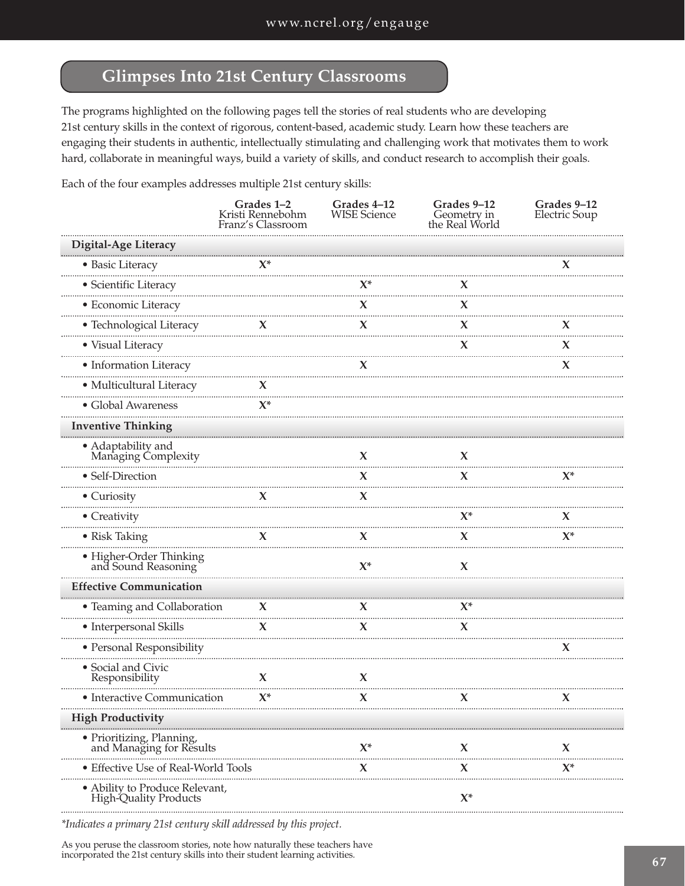## Glimpses Into 21st Century Classrooms

The programs highlighted on the following pages tell the stories of real students who are developing 21st century skills in the context of rigorous, content-based, academic study. Learn how these teachers are engaging their students in authentic, intellectually stimulating and challenging work that motivates them to work hard, collaborate in meaningful ways, build a variety of skills, and conduct research to accomplish their goals.

Each of the four examples addresses multiple 21st century skills:

| | Grades 1–2 Kristi Rennebohm Franz's Classroom | Grades 4–12 WISE Science | Grades 9–12 Geometry in the Real World | Grades 9–12 Electric Soup |
|---|---|---|---|---|
| **Digital-Age Literacy** | | | | |
| • Basic Literacy | X* | | | X |
| • Scientific Literacy | | X* | X | |
| • Economic Literacy | | X | X | |
| • Technological Literacy | X | X | X | X |
| • Visual Literacy | | | X | X |
| • Information Literacy | | X | | X |
| • Multicultural Literacy | X | | | |
| • Global Awareness | X* | | | |
| **Inventive Thinking** | | | | |
| • Adaptability and Managing Complexity | | X | X | |
| • Self-Direction | | X | X | X* |
| • Curiosity | X | X | | |
| • Creativity | | | X* | X |
| • Risk Taking | X | X | X | X* |
| • Higher-Order Thinking and Sound Reasoning | | X* | X | |
| **Effective Communication** | | | | |
| • Teaming and Collaboration | X | X | X* | |
| • Interpersonal Skills | X | X | X | |
| • Personal Responsibility | | | | X |
| • Social and Civic Responsibility | X | X | | |
| • Interactive Communication | X* | X | X | X |
| **High Productivity** | | | | |
| • Prioritizing, Planning, and Managing for Results | | X* | X | X |
| • Effective Use of Real-World Tools | | X | X | X* |
| • Ability to Produce Relevant, High-Quality Products | | | X* | |

*\*Indicates a primary 21st century skill addressed by this project.*

As you peruse the classroom stories, note how naturally these teachers have incorporated the 21st century skills into their student learning activities.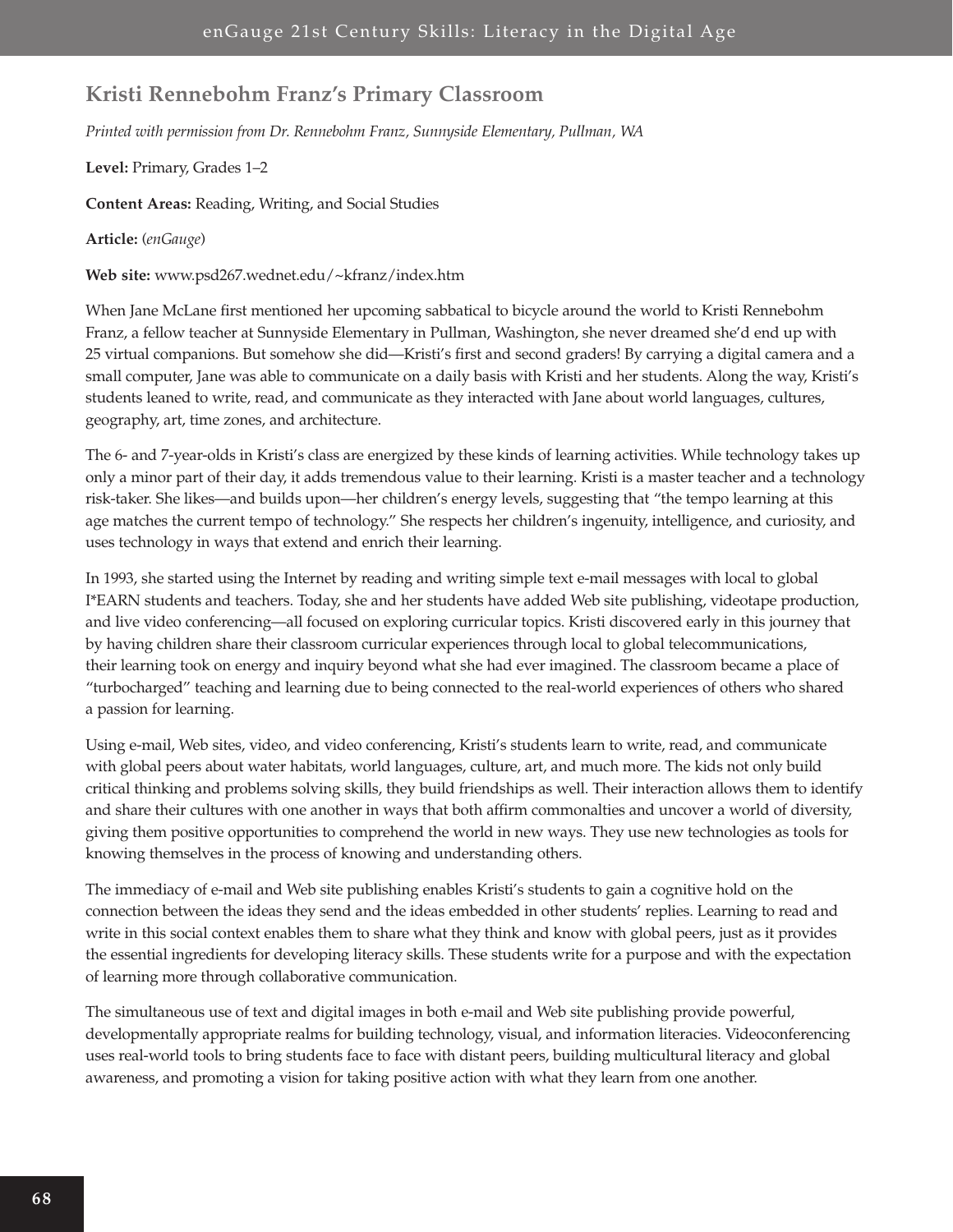## Kristi Rennebohm Franz's Primary Classroom

*Printed with permission from Dr. Rennebohm Franz, Sunnyside Elementary, Pullman, WA*

**Level:** Primary, Grades 1–2

**Content Areas:** Reading, Writing, and Social Studies

**Article:** (*enGauge*)

**Web site:** www.psd267.wednet.edu/~kfranz/index.htm

When Jane McLane first mentioned her upcoming sabbatical to bicycle around the world to Kristi Rennebohm Franz, a fellow teacher at Sunnyside Elementary in Pullman, Washington, she never dreamed she'd end up with 25 virtual companions. But somehow she did—Kristi's first and second graders! By carrying a digital camera and a small computer, Jane was able to communicate on a daily basis with Kristi and her students. Along the way, Kristi's students leaned to write, read, and communicate as they interacted with Jane about world languages, cultures, geography, art, time zones, and architecture.

The 6- and 7-year-olds in Kristi's class are energized by these kinds of learning activities. While technology takes up only a minor part of their day, it adds tremendous value to their learning. Kristi is a master teacher and a technology risk-taker. She likes—and builds upon—her children's energy levels, suggesting that "the tempo learning at this age matches the current tempo of technology." She respects her children's ingenuity, intelligence, and curiosity, and uses technology in ways that extend and enrich their learning.

In 1993, she started using the Internet by reading and writing simple text e-mail messages with local to global I*EARN students and teachers. Today, she and her students have added Web site publishing, videotape production, and live video conferencing—all focused on exploring curricular topics. Kristi discovered early in this journey that by having children share their classroom curricular experiences through local to global telecommunications, their learning took on energy and inquiry beyond what she had ever imagined. The classroom became a place of "turbocharged" teaching and learning due to being connected to the real-world experiences of others who shared a passion for learning.

Using e-mail, Web sites, video, and video conferencing, Kristi's students learn to write, read, and communicate with global peers about water habitats, world languages, culture, art, and much more. The kids not only build critical thinking and problems solving skills, they build friendships as well. Their interaction allows them to identify and share their cultures with one another in ways that both affirm commonalties and uncover a world of diversity, giving them positive opportunities to comprehend the world in new ways. They use new technologies as tools for knowing themselves in the process of knowing and understanding others.

The immediacy of e-mail and Web site publishing enables Kristi's students to gain a cognitive hold on the connection between the ideas they send and the ideas embedded in other students' replies. Learning to read and write in this social context enables them to share what they think and know with global peers, just as it provides the essential ingredients for developing literacy skills. These students write for a purpose and with the expectation of learning more through collaborative communication.

The simultaneous use of text and digital images in both e-mail and Web site publishing provide powerful, developmentally appropriate realms for building technology, visual, and information literacies. Videoconferencing uses real-world tools to bring students face to face with distant peers, building multicultural literacy and global awareness, and promoting a vision for taking positive action with what they learn from one another.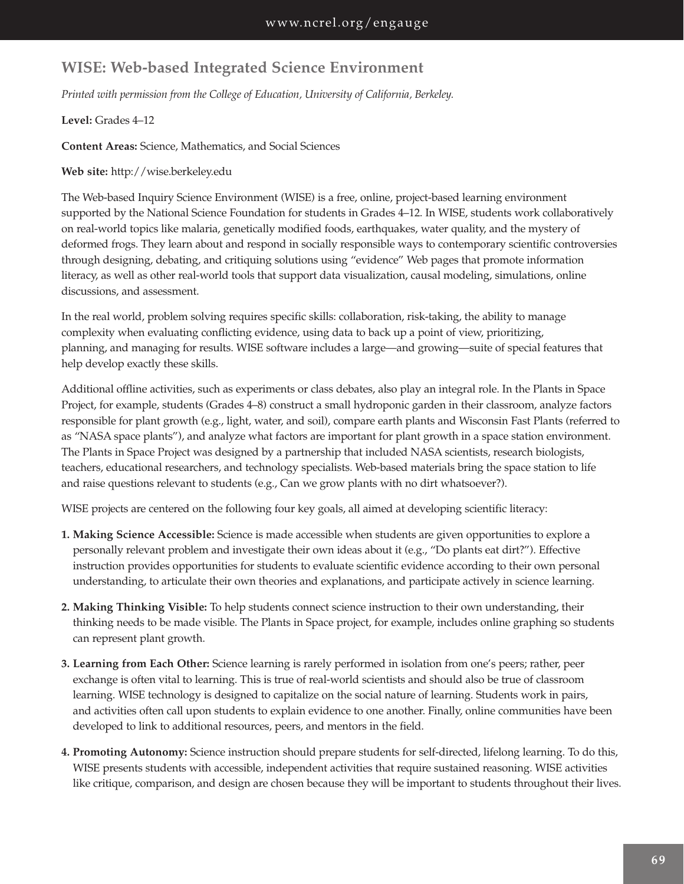## WISE: Web-based Integrated Science Environment

*Printed with permission from the College of Education, University of California, Berkeley.*

**Level:** Grades 4–12

**Content Areas:** Science, Mathematics, and Social Sciences

**Web site:** http://wise.berkeley.edu

The Web-based Inquiry Science Environment (WISE) is a free, online, project-based learning environment supported by the National Science Foundation for students in Grades 4–12. In WISE, students work collaboratively on real-world topics like malaria, genetically modified foods, earthquakes, water quality, and the mystery of deformed frogs. They learn about and respond in socially responsible ways to contemporary scientific controversies through designing, debating, and critiquing solutions using "evidence" Web pages that promote information literacy, as well as other real-world tools that support data visualization, causal modeling, simulations, online discussions, and assessment.

In the real world, problem solving requires specific skills: collaboration, risk-taking, the ability to manage complexity when evaluating conflicting evidence, using data to back up a point of view, prioritizing, planning, and managing for results. WISE software includes a large—and growing—suite of special features that help develop exactly these skills.

Additional offline activities, such as experiments or class debates, also play an integral role. In the Plants in Space Project, for example, students (Grades 4–8) construct a small hydroponic garden in their classroom, analyze factors responsible for plant growth (e.g., light, water, and soil), compare earth plants and Wisconsin Fast Plants (referred to as "NASA space plants"), and analyze what factors are important for plant growth in a space station environment. The Plants in Space Project was designed by a partnership that included NASA scientists, research biologists, teachers, educational researchers, and technology specialists. Web-based materials bring the space station to life and raise questions relevant to students (e.g., Can we grow plants with no dirt whatsoever?).

WISE projects are centered on the following four key goals, all aimed at developing scientific literacy:

1. **Making Science Accessible:** Science is made accessible when students are given opportunities to explore a personally relevant problem and investigate their own ideas about it (e.g., "Do plants eat dirt?"). Effective instruction provides opportunities for students to evaluate scientific evidence according to their own personal understanding, to articulate their own theories and explanations, and participate actively in science learning.

2. **Making Thinking Visible:** To help students connect science instruction to their own understanding, their thinking needs to be made visible. The Plants in Space project, for example, includes online graphing so students can represent plant growth.

3. **Learning from Each Other:** Science learning is rarely performed in isolation from one's peers; rather, peer exchange is often vital to learning. This is true of real-world scientists and should also be true of classroom learning. WISE technology is designed to capitalize on the social nature of learning. Students work in pairs, and activities often call upon students to explain evidence to one another. Finally, online communities have been developed to link to additional resources, peers, and mentors in the field.

4. **Promoting Autonomy:** Science instruction should prepare students for self-directed, lifelong learning. To do this, WISE presents students with accessible, independent activities that require sustained reasoning. WISE activities like critique, comparison, and design are chosen because they will be important to students throughout their lives.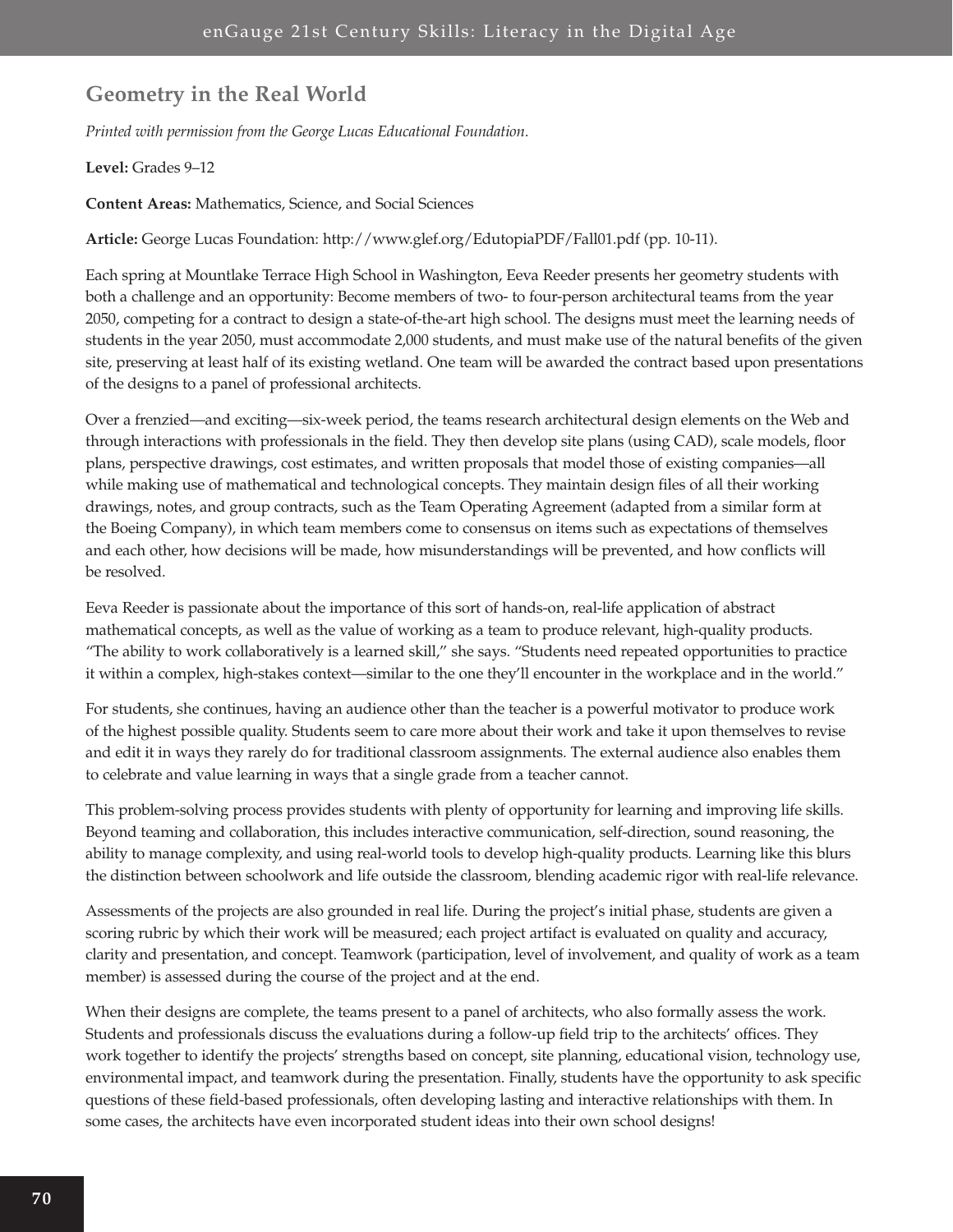## Geometry in the Real World

*Printed with permission from the George Lucas Educational Foundation.*

**Level:** Grades 9–12

**Content Areas:** Mathematics, Science, and Social Sciences

**Article:** George Lucas Foundation: http://www.glef.org/EdutopiaPDF/Fall01.pdf (pp. 10-11).

Each spring at Mountlake Terrace High School in Washington, Eeva Reeder presents her geometry students with both a challenge and an opportunity: Become members of two- to four-person architectural teams from the year 2050, competing for a contract to design a state-of-the-art high school. The designs must meet the learning needs of students in the year 2050, must accommodate 2,000 students, and must make use of the natural benefits of the given site, preserving at least half of its existing wetland. One team will be awarded the contract based upon presentations of the designs to a panel of professional architects.

Over a frenzied—and exciting—six-week period, the teams research architectural design elements on the Web and through interactions with professionals in the field. They then develop site plans (using CAD), scale models, floor plans, perspective drawings, cost estimates, and written proposals that model those of existing companies—all while making use of mathematical and technological concepts. They maintain design files of all their working drawings, notes, and group contracts, such as the Team Operating Agreement (adapted from a similar form at the Boeing Company), in which team members come to consensus on items such as expectations of themselves and each other, how decisions will be made, how misunderstandings will be prevented, and how conflicts will be resolved.

Eeva Reeder is passionate about the importance of this sort of hands-on, real-life application of abstract mathematical concepts, as well as the value of working as a team to produce relevant, high-quality products. "The ability to work collaboratively is a learned skill," she says. "Students need repeated opportunities to practice it within a complex, high-stakes context—similar to the one they'll encounter in the workplace and in the world."

For students, she continues, having an audience other than the teacher is a powerful motivator to produce work of the highest possible quality. Students seem to care more about their work and take it upon themselves to revise and edit it in ways they rarely do for traditional classroom assignments. The external audience also enables them to celebrate and value learning in ways that a single grade from a teacher cannot.

This problem-solving process provides students with plenty of opportunity for learning and improving life skills. Beyond teaming and collaboration, this includes interactive communication, self-direction, sound reasoning, the ability to manage complexity, and using real-world tools to develop high-quality products. Learning like this blurs the distinction between schoolwork and life outside the classroom, blending academic rigor with real-life relevance.

Assessments of the projects are also grounded in real life. During the project's initial phase, students are given a scoring rubric by which their work will be measured; each project artifact is evaluated on quality and accuracy, clarity and presentation, and concept. Teamwork (participation, level of involvement, and quality of work as a team member) is assessed during the course of the project and at the end.

When their designs are complete, the teams present to a panel of architects, who also formally assess the work. Students and professionals discuss the evaluations during a follow-up field trip to the architects' offices. They work together to identify the projects' strengths based on concept, site planning, educational vision, technology use, environmental impact, and teamwork during the presentation. Finally, students have the opportunity to ask specific questions of these field-based professionals, often developing lasting and interactive relationships with them. In some cases, the architects have even incorporated student ideas into their own school designs!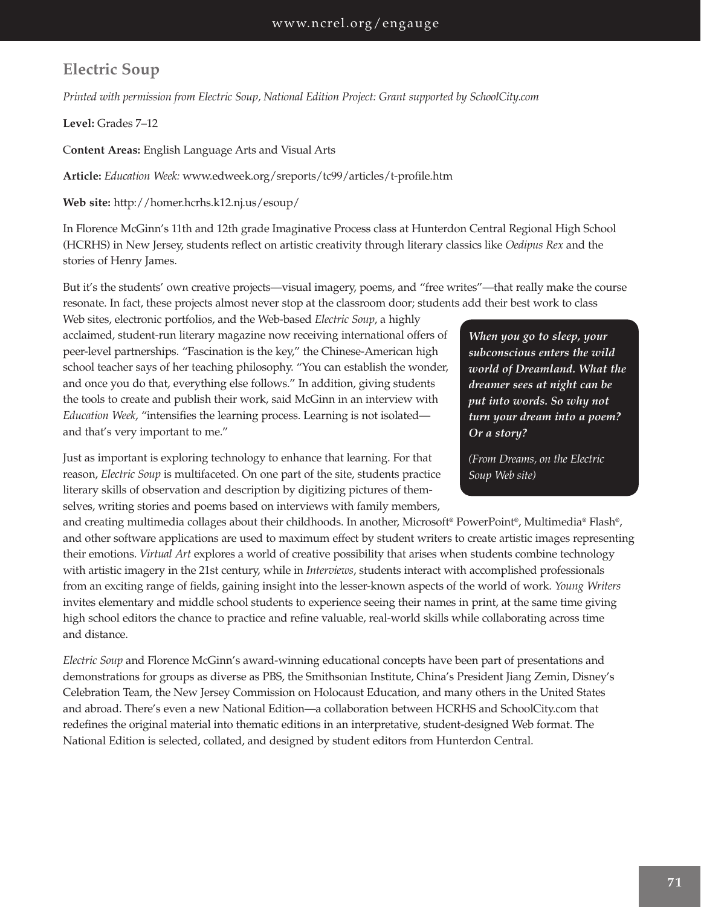## Electric Soup

*Printed with permission from Electric Soup, National Edition Project: Grant supported by SchoolCity.com*

**Level:** Grades 7–12

**Content Areas:** English Language Arts and Visual Arts

**Article:** *Education Week:* www.edweek.org/sreports/tc99/articles/t-profile.htm

**Web site:** http://homer.hcrhs.k12.nj.us/esoup/

In Florence McGinn's 11th and 12th grade Imaginative Process class at Hunterdon Central Regional High School (HCRHS) in New Jersey, students reflect on artistic creativity through literary classics like *Oedipus Rex* and the stories of Henry James.

But it's the students' own creative projects—visual imagery, poems, and "free writes"—that really make the course resonate. In fact, these projects almost never stop at the classroom door; students add their best work to class Web sites, electronic portfolios, and the Web-based *Electric Soup*, a highly acclaimed, student-run literary magazine now receiving international offers of peer-level partnerships. "Fascination is the key," the Chinese-American high school teacher says of her teaching philosophy. "You can establish the wonder, and once you do that, everything else follows." In addition, giving students the tools to create and publish their work, said McGinn in an interview with *Education Week*, "intensifies the learning process. Learning is not isolated—and that's very important to me."

> ***When you go to sleep, your subconscious enters the wild world of Dreamland. What the dreamer sees at night can be put into words. So why not turn your dream into a poem? Or a story?***
>
> *(From Dreams, on the Electric Soup Web site)*

Just as important is exploring technology to enhance that learning. For that reason, *Electric Soup* is multifaceted. On one part of the site, students practice literary skills of observation and description by digitizing pictures of themselves, writing stories and poems based on interviews with family members, and creating multimedia collages about their childhoods. In another, Microsoft® PowerPoint®, Multimedia® Flash®, and other software applications are used to maximum effect by student writers to create artistic images representing their emotions. *Virtual Art* explores a world of creative possibility that arises when students combine technology with artistic imagery in the 21st century, while in *Interviews*, students interact with accomplished professionals from an exciting range of fields, gaining insight into the lesser-known aspects of the world of work. *Young Writers* invites elementary and middle school students to experience seeing their names in print, at the same time giving high school editors the chance to practice and refine valuable, real-world skills while collaborating across time and distance.

*Electric Soup* and Florence McGinn's award-winning educational concepts have been part of presentations and demonstrations for groups as diverse as PBS, the Smithsonian Institute, China's President Jiang Zemin, Disney's Celebration Team, the New Jersey Commission on Holocaust Education, and many others in the United States and abroad. There's even a new National Edition—a collaboration between HCRHS and SchoolCity.com that redefines the original material into thematic editions in an interpretative, student-designed Web format. The National Edition is selected, collated, and designed by student editors from Hunterdon Central.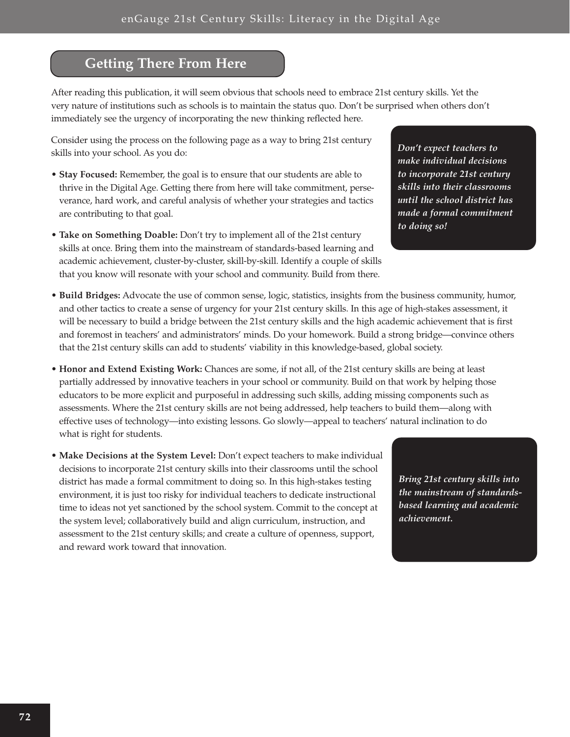## Getting There From Here

After reading this publication, it will seem obvious that schools need to embrace 21st century skills. Yet the very nature of institutions such as schools is to maintain the status quo. Don't be surprised when others don't immediately see the urgency of incorporating the new thinking reflected here.

Consider using the process on the following page as a way to bring 21st century skills into your school. As you do:

> ***Don't expect teachers to make individual decisions to incorporate 21st century skills into their classrooms until the school district has made a formal commitment to doing so!***

- **Stay Focused:** Remember, the goal is to ensure that our students are able to thrive in the Digital Age. Getting there from here will take commitment, perseverance, hard work, and careful analysis of whether your strategies and tactics are contributing to that goal.
- **Take on Something Doable:** Don't try to implement all of the 21st century skills at once. Bring them into the mainstream of standards-based learning and academic achievement, cluster-by-cluster, skill-by-skill. Identify a couple of skills that you know will resonate with your school and community. Build from there.
- **Build Bridges:** Advocate the use of common sense, logic, statistics, insights from the business community, humor, and other tactics to create a sense of urgency for your 21st century skills. In this age of high-stakes assessment, it will be necessary to build a bridge between the 21st century skills and the high academic achievement that is first and foremost in teachers' and administrators' minds. Do your homework. Build a strong bridge—convince others that the 21st century skills can add to students' viability in this knowledge-based, global society.
- **Honor and Extend Existing Work:** Chances are some, if not all, of the 21st century skills are being at least partially addressed by innovative teachers in your school or community. Build on that work by helping those educators to be more explicit and purposeful in addressing such skills, adding missing components such as assessments. Where the 21st century skills are not being addressed, help teachers to build them—along with effective uses of technology—into existing lessons. Go slowly—appeal to teachers' natural inclination to do what is right for students.
- **Make Decisions at the System Level:** Don't expect teachers to make individual decisions to incorporate 21st century skills into their classrooms until the school district has made a formal commitment to doing so. In this high-stakes testing environment, it is just too risky for individual teachers to dedicate instructional time to ideas not yet sanctioned by the school system. Commit to the concept at the system level; collaboratively build and align curriculum, instruction, and assessment to the 21st century skills; and create a culture of openness, support, and reward work toward that innovation.

> ***Bring 21st century skills into the mainstream of standards-based learning and academic achievement.***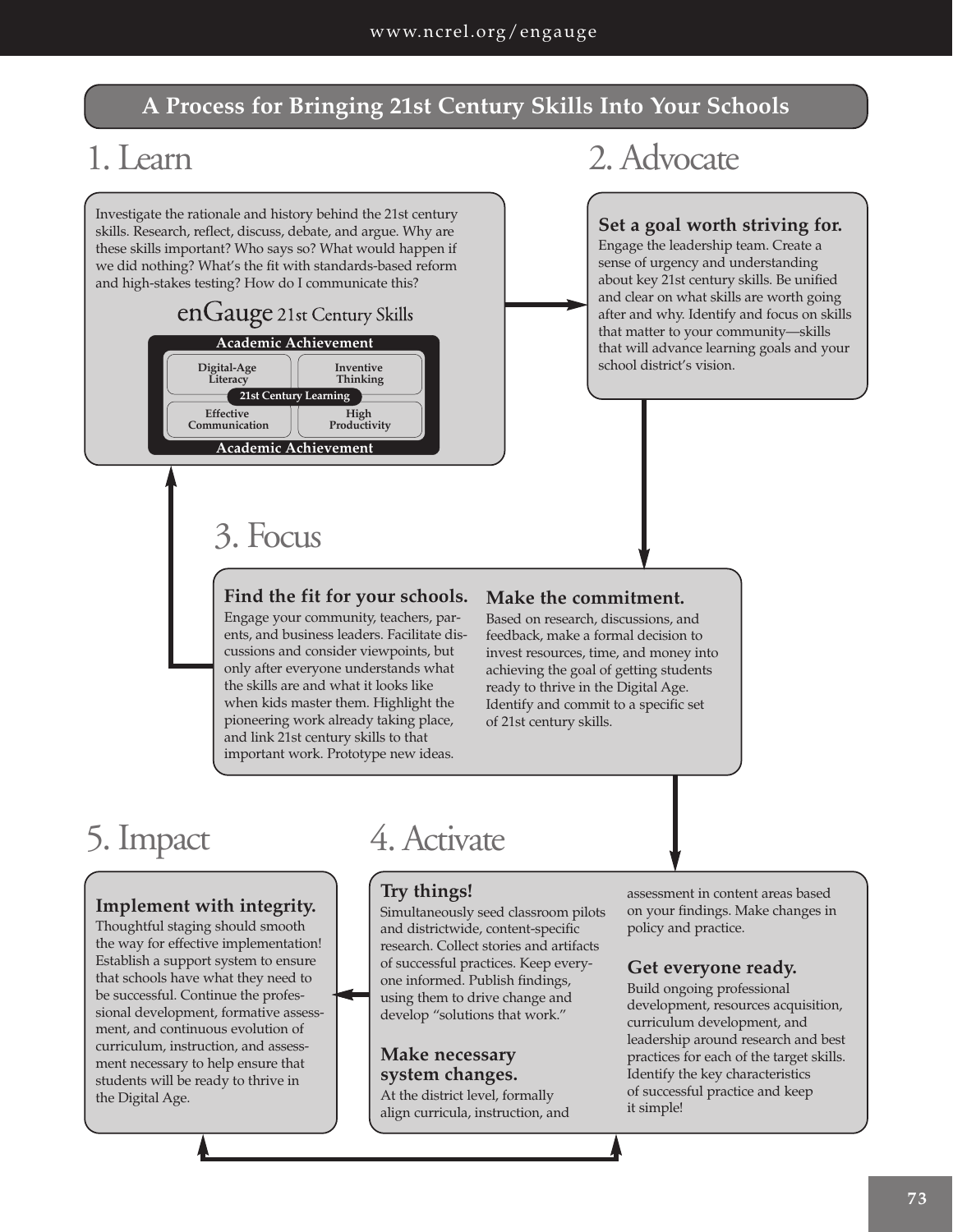# A Process for Bringing 21st Century Skills Into Your Schools

## 1. Learn

Investigate the rationale and history behind the 21st century skills. Research, reflect, discuss, debate, and argue. Why are these skills important? Who says so? What would happen if we did nothing? What's the fit with standards-based reform and high-stakes testing? How do I communicate this?

enGauge 21st Century Skills

Academic Achievement

- Digital-Age Literacy
- Inventive Thinking
- 21st Century Learning
- Effective Communication
- High Productivity

Academic Achievement

## 2. Advocate

**Set a goal worth striving for.**
Engage the leadership team. Create a sense of urgency and understanding about key 21st century skills. Be unified and clear on what skills are worth going after and why. Identify and focus on skills that matter to your community—skills that will advance learning goals and your school district's vision.

## 3. Focus

**Find the fit for your schools.**
Engage your community, teachers, parents, and business leaders. Facilitate discussions and consider viewpoints, but only after everyone understands what the skills are and what it looks like when kids master them. Highlight the pioneering work already taking place, and link 21st century skills to that important work. Prototype new ideas.

**Make the commitment.**
Based on research, discussions, and feedback, make a formal decision to invest resources, time, and money into achieving the goal of getting students ready to thrive in the Digital Age. Identify and commit to a specific set of 21st century skills.

## 4. Activate

**Try things!**
Simultaneously seed classroom pilots and districtwide, content-specific research. Collect stories and artifacts of successful practices. Keep everyone informed. Publish findings, using them to drive change and develop "solutions that work."

**Make necessary system changes.**
At the district level, formally align curricula, instruction, and assessment in content areas based on your findings. Make changes in policy and practice.

**Get everyone ready.**
Build ongoing professional development, resources acquisition, curriculum development, and leadership around research and best practices for each of the target skills. Identify the key characteristics of successful practice and keep it simple!

## 5. Impact

**Implement with integrity.**
Thoughtful staging should smooth the way for effective implementation! Establish a support system to ensure that schools have what they need to be successful. Continue the professional development, formative assessment, and continuous evolution of curriculum, instruction, and assessment necessary to help ensure that students will be ready to thrive in the Digital Age.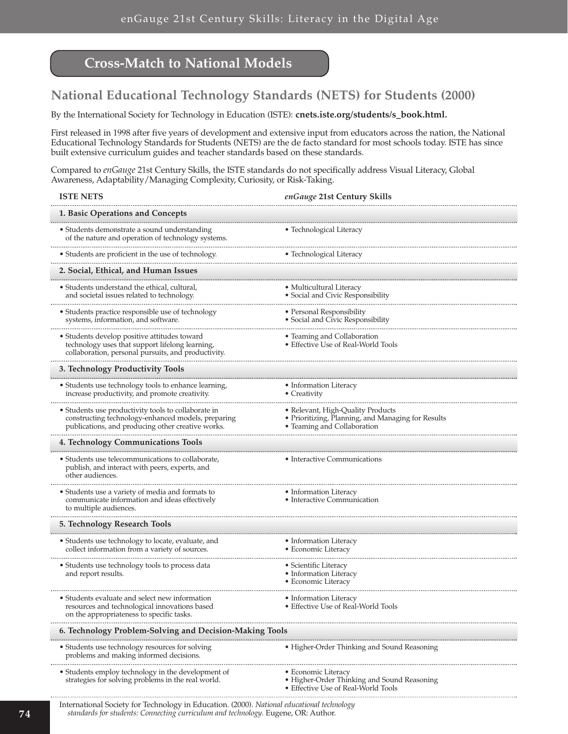## Cross-Match to National Models

### National Educational Technology Standards (NETS) for Students (2000)

By the International Society for Technology in Education (ISTE): **cnets.iste.org/students/s_book.html.**

First released in 1998 after five years of development and extensive input from educators across the nation, the National Educational Technology Standards for Students (NETS) are the de facto standard for most schools today. ISTE has since built extensive curriculum guides and teacher standards based on these standards.

Compared to *enGauge* 21st Century Skills, the ISTE standards do not specifically address Visual Literacy, Global Awareness, Adaptability/Managing Complexity, Curiosity, or Risk-Taking.

| ISTE NETS | *enGauge* 21st Century Skills |
|---|---|
| **1. Basic Operations and Concepts** | |
| • Students demonstrate a sound understanding of the nature and operation of technology systems. | • Technological Literacy |
| • Students are proficient in the use of technology. | • Technological Literacy |
| **2. Social, Ethical, and Human Issues** | |
| • Students understand the ethical, cultural, and societal issues related to technology. | • Multicultural Literacy<br>• Social and Civic Responsibility |
| • Students practice responsible use of technology systems, information, and software. | • Personal Responsibility<br>• Social and Civic Responsibility |
| • Students develop positive attitudes toward technology uses that support lifelong learning, collaboration, personal pursuits, and productivity. | • Teaming and Collaboration<br>• Effective Use of Real-World Tools |
| **3. Technology Productivity Tools** | |
| • Students use technology tools to enhance learning, increase productivity, and promote creativity. | • Information Literacy<br>• Creativity |
| • Students use productivity tools to collaborate in constructing technology-enhanced models, preparing publications, and producing other creative works. | • Relevant, High-Quality Products<br>• Prioritizing, Planning, and Managing for Results<br>• Teaming and Collaboration |
| **4. Technology Communications Tools** | |
| • Students use telecommunications to collaborate, publish, and interact with peers, experts, and other audiences. | • Interactive Communications |
| • Students use a variety of media and formats to communicate information and ideas effectively to multiple audiences. | • Information Literacy<br>• Interactive Communication |
| **5. Technology Research Tools** | |
| • Students use technology to locate, evaluate, and collect information from a variety of sources. | • Information Literacy<br>• Economic Literacy |
| • Students use technology tools to process data and report results. | • Scientific Literacy<br>• Information Literacy<br>• Economic Literacy |
| • Students evaluate and select new information resources and technological innovations based on the appropriateness to specific tasks. | • Information Literacy<br>• Effective Use of Real-World Tools |
| **6. Technology Problem-Solving and Decision-Making Tools** | |
| • Students use technology resources for solving problems and making informed decisions. | • Higher-Order Thinking and Sound Reasoning |
| • Students employ technology in the development of strategies for solving problems in the real world. | • Economic Literacy<br>• Higher-Order Thinking and Sound Reasoning<br>• Effective Use of Real-World Tools |

International Society for Technology in Education. (2000). *National educational technology standards for students: Connecting curriculum and technology.* Eugene, OR: Author.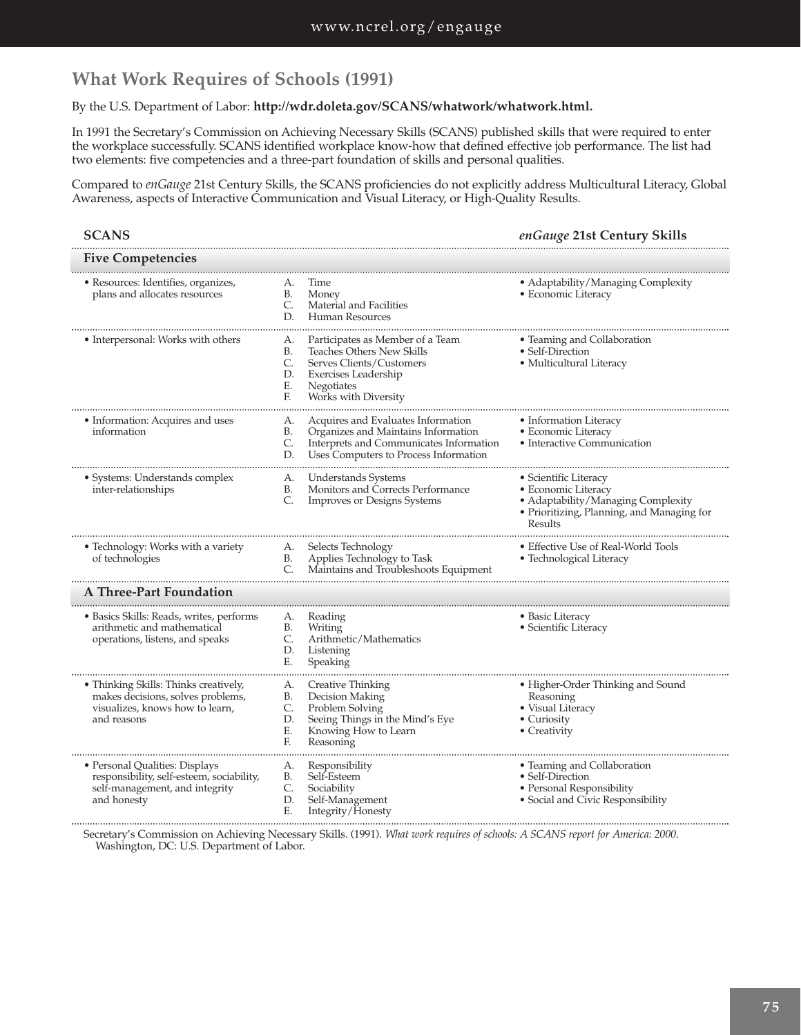## What Work Requires of Schools (1991)

By the U.S. Department of Labor: **http://wdr.doleta.gov/SCANS/whatwork/whatwork.html.**

In 1991 the Secretary's Commission on Achieving Necessary Skills (SCANS) published skills that were required to enter the workplace successfully. SCANS identified workplace know-how that defined effective job performance. The list had two elements: five competencies and a three-part foundation of skills and personal qualities.

Compared to *enGauge* 21st Century Skills, the SCANS proficiencies do not explicitly address Multicultural Literacy, Global Awareness, aspects of Interactive Communication and Visual Literacy, or High-Quality Results.

| SCANS | | *enGauge* 21st Century Skills |
|---|---|---|
| **Five Competencies** | | |
| • Resources: Identifies, organizes, plans and allocates resources | A. Time<br>B. Money<br>C. Material and Facilities<br>D. Human Resources | • Adaptability/Managing Complexity<br>• Economic Literacy |
| • Interpersonal: Works with others | A. Participates as Member of a Team<br>B. Teaches Others New Skills<br>C. Serves Clients/Customers<br>D. Exercises Leadership<br>E. Negotiates<br>F. Works with Diversity | • Teaming and Collaboration<br>• Self-Direction<br>• Multicultural Literacy |
| • Information: Acquires and uses information | A. Acquires and Evaluates Information<br>B. Organizes and Maintains Information<br>C. Interprets and Communicates Information<br>D. Uses Computers to Process Information | • Information Literacy<br>• Economic Literacy<br>• Interactive Communication |
| • Systems: Understands complex inter-relationships | A. Understands Systems<br>B. Monitors and Corrects Performance<br>C. Improves or Designs Systems | • Scientific Literacy<br>• Economic Literacy<br>• Adaptability/Managing Complexity<br>• Prioritizing, Planning, and Managing for Results |
| • Technology: Works with a variety of technologies | A. Selects Technology<br>B. Applies Technology to Task<br>C. Maintains and Troubleshoots Equipment | • Effective Use of Real-World Tools<br>• Technological Literacy |
| **A Three-Part Foundation** | | |
| • Basics Skills: Reads, writes, performs arithmetic and mathematical operations, listens, and speaks | A. Reading<br>B. Writing<br>C. Arithmetic/Mathematics<br>D. Listening<br>E. Speaking | • Basic Literacy<br>• Scientific Literacy |
| • Thinking Skills: Thinks creatively, makes decisions, solves problems, visualizes, knows how to learn, and reasons | A. Creative Thinking<br>B. Decision Making<br>C. Problem Solving<br>D. Seeing Things in the Mind's Eye<br>E. Knowing How to Learn<br>F. Reasoning | • Higher-Order Thinking and Sound Reasoning<br>• Visual Literacy<br>• Curiosity<br>• Creativity |
| • Personal Qualities: Displays responsibility, self-esteem, sociability, self-management, and integrity and honesty | A. Responsibility<br>B. Self-Esteem<br>C. Sociability<br>D. Self-Management<br>E. Integrity/Honesty | • Teaming and Collaboration<br>• Self-Direction<br>• Personal Responsibility<br>• Social and Civic Responsibility |

Secretary's Commission on Achieving Necessary Skills. (1991). *What work requires of schools: A SCANS report for America: 2000.* Washington, DC: U.S. Department of Labor.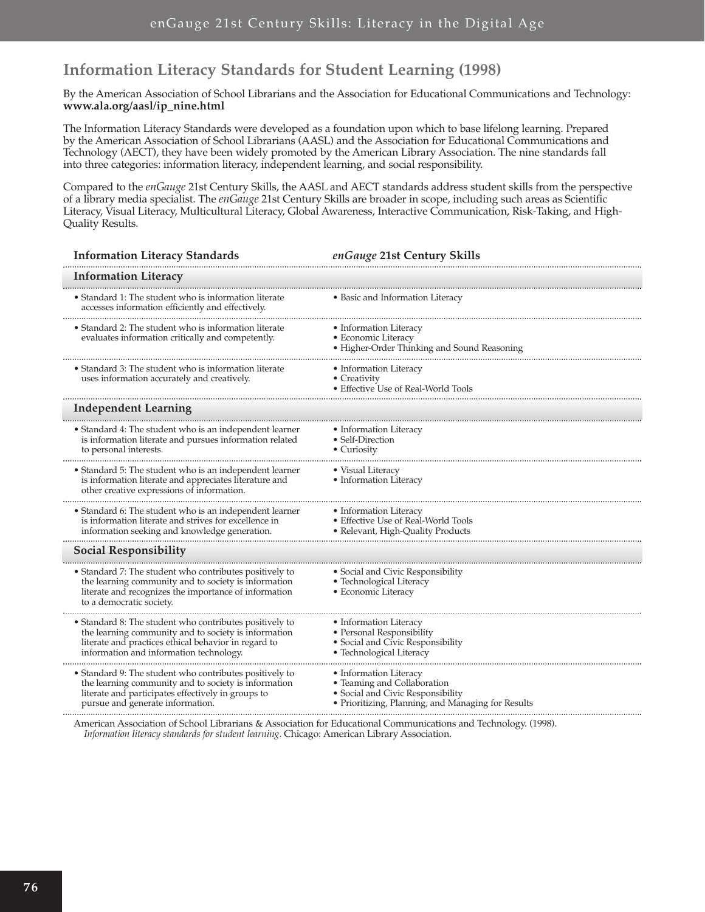## Information Literacy Standards for Student Learning (1998)

By the American Association of School Librarians and the Association for Educational Communications and Technology: **www.ala.org/aasl/ip_nine.html**

The Information Literacy Standards were developed as a foundation upon which to base lifelong learning. Prepared by the American Association of School Librarians (AASL) and the Association for Educational Communications and Technology (AECT), they have been widely promoted by the American Library Association. The nine standards fall into three categories: information literacy, independent learning, and social responsibility.

Compared to the *enGauge* 21st Century Skills, the AASL and AECT standards address student skills from the perspective of a library media specialist. The *enGauge* 21st Century Skills are broader in scope, including such areas as Scientific Literacy, Visual Literacy, Multicultural Literacy, Global Awareness, Interactive Communication, Risk-Taking, and High-Quality Results.

| Information Literacy Standards | *enGauge* 21st Century Skills |
|---|---|
| **Information Literacy** | |
| • Standard 1: The student who is information literate accesses information efficiently and effectively. | • Basic and Information Literacy |
| • Standard 2: The student who is information literate evaluates information critically and competently. | • Information Literacy<br>• Economic Literacy<br>• Higher-Order Thinking and Sound Reasoning |
| • Standard 3: The student who is information literate uses information accurately and creatively. | • Information Literacy<br>• Creativity<br>• Effective Use of Real-World Tools |
| **Independent Learning** | |
| • Standard 4: The student who is an independent learner is information literate and pursues information related to personal interests. | • Information Literacy<br>• Self-Direction<br>• Curiosity |
| • Standard 5: The student who is an independent learner is information literate and appreciates literature and other creative expressions of information. | • Visual Literacy<br>• Information Literacy |
| • Standard 6: The student who is an independent learner is information literate and strives for excellence in information seeking and knowledge generation. | • Information Literacy<br>• Effective Use of Real-World Tools<br>• Relevant, High-Quality Products |
| **Social Responsibility** | |
| • Standard 7: The student who contributes positively to the learning community and to society is information literate and recognizes the importance of information to a democratic society. | • Social and Civic Responsibility<br>• Technological Literacy<br>• Economic Literacy |
| • Standard 8: The student who contributes positively to the learning community and to society is information literate and practices ethical behavior in regard to information and information technology. | • Information Literacy<br>• Personal Responsibility<br>• Social and Civic Responsibility<br>• Technological Literacy |
| • Standard 9: The student who contributes positively to the learning community and to society is information literate and participates effectively in groups to pursue and generate information. | • Information Literacy<br>• Teaming and Collaboration<br>• Social and Civic Responsibility<br>• Prioritizing, Planning, and Managing for Results |

American Association of School Librarians & Association for Educational Communications and Technology. (1998). *Information literacy standards for student learning*. Chicago: American Library Association.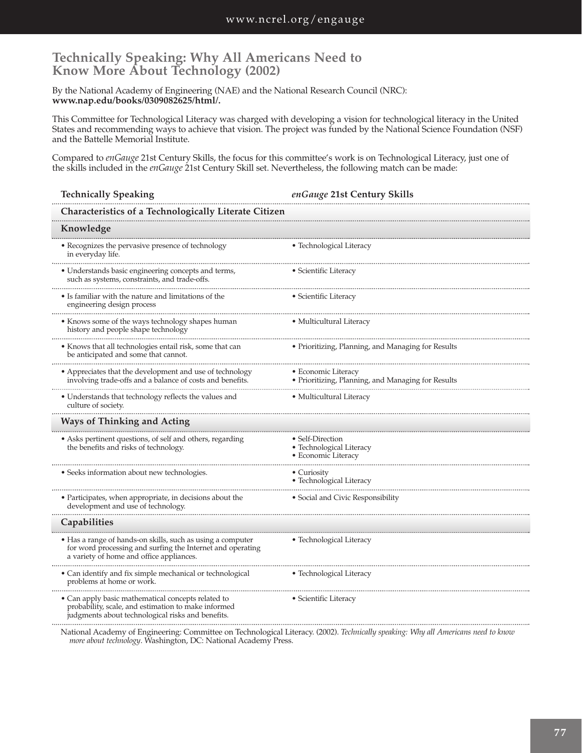## Technically Speaking: Why All Americans Need to Know More About Technology (2002)

By the National Academy of Engineering (NAE) and the National Research Council (NRC): **www.nap.edu/books/0309082625/html/.**

This Committee for Technological Literacy was charged with developing a vision for technological literacy in the United States and recommending ways to achieve that vision. The project was funded by the National Science Foundation (NSF) and the Battelle Memorial Institute.

Compared to *enGauge* 21st Century Skills, the focus for this committee's work is on Technological Literacy, just one of the skills included in the *enGauge* 21st Century Skill set. Nevertheless, the following match can be made:

| Technically Speaking | *enGauge* 21st Century Skills |
|---|---|
| **Characteristics of a Technologically Literate Citizen** | |
| **Knowledge** | |
| • Recognizes the pervasive presence of technology in everyday life. | • Technological Literacy |
| • Understands basic engineering concepts and terms, such as systems, constraints, and trade-offs. | • Scientific Literacy |
| • Is familiar with the nature and limitations of the engineering design process | • Scientific Literacy |
| • Knows some of the ways technology shapes human history and people shape technology | • Multicultural Literacy |
| • Knows that all technologies entail risk, some that can be anticipated and some that cannot. | • Prioritizing, Planning, and Managing for Results |
| • Appreciates that the development and use of technology involving trade-offs and a balance of costs and benefits. | • Economic Literacy<br>• Prioritizing, Planning, and Managing for Results |
| • Understands that technology reflects the values and culture of society. | • Multicultural Literacy |
| **Ways of Thinking and Acting** | |
| • Asks pertinent questions, of self and others, regarding the benefits and risks of technology. | • Self-Direction<br>• Technological Literacy<br>• Economic Literacy |
| • Seeks information about new technologies. | • Curiosity<br>• Technological Literacy |
| • Participates, when appropriate, in decisions about the development and use of technology. | • Social and Civic Responsibility |
| **Capabilities** | |
| • Has a range of hands-on skills, such as using a computer for word processing and surfing the Internet and operating a variety of home and office appliances. | • Technological Literacy |
| • Can identify and fix simple mechanical or technological problems at home or work. | • Technological Literacy |
| • Can apply basic mathematical concepts related to probability, scale, and estimation to make informed judgments about technological risks and benefits. | • Scientific Literacy |

National Academy of Engineering: Committee on Technological Literacy. (2002). *Technically speaking: Why all Americans need to know more about technology*. Washington, DC: National Academy Press.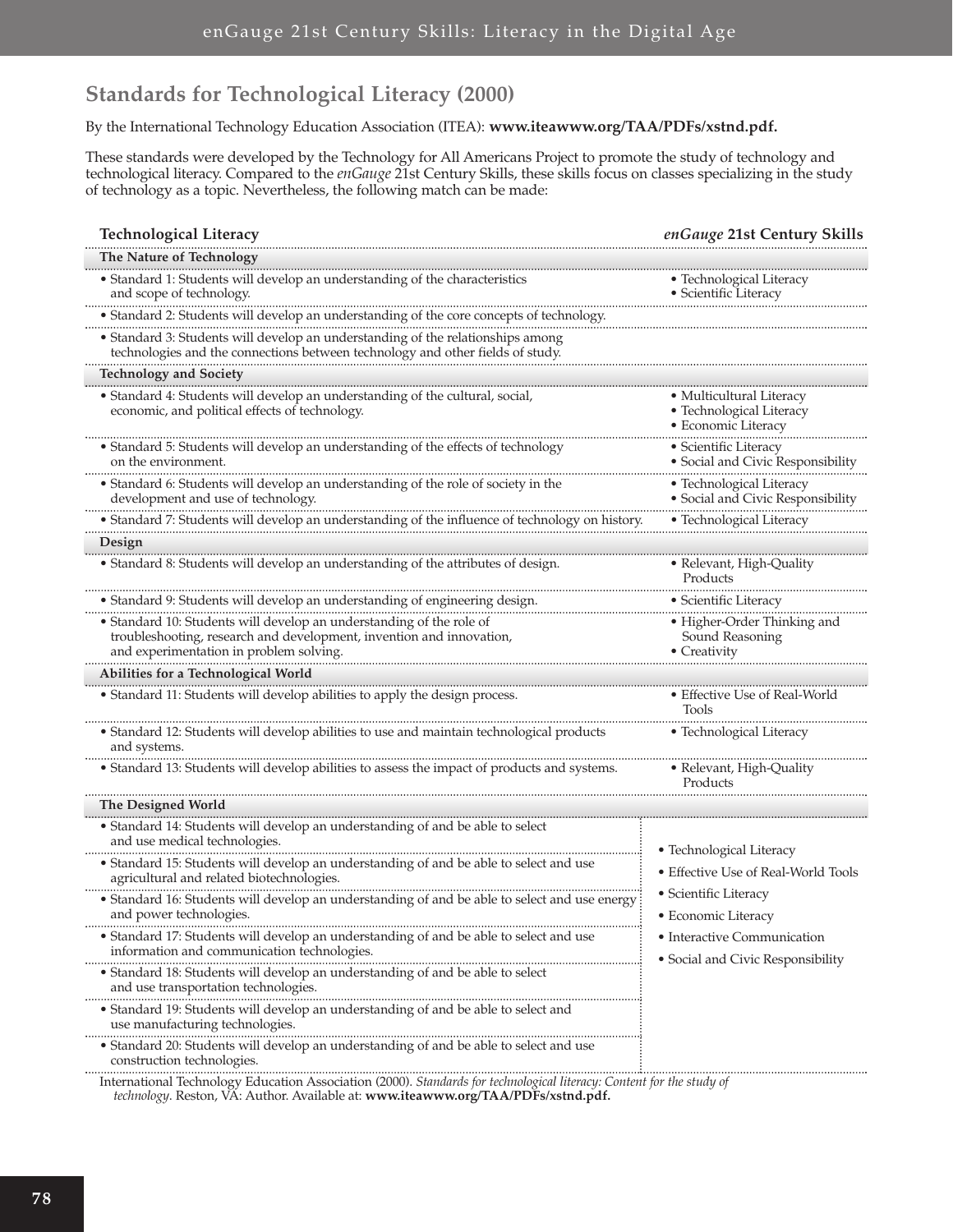## Standards for Technological Literacy (2000)

By the International Technology Education Association (ITEA): **www.iteawww.org/TAA/PDFs/xstnd.pdf.**

These standards were developed by the Technology for All Americans Project to promote the study of technology and technological literacy. Compared to the *enGauge* 21st Century Skills, these skills focus on classes specializing in the study of technology as a topic. Nevertheless, the following match can be made:

| Technological Literacy | *enGauge* 21st Century Skills |
|---|---|
| **The Nature of Technology** | |
| • Standard 1: Students will develop an understanding of the characteristics and scope of technology. | • Technological Literacy<br>• Scientific Literacy |
| • Standard 2: Students will develop an understanding of the core concepts of technology. | |
| • Standard 3: Students will develop an understanding of the relationships among technologies and the connections between technology and other fields of study. | |
| **Technology and Society** | |
| • Standard 4: Students will develop an understanding of the cultural, social, economic, and political effects of technology. | • Multicultural Literacy<br>• Technological Literacy<br>• Economic Literacy |
| • Standard 5: Students will develop an understanding of the effects of technology on the environment. | • Scientific Literacy<br>• Social and Civic Responsibility |
| • Standard 6: Students will develop an understanding of the role of society in the development and use of technology. | • Technological Literacy<br>• Social and Civic Responsibility |
| • Standard 7: Students will develop an understanding of the influence of technology on history. | • Technological Literacy |
| **Design** | |
| • Standard 8: Students will develop an understanding of the attributes of design. | • Relevant, High-Quality Products |
| • Standard 9: Students will develop an understanding of engineering design. | • Scientific Literacy |
| • Standard 10: Students will develop an understanding of the role of troubleshooting, research and development, invention and innovation, and experimentation in problem solving. | • Higher-Order Thinking and Sound Reasoning<br>• Creativity |
| **Abilities for a Technological World** | |
| • Standard 11: Students will develop abilities to apply the design process. | • Effective Use of Real-World Tools |
| • Standard 12: Students will develop abilities to use and maintain technological products and systems. | • Technological Literacy |
| • Standard 13: Students will develop abilities to assess the impact of products and systems. | • Relevant, High-Quality Products |
| **The Designed World** | |
| • Standard 14: Students will develop an understanding of and be able to select and use medical technologies. | • Technological Literacy<br>• Effective Use of Real-World Tools<br>• Scientific Literacy<br>• Economic Literacy<br>• Interactive Communication<br>• Social and Civic Responsibility |
| • Standard 15: Students will develop an understanding of and be able to select and use agricultural and related biotechnologies. | |
| • Standard 16: Students will develop an understanding of and be able to select and use energy and power technologies. | |
| • Standard 17: Students will develop an understanding of and be able to select and use information and communication technologies. | |
| • Standard 18: Students will develop an understanding of and be able to select and use transportation technologies. | |
| • Standard 19: Students will develop an understanding of and be able to select and use manufacturing technologies. | |
| • Standard 20: Students will develop an understanding of and be able to select and use construction technologies. | |

International Technology Education Association (2000). *Standards for technological literacy: Content for the study of technology*. Reston, VA: Author. Available at: **www.iteawww.org/TAA/PDFs/xstnd.pdf.**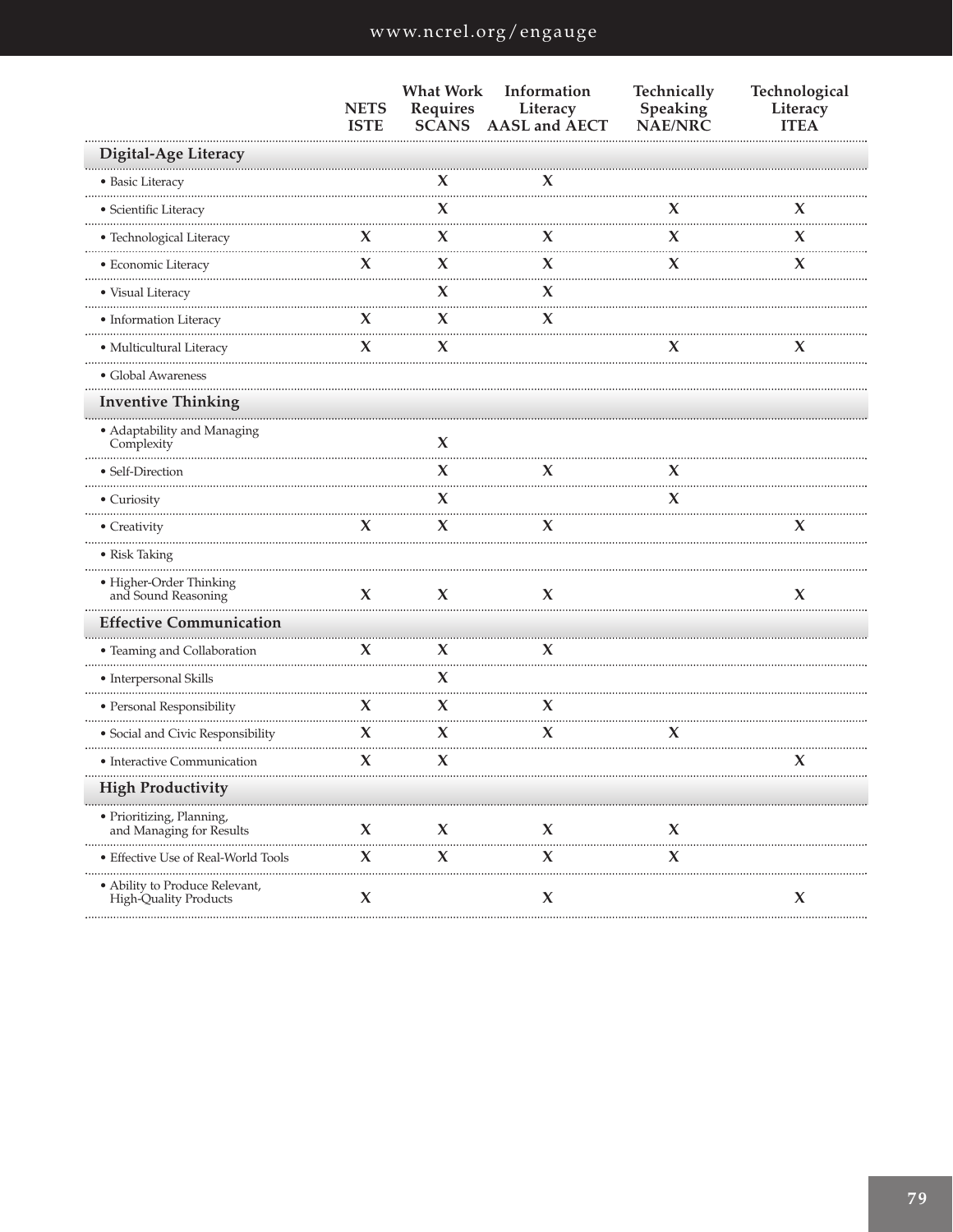| | NETS ISTE | What Work Requires SCANS | Information Literacy AASL and AECT | Technically Speaking NAE/NRC | Technological Literacy ITEA |
|---|---|---|---|---|---|
| **Digital-Age Literacy** | | | | | |
| • Basic Literacy | | X | X | | |
| • Scientific Literacy | | X | | X | X |
| • Technological Literacy | X | X | X | X | X |
| • Economic Literacy | X | X | X | X | X |
| • Visual Literacy | | X | X | | |
| • Information Literacy | X | X | X | | |
| • Multicultural Literacy | X | X | | X | X |
| • Global Awareness | | | | | |
| **Inventive Thinking** | | | | | |
| • Adaptability and Managing Complexity | | X | | | |
| • Self-Direction | | X | X | X | |
| • Curiosity | | X | | X | |
| • Creativity | X | X | X | | X |
| • Risk Taking | | | | | |
| • Higher-Order Thinking and Sound Reasoning | X | X | X | | X |
| **Effective Communication** | | | | | |
| • Teaming and Collaboration | X | X | X | | |
| • Interpersonal Skills | | X | | | |
| • Personal Responsibility | X | X | X | | |
| • Social and Civic Responsibility | X | X | X | X | |
| • Interactive Communication | X | X | | | X |
| **High Productivity** | | | | | |
| • Prioritizing, Planning, and Managing for Results | X | X | X | X | |
| • Effective Use of Real-World Tools | X | X | X | X | |
| • Ability to Produce Relevant, High-Quality Products | X | | X | | X |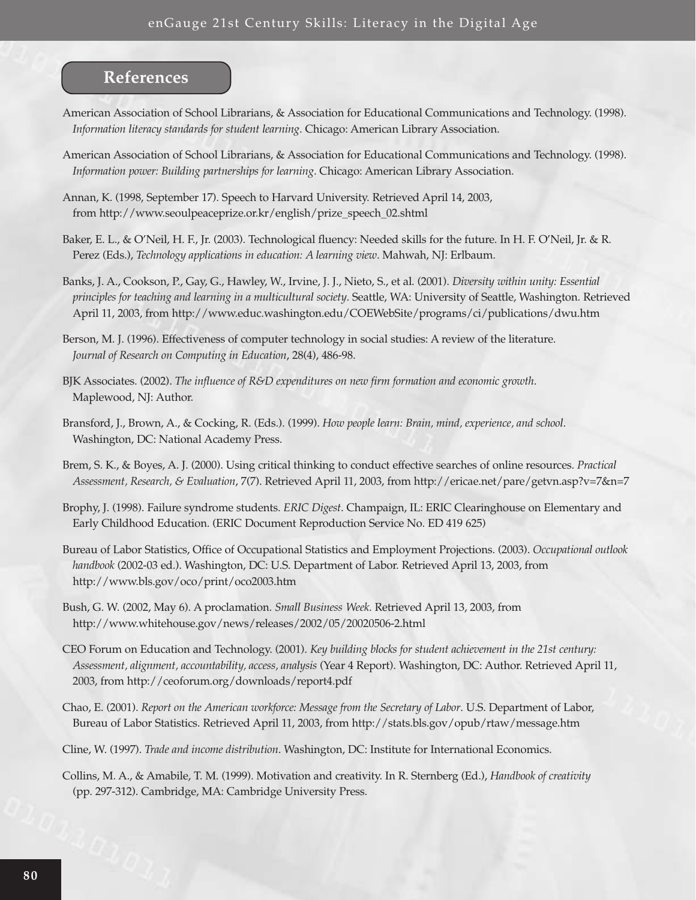## References

American Association of School Librarians, & Association for Educational Communications and Technology. (1998). *Information literacy standards for student learning*. Chicago: American Library Association.

American Association of School Librarians, & Association for Educational Communications and Technology. (1998). *Information power: Building partnerships for learning*. Chicago: American Library Association.

Annan, K. (1998, September 17). Speech to Harvard University. Retrieved April 14, 2003, from http://www.seoulpeaceprize.or.kr/english/prize_speech_02.shtml

Baker, E. L., & O'Neil, H. F., Jr. (2003). Technological fluency: Needed skills for the future. In H. F. O'Neil, Jr. & R. Perez (Eds.), *Technology applications in education: A learning view*. Mahwah, NJ: Erlbaum.

Banks, J. A., Cookson, P., Gay, G., Hawley, W., Irvine, J. J., Nieto, S., et al. (2001). *Diversity within unity: Essential principles for teaching and learning in a multicultural society*. Seattle, WA: University of Seattle, Washington. Retrieved April 11, 2003, from http://www.educ.washington.edu/COEWebSite/programs/ci/publications/dwu.htm

Berson, M. J. (1996). Effectiveness of computer technology in social studies: A review of the literature. *Journal of Research on Computing in Education*, 28(4), 486-98.

BJK Associates. (2002). *The influence of R&D expenditures on new firm formation and economic growth*. Maplewood, NJ: Author.

Bransford, J., Brown, A., & Cocking, R. (Eds.). (1999). *How people learn: Brain, mind, experience, and school*. Washington, DC: National Academy Press.

Brem, S. K., & Boyes, A. J. (2000). Using critical thinking to conduct effective searches of online resources. *Practical Assessment, Research, & Evaluation*, 7(7). Retrieved April 11, 2003, from http://ericae.net/pare/getvn.asp?v=7&n=7

Brophy, J. (1998). Failure syndrome students. *ERIC Digest*. Champaign, IL: ERIC Clearinghouse on Elementary and Early Childhood Education. (ERIC Document Reproduction Service No. ED 419 625)

Bureau of Labor Statistics, Office of Occupational Statistics and Employment Projections. (2003). *Occupational outlook handbook* (2002-03 ed.). Washington, DC: U.S. Department of Labor. Retrieved April 13, 2003, from http://www.bls.gov/oco/print/oco2003.htm

Bush, G. W. (2002, May 6). A proclamation. *Small Business Week*. Retrieved April 13, 2003, from http://www.whitehouse.gov/news/releases/2002/05/20020506-2.html

CEO Forum on Education and Technology. (2001). *Key building blocks for student achievement in the 21st century: Assessment, alignment, accountability, access, analysis* (Year 4 Report). Washington, DC: Author. Retrieved April 11, 2003, from http://ceoforum.org/downloads/report4.pdf

Chao, E. (2001). *Report on the American workforce: Message from the Secretary of Labor*. U.S. Department of Labor, Bureau of Labor Statistics. Retrieved April 11, 2003, from http://stats.bls.gov/opub/rtaw/message.htm

Cline, W. (1997). *Trade and income distribution*. Washington, DC: Institute for International Economics.

Collins, M. A., & Amabile, T. M. (1999). Motivation and creativity. In R. Sternberg (Ed.), *Handbook of creativity* (pp. 297-312). Cambridge, MA: Cambridge University Press.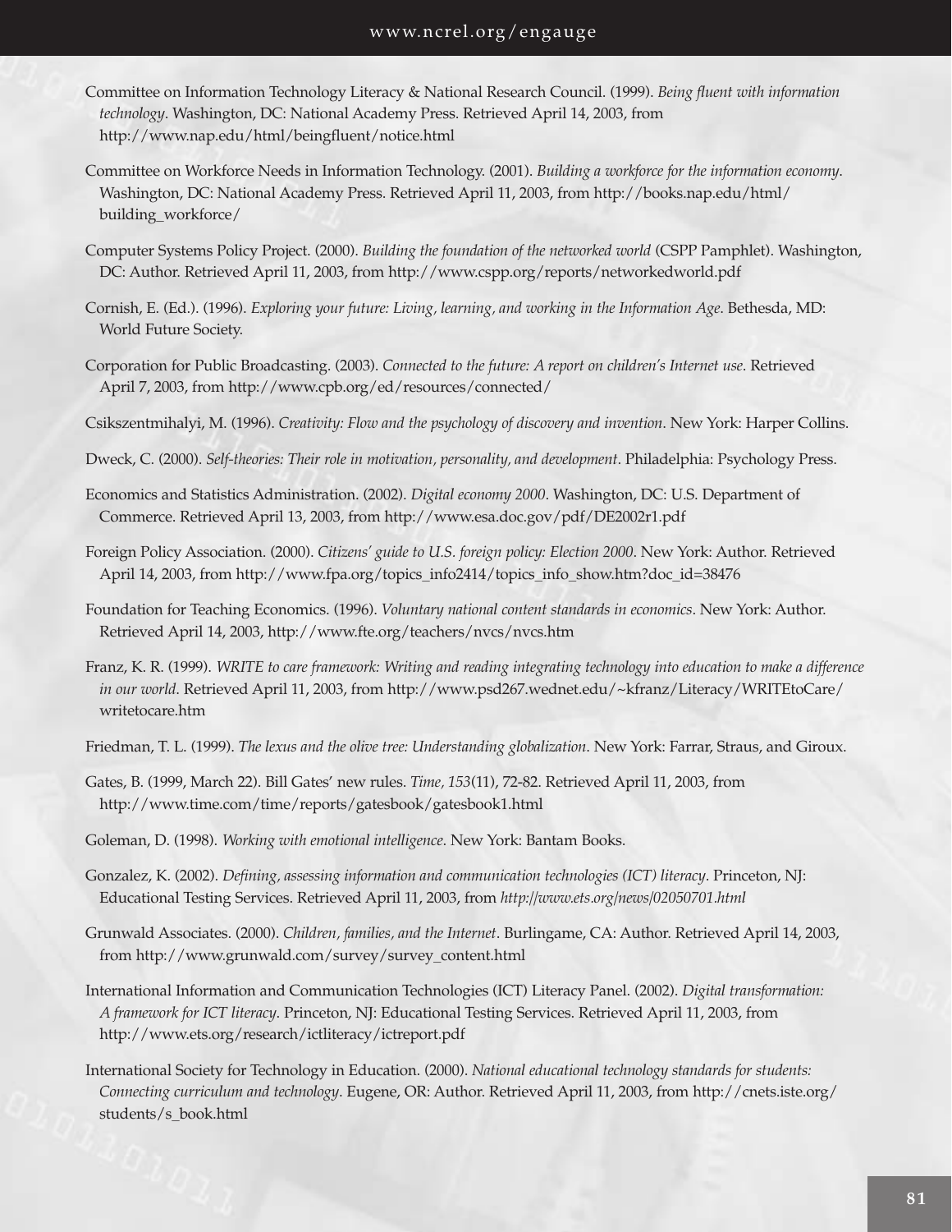Committee on Information Technology Literacy & National Research Council. (1999). *Being fluent with information technology*. Washington, DC: National Academy Press. Retrieved April 14, 2003, from http://www.nap.edu/html/beingfluent/notice.html

Committee on Workforce Needs in Information Technology. (2001). *Building a workforce for the information economy*. Washington, DC: National Academy Press. Retrieved April 11, 2003, from http://books.nap.edu/html/building_workforce/

Computer Systems Policy Project. (2000). *Building the foundation of the networked world* (CSPP Pamphlet). Washington, DC: Author. Retrieved April 11, 2003, from http://www.cspp.org/reports/networkedworld.pdf

Cornish, E. (Ed.). (1996). *Exploring your future: Living, learning, and working in the Information Age*. Bethesda, MD: World Future Society.

Corporation for Public Broadcasting. (2003). *Connected to the future: A report on children's Internet use*. Retrieved April 7, 2003, from http://www.cpb.org/ed/resources/connected/

Csikszentmihalyi, M. (1996). *Creativity: Flow and the psychology of discovery and invention*. New York: Harper Collins.

Dweck, C. (2000). *Self-theories: Their role in motivation, personality, and development*. Philadelphia: Psychology Press.

Economics and Statistics Administration. (2002). *Digital economy 2000*. Washington, DC: U.S. Department of Commerce. Retrieved April 13, 2003, from http://www.esa.doc.gov/pdf/DE2002r1.pdf

Foreign Policy Association. (2000). *Citizens' guide to U.S. foreign policy: Election 2000*. New York: Author. Retrieved April 14, 2003, from http://www.fpa.org/topics_info2414/topics_info_show.htm?doc_id=38476

Foundation for Teaching Economics. (1996). *Voluntary national content standards in economics*. New York: Author. Retrieved April 14, 2003, http://www.fte.org/teachers/nvcs/nvcs.htm

Franz, K. R. (1999). *WRITE to care framework: Writing and reading integrating technology into education to make a difference in our world*. Retrieved April 11, 2003, from http://www.psd267.wednet.edu/~kfranz/Literacy/WRITEtoCare/writetocare.htm

Friedman, T. L. (1999). *The lexus and the olive tree: Understanding globalization*. New York: Farrar, Straus, and Giroux.

Gates, B. (1999, March 22). Bill Gates' new rules. *Time, 153*(11), 72-82. Retrieved April 11, 2003, from http://www.time.com/time/reports/gatesbook/gatesbook1.html

Goleman, D. (1998). *Working with emotional intelligence*. New York: Bantam Books.

Gonzalez, K. (2002). *Defining, assessing information and communication technologies (ICT) literacy*. Princeton, NJ: Educational Testing Services. Retrieved April 11, 2003, from *http://www.ets.org/news/02050701.html*

Grunwald Associates. (2000). *Children, families, and the Internet*. Burlingame, CA: Author. Retrieved April 14, 2003, from http://www.grunwald.com/survey/survey_content.html

International Information and Communication Technologies (ICT) Literacy Panel. (2002). *Digital transformation: A framework for ICT literacy*. Princeton, NJ: Educational Testing Services. Retrieved April 11, 2003, from http://www.ets.org/research/ictliteracy/ictreport.pdf

International Society for Technology in Education. (2000). *National educational technology standards for students: Connecting curriculum and technology*. Eugene, OR: Author. Retrieved April 11, 2003, from http://cnets.iste.org/students/s_book.html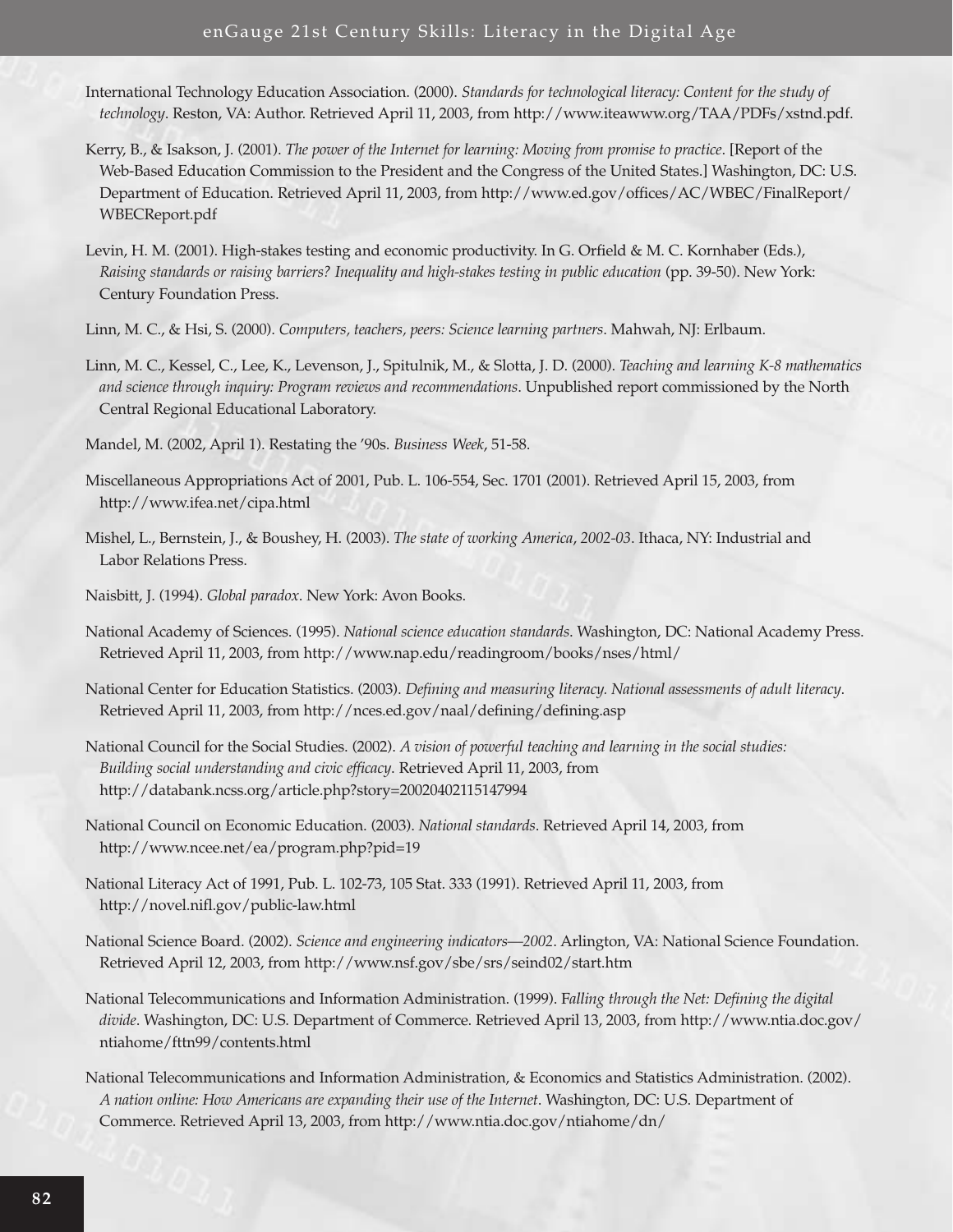International Technology Education Association. (2000). *Standards for technological literacy: Content for the study of technology*. Reston, VA: Author. Retrieved April 11, 2003, from http://www.iteawww.org/TAA/PDFs/xstnd.pdf.

Kerry, B., & Isakson, J. (2001). *The power of the Internet for learning: Moving from promise to practice*. [Report of the Web-Based Education Commission to the President and the Congress of the United States.] Washington, DC: U.S. Department of Education. Retrieved April 11, 2003, from http://www.ed.gov/offices/AC/WBEC/FinalReport/WBECReport.pdf

Levin, H. M. (2001). High-stakes testing and economic productivity. In G. Orfield & M. C. Kornhaber (Eds.), *Raising standards or raising barriers? Inequality and high-stakes testing in public education* (pp. 39-50). New York: Century Foundation Press.

Linn, M. C., & Hsi, S. (2000). *Computers, teachers, peers: Science learning partners*. Mahwah, NJ: Erlbaum.

Linn, M. C., Kessel, C., Lee, K., Levenson, J., Spitulnik, M., & Slotta, J. D. (2000). *Teaching and learning K-8 mathematics and science through inquiry: Program reviews and recommendations*. Unpublished report commissioned by the North Central Regional Educational Laboratory.

Mandel, M. (2002, April 1). Restating the '90s. *Business Week*, 51-58.

Miscellaneous Appropriations Act of 2001, Pub. L. 106-554, Sec. 1701 (2001). Retrieved April 15, 2003, from http://www.ifea.net/cipa.html

Mishel, L., Bernstein, J., & Boushey, H. (2003). *The state of working America, 2002-03*. Ithaca, NY: Industrial and Labor Relations Press.

Naisbitt, J. (1994). *Global paradox*. New York: Avon Books.

National Academy of Sciences. (1995). *National science education standards*. Washington, DC: National Academy Press. Retrieved April 11, 2003, from http://www.nap.edu/readingroom/books/nses/html/

National Center for Education Statistics. (2003). *Defining and measuring literacy. National assessments of adult literacy*. Retrieved April 11, 2003, from http://nces.ed.gov/naal/defining/defining.asp

National Council for the Social Studies. (2002). *A vision of powerful teaching and learning in the social studies: Building social understanding and civic efficacy*. Retrieved April 11, 2003, from http://databank.ncss.org/article.php?story=20020402115147994

National Council on Economic Education. (2003). *National standards*. Retrieved April 14, 2003, from http://www.ncee.net/ea/program.php?pid=19

National Literacy Act of 1991, Pub. L. 102-73, 105 Stat. 333 (1991). Retrieved April 11, 2003, from http://novel.nifl.gov/public-law.html

National Science Board. (2002). *Science and engineering indicators—2002*. Arlington, VA: National Science Foundation. Retrieved April 12, 2003, from http://www.nsf.gov/sbe/srs/seind02/start.htm

National Telecommunications and Information Administration. (1999). *Falling through the Net: Defining the digital divide*. Washington, DC: U.S. Department of Commerce. Retrieved April 13, 2003, from http://www.ntia.doc.gov/ntiahome/fttn99/contents.html

National Telecommunications and Information Administration, & Economics and Statistics Administration. (2002). *A nation online: How Americans are expanding their use of the Internet*. Washington, DC: U.S. Department of Commerce. Retrieved April 13, 2003, from http://www.ntia.doc.gov/ntiahome/dn/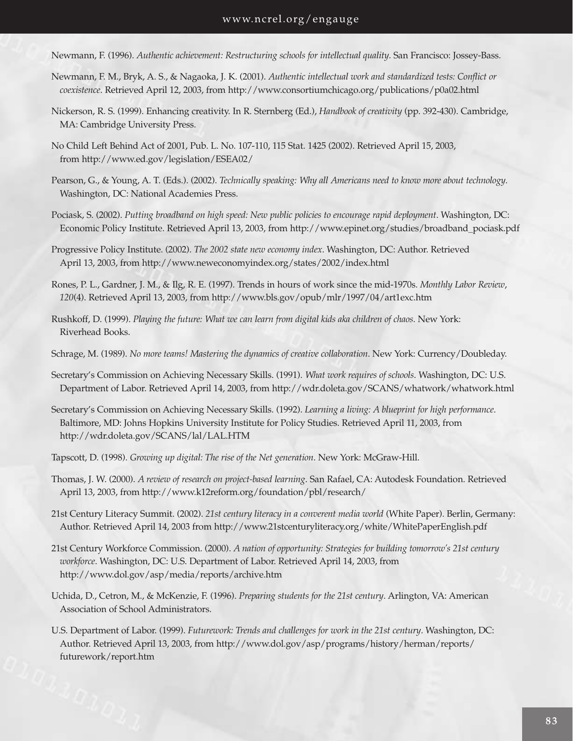Newmann, F. (1996). *Authentic achievement: Restructuring schools for intellectual quality*. San Francisco: Jossey-Bass.

Newmann, F. M., Bryk, A. S., & Nagaoka, J. K. (2001). *Authentic intellectual work and standardized tests: Conflict or coexistence*. Retrieved April 12, 2003, from http://www.consortiumchicago.org/publications/p0a02.html

Nickerson, R. S. (1999). Enhancing creativity. In R. Sternberg (Ed.), *Handbook of creativity* (pp. 392-430). Cambridge, MA: Cambridge University Press.

No Child Left Behind Act of 2001, Pub. L. No. 107-110, 115 Stat. 1425 (2002). Retrieved April 15, 2003, from http://www.ed.gov/legislation/ESEA02/

Pearson, G., & Young, A. T. (Eds.). (2002). *Technically speaking: Why all Americans need to know more about technology*. Washington, DC: National Academies Press.

Pociask, S. (2002). *Putting broadband on high speed: New public policies to encourage rapid deployment*. Washington, DC: Economic Policy Institute. Retrieved April 13, 2003, from http://www.epinet.org/studies/broadband_pociask.pdf

Progressive Policy Institute. (2002). *The 2002 state new economy index*. Washington, DC: Author. Retrieved April 13, 2003, from http://www.neweconomyindex.org/states/2002/index.html

Rones, P. L., Gardner, J. M., & Ilg, R. E. (1997). Trends in hours of work since the mid-1970s. *Monthly Labor Review*, *120*(4). Retrieved April 13, 2003, from http://www.bls.gov/opub/mlr/1997/04/art1exc.htm

Rushkoff, D. (1999). *Playing the future: What we can learn from digital kids aka children of chaos*. New York: Riverhead Books.

Schrage, M. (1989). *No more teams! Mastering the dynamics of creative collaboration*. New York: Currency/Doubleday.

Secretary's Commission on Achieving Necessary Skills. (1991). *What work requires of schools*. Washington, DC: U.S. Department of Labor. Retrieved April 14, 2003, from http://wdr.doleta.gov/SCANS/whatwork/whatwork.html

Secretary's Commission on Achieving Necessary Skills. (1992). *Learning a living: A blueprint for high performance*. Baltimore, MD: Johns Hopkins University Institute for Policy Studies. Retrieved April 11, 2003, from http://wdr.doleta.gov/SCANS/lal/LAL.HTM

Tapscott, D. (1998). *Growing up digital: The rise of the Net generation*. New York: McGraw-Hill.

Thomas, J. W. (2000). *A review of research on project-based learning*. San Rafael, CA: Autodesk Foundation. Retrieved April 13, 2003, from http://www.k12reform.org/foundation/pbl/research/

21st Century Literacy Summit. (2002). *21st century literacy in a converent media world* (White Paper). Berlin, Germany: Author. Retrieved April 14, 2003 from http://www.21stcenturyliteracy.org/white/WhitePaperEnglish.pdf

21st Century Workforce Commission. (2000). *A nation of opportunity: Strategies for building tomorrow's 21st century workforce*. Washington, DC: U.S. Department of Labor. Retrieved April 14, 2003, from http://www.dol.gov/asp/media/reports/archive.htm

Uchida, D., Cetron, M., & McKenzie, F. (1996). *Preparing students for the 21st century*. Arlington, VA: American Association of School Administrators.

U.S. Department of Labor. (1999). *Futurework: Trends and challenges for work in the 21st century*. Washington, DC: Author. Retrieved April 13, 2003, from http://www.dol.gov/asp/programs/history/herman/reports/futurework/report.htm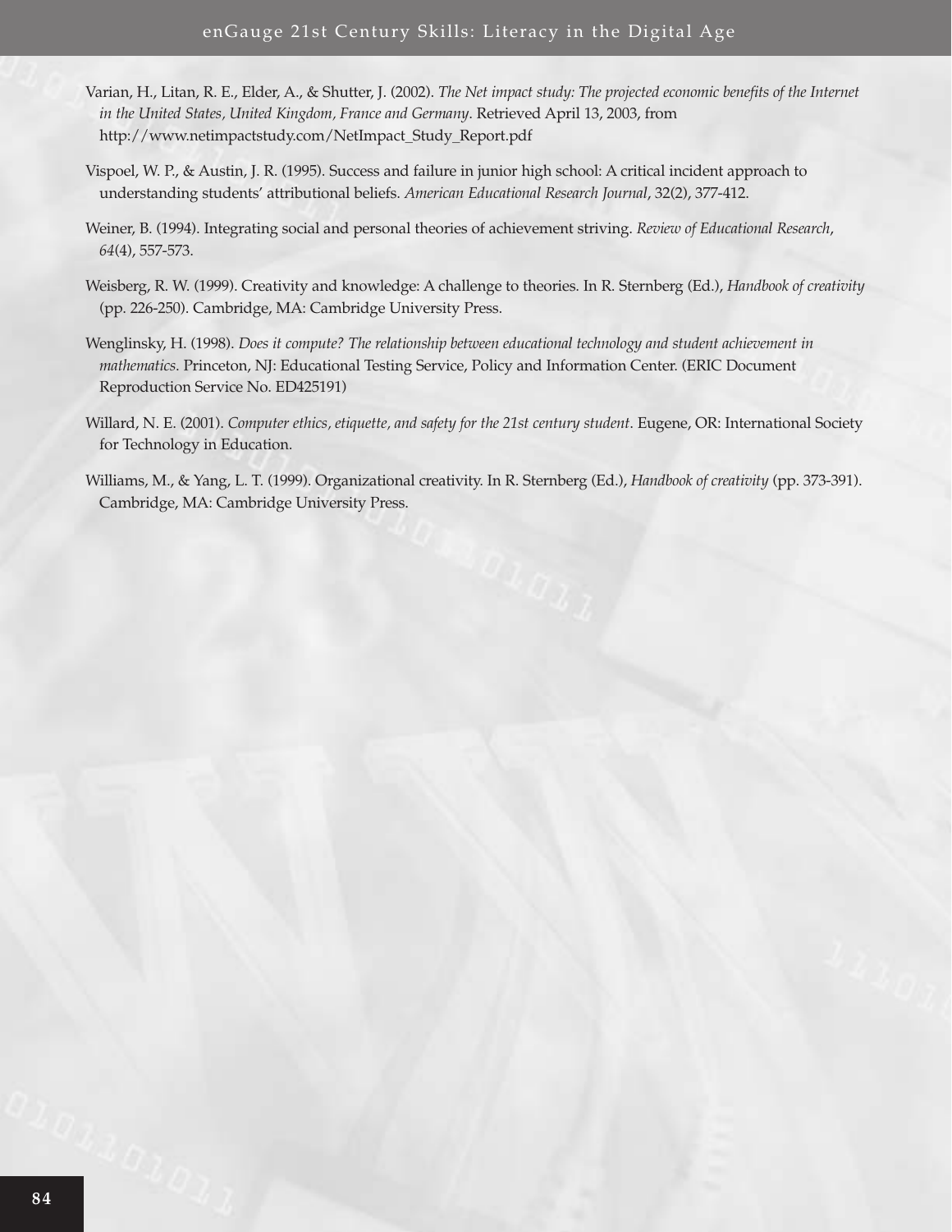Varian, H., Litan, R. E., Elder, A., & Shutter, J. (2002). *The Net impact study: The projected economic benefits of the Internet in the United States, United Kingdom, France and Germany*. Retrieved April 13, 2003, from http://www.netimpactstudy.com/NetImpact_Study_Report.pdf

Vispoel, W. P., & Austin, J. R. (1995). Success and failure in junior high school: A critical incident approach to understanding students' attributional beliefs. *American Educational Research Journal*, 32(2), 377-412.

Weiner, B. (1994). Integrating social and personal theories of achievement striving. *Review of Educational Research*, *64*(4), 557-573.

Weisberg, R. W. (1999). Creativity and knowledge: A challenge to theories. In R. Sternberg (Ed.), *Handbook of creativity* (pp. 226-250). Cambridge, MA: Cambridge University Press.

Wenglinsky, H. (1998). *Does it compute? The relationship between educational technology and student achievement in mathematics*. Princeton, NJ: Educational Testing Service, Policy and Information Center. (ERIC Document Reproduction Service No. ED425191)

Willard, N. E. (2001). *Computer ethics, etiquette, and safety for the 21st century student*. Eugene, OR: International Society for Technology in Education.

Williams, M., & Yang, L. T. (1999). Organizational creativity. In R. Sternberg (Ed.), *Handbook of creativity* (pp. 373-391). Cambridge, MA: Cambridge University Press.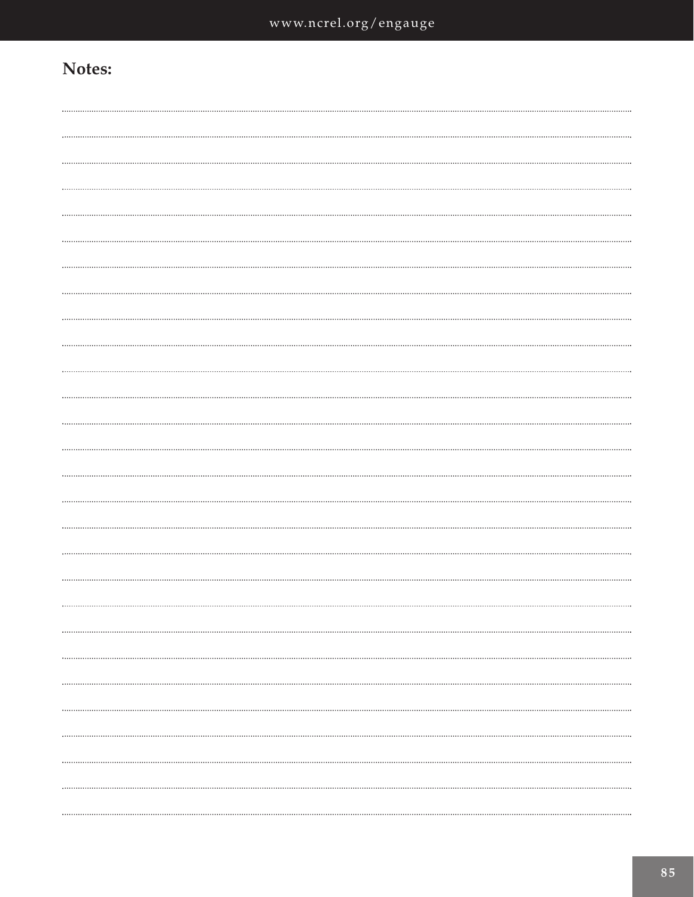**Notes:**